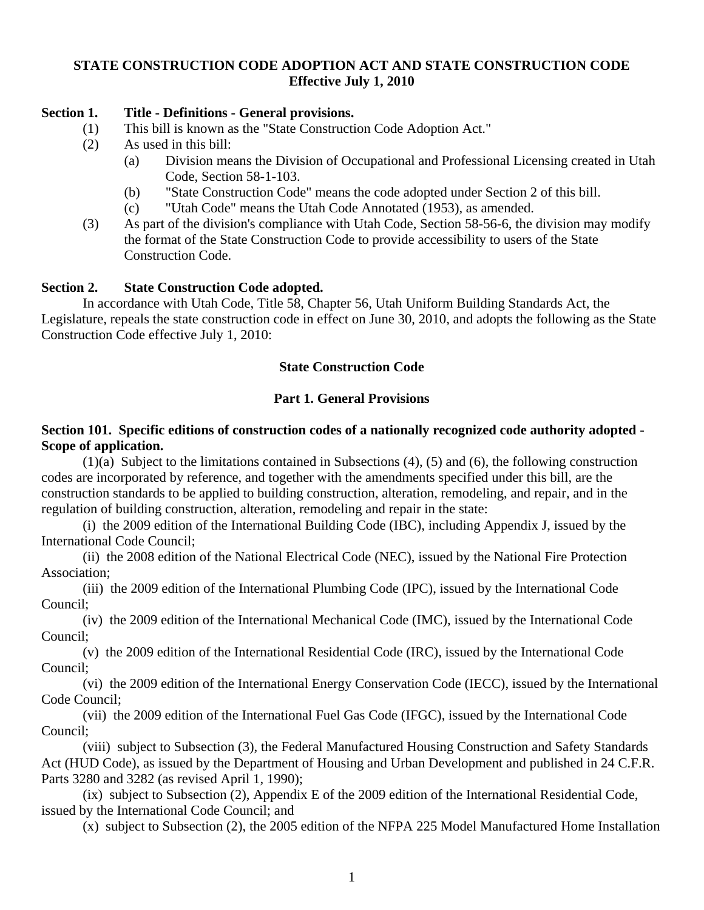# STATE CONSTRUCTION CODE ADOPTION ACT AND STATE CONSTRUCTION CODE
**Effective July 1, 2010**

**Section 1. Title - Definitions - General provisions.**

(1) This bill is known as the "State Construction Code Adoption Act."

(2) As used in this bill:

(a) Division means the Division of Occupational and Professional Licensing created in Utah Code, Section 58-1-103.

(b) "State Construction Code" means the code adopted under Section 2 of this bill.

(c) "Utah Code" means the Utah Code Annotated (1953), as amended.

(3) As part of the division's compliance with Utah Code, Section 58-56-6, the division may modify the format of the State Construction Code to provide accessibility to users of the State Construction Code.

**Section 2. State Construction Code adopted.**

In accordance with Utah Code, Title 58, Chapter 56, Utah Uniform Building Standards Act, the Legislature, repeals the state construction code in effect on June 30, 2010, and adopts the following as the State Construction Code effective July 1, 2010:

## State Construction Code

### Part 1. General Provisions

**Section 101. Specific editions of construction codes of a nationally recognized code authority adopted - Scope of application.**

(1)(a) Subject to the limitations contained in Subsections (4), (5) and (6), the following construction codes are incorporated by reference, and together with the amendments specified under this bill, are the construction standards to be applied to building construction, alteration, remodeling, and repair, and in the regulation of building construction, alteration, remodeling and repair in the state:

(i) the 2009 edition of the International Building Code (IBC), including Appendix J, issued by the International Code Council;

(ii) the 2008 edition of the National Electrical Code (NEC), issued by the National Fire Protection Association;

(iii) the 2009 edition of the International Plumbing Code (IPC), issued by the International Code Council;

(iv) the 2009 edition of the International Mechanical Code (IMC), issued by the International Code Council;

(v) the 2009 edition of the International Residential Code (IRC), issued by the International Code Council;

(vi) the 2009 edition of the International Energy Conservation Code (IECC), issued by the International Code Council;

(vii) the 2009 edition of the International Fuel Gas Code (IFGC), issued by the International Code Council;

(viii) subject to Subsection (3), the Federal Manufactured Housing Construction and Safety Standards Act (HUD Code), as issued by the Department of Housing and Urban Development and published in 24 C.F.R. Parts 3280 and 3282 (as revised April 1, 1990);

(ix) subject to Subsection (2), Appendix E of the 2009 edition of the International Residential Code, issued by the International Code Council; and

(x) subject to Subsection (2), the 2005 edition of the NFPA 225 Model Manufactured Home Installation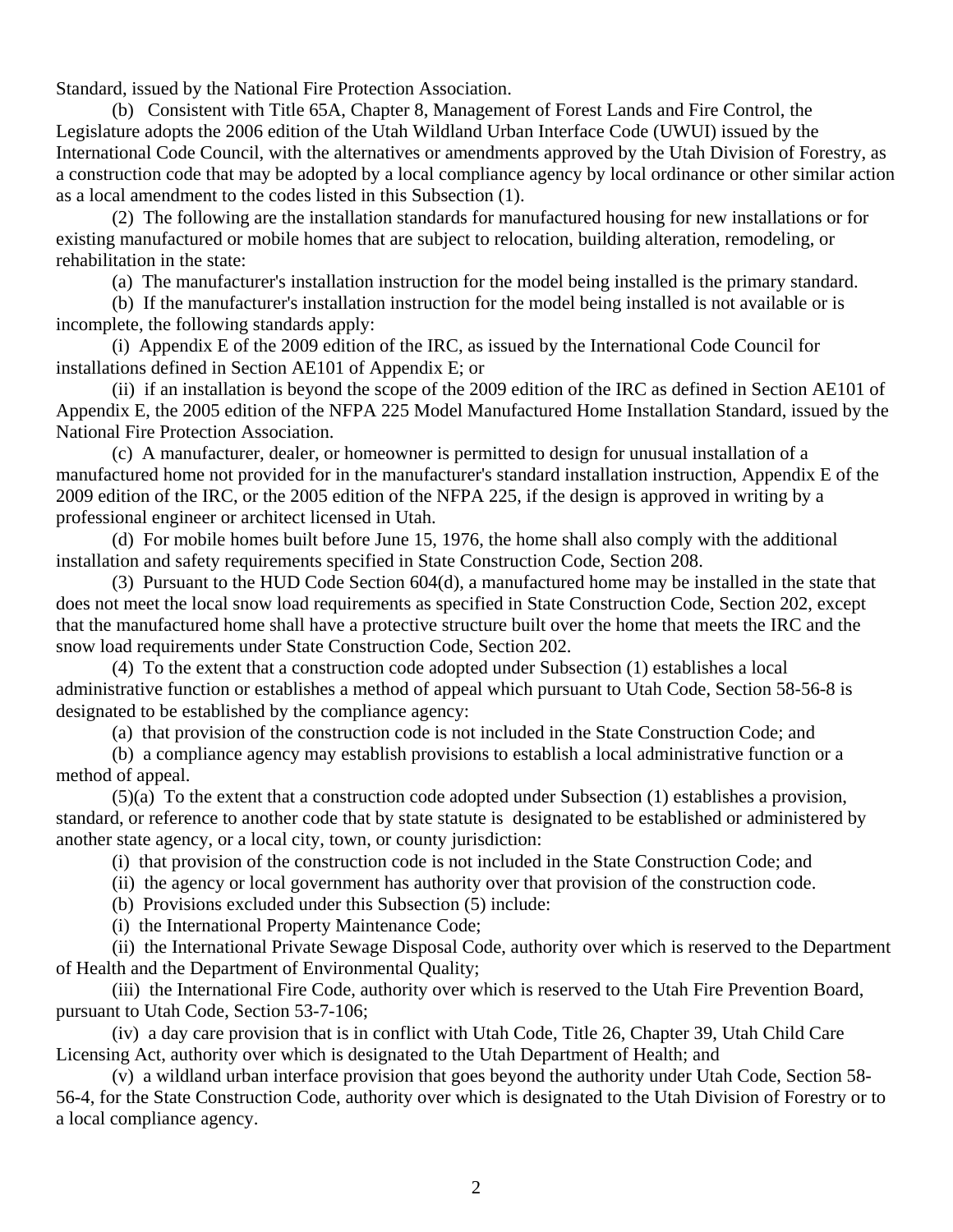Standard, issued by the National Fire Protection Association.

(b) Consistent with Title 65A, Chapter 8, Management of Forest Lands and Fire Control, the Legislature adopts the 2006 edition of the Utah Wildland Urban Interface Code (UWUI) issued by the International Code Council, with the alternatives or amendments approved by the Utah Division of Forestry, as a construction code that may be adopted by a local compliance agency by local ordinance or other similar action as a local amendment to the codes listed in this Subsection (1).

(2) The following are the installation standards for manufactured housing for new installations or for existing manufactured or mobile homes that are subject to relocation, building alteration, remodeling, or rehabilitation in the state:

(a) The manufacturer's installation instruction for the model being installed is the primary standard.

(b) If the manufacturer's installation instruction for the model being installed is not available or is incomplete, the following standards apply:

(i) Appendix E of the 2009 edition of the IRC, as issued by the International Code Council for installations defined in Section AE101 of Appendix E; or

(ii) if an installation is beyond the scope of the 2009 edition of the IRC as defined in Section AE101 of Appendix E, the 2005 edition of the NFPA 225 Model Manufactured Home Installation Standard, issued by the National Fire Protection Association.

(c) A manufacturer, dealer, or homeowner is permitted to design for unusual installation of a manufactured home not provided for in the manufacturer's standard installation instruction, Appendix E of the 2009 edition of the IRC, or the 2005 edition of the NFPA 225, if the design is approved in writing by a professional engineer or architect licensed in Utah.

(d) For mobile homes built before June 15, 1976, the home shall also comply with the additional installation and safety requirements specified in State Construction Code, Section 208.

(3) Pursuant to the HUD Code Section 604(d), a manufactured home may be installed in the state that does not meet the local snow load requirements as specified in State Construction Code, Section 202, except that the manufactured home shall have a protective structure built over the home that meets the IRC and the snow load requirements under State Construction Code, Section 202.

(4) To the extent that a construction code adopted under Subsection (1) establishes a local administrative function or establishes a method of appeal which pursuant to Utah Code, Section 58-56-8 is designated to be established by the compliance agency:

(a) that provision of the construction code is not included in the State Construction Code; and

(b) a compliance agency may establish provisions to establish a local administrative function or a method of appeal.

(5)(a) To the extent that a construction code adopted under Subsection (1) establishes a provision, standard, or reference to another code that by state statute is designated to be established or administered by another state agency, or a local city, town, or county jurisdiction:

(i) that provision of the construction code is not included in the State Construction Code; and

(ii) the agency or local government has authority over that provision of the construction code.

(b) Provisions excluded under this Subsection (5) include:

(i) the International Property Maintenance Code;

(ii) the International Private Sewage Disposal Code, authority over which is reserved to the Department of Health and the Department of Environmental Quality;

(iii) the International Fire Code, authority over which is reserved to the Utah Fire Prevention Board, pursuant to Utah Code, Section 53-7-106;

(iv) a day care provision that is in conflict with Utah Code, Title 26, Chapter 39, Utah Child Care Licensing Act, authority over which is designated to the Utah Department of Health; and

(v) a wildland urban interface provision that goes beyond the authority under Utah Code, Section 58-56-4, for the State Construction Code, authority over which is designated to the Utah Division of Forestry or to a local compliance agency.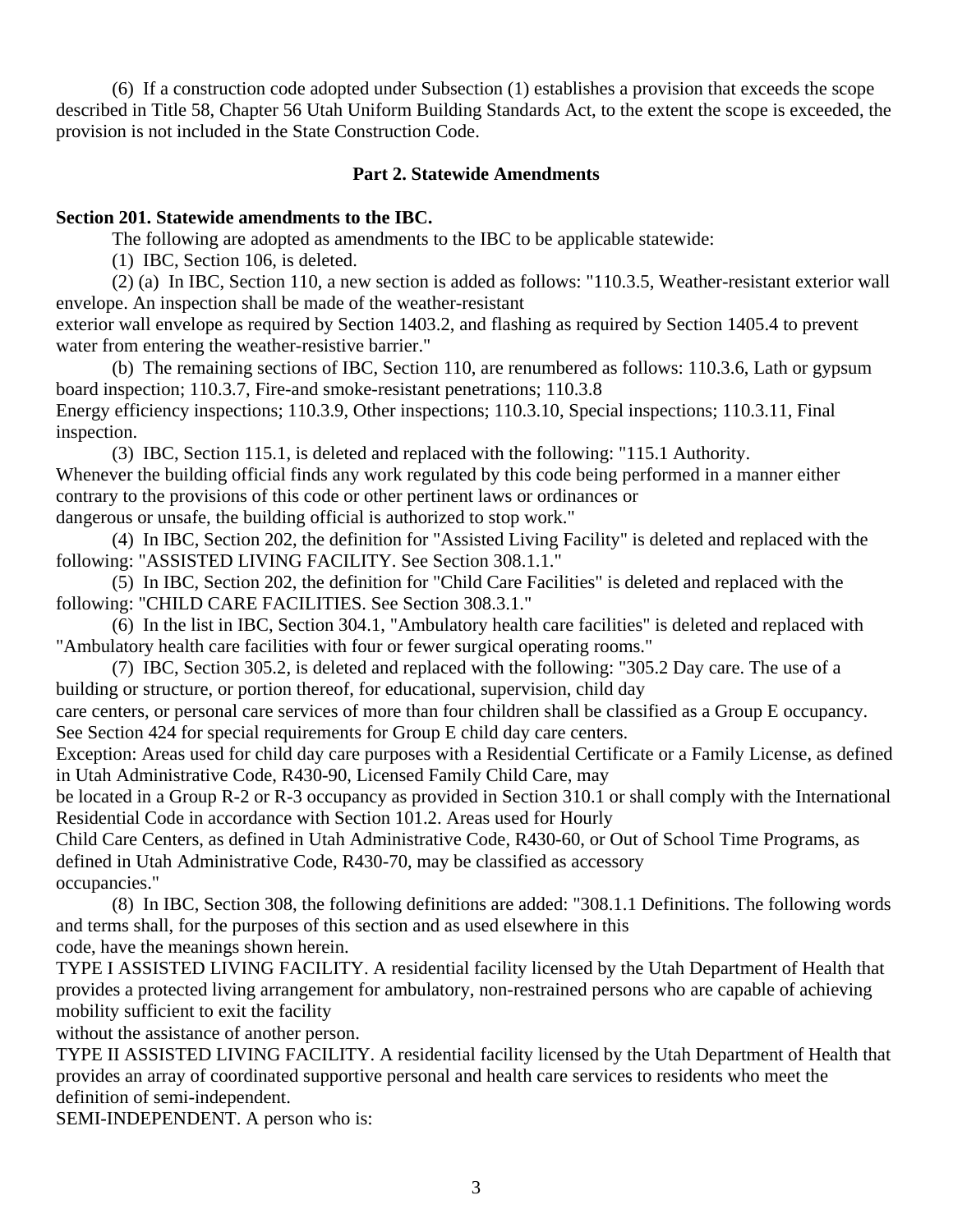(6) If a construction code adopted under Subsection (1) establishes a provision that exceeds the scope described in Title 58, Chapter 56 Utah Uniform Building Standards Act, to the extent the scope is exceeded, the provision is not included in the State Construction Code.

## Part 2. Statewide Amendments

**Section 201. Statewide amendments to the IBC.**

The following are adopted as amendments to the IBC to be applicable statewide:

(1) IBC, Section 106, is deleted.

(2) (a) In IBC, Section 110, a new section is added as follows: "110.3.5, Weather-resistant exterior wall envelope. An inspection shall be made of the weather-resistant exterior wall envelope as required by Section 1403.2, and flashing as required by Section 1405.4 to prevent water from entering the weather-resistive barrier."

(b) The remaining sections of IBC, Section 110, are renumbered as follows: 110.3.6, Lath or gypsum board inspection; 110.3.7, Fire-and smoke-resistant penetrations; 110.3.8 Energy efficiency inspections; 110.3.9, Other inspections; 110.3.10, Special inspections; 110.3.11, Final inspection.

(3) IBC, Section 115.1, is deleted and replaced with the following: "115.1 Authority. Whenever the building official finds any work regulated by this code being performed in a manner either contrary to the provisions of this code or other pertinent laws or ordinances or dangerous or unsafe, the building official is authorized to stop work."

(4) In IBC, Section 202, the definition for "Assisted Living Facility" is deleted and replaced with the following: "ASSISTED LIVING FACILITY. See Section 308.1.1."

(5) In IBC, Section 202, the definition for "Child Care Facilities" is deleted and replaced with the following: "CHILD CARE FACILITIES. See Section 308.3.1."

(6) In the list in IBC, Section 304.1, "Ambulatory health care facilities" is deleted and replaced with "Ambulatory health care facilities with four or fewer surgical operating rooms."

(7) IBC, Section 305.2, is deleted and replaced with the following: "305.2 Day care. The use of a building or structure, or portion thereof, for educational, supervision, child day care centers, or personal care services of more than four children shall be classified as a Group E occupancy. See Section 424 for special requirements for Group E child day care centers.

Exception: Areas used for child day care purposes with a Residential Certificate or a Family License, as defined in Utah Administrative Code, R430-90, Licensed Family Child Care, may be located in a Group R-2 or R-3 occupancy as provided in Section 310.1 or shall comply with the International Residential Code in accordance with Section 101.2. Areas used for Hourly Child Care Centers, as defined in Utah Administrative Code, R430-60, or Out of School Time Programs, as defined in Utah Administrative Code, R430-70, may be classified as accessory occupancies."

(8) In IBC, Section 308, the following definitions are added: "308.1.1 Definitions. The following words and terms shall, for the purposes of this section and as used elsewhere in this code, have the meanings shown herein.

TYPE I ASSISTED LIVING FACILITY. A residential facility licensed by the Utah Department of Health that provides a protected living arrangement for ambulatory, non-restrained persons who are capable of achieving mobility sufficient to exit the facility without the assistance of another person.

TYPE II ASSISTED LIVING FACILITY. A residential facility licensed by the Utah Department of Health that provides an array of coordinated supportive personal and health care services to residents who meet the definition of semi-independent.

SEMI-INDEPENDENT. A person who is: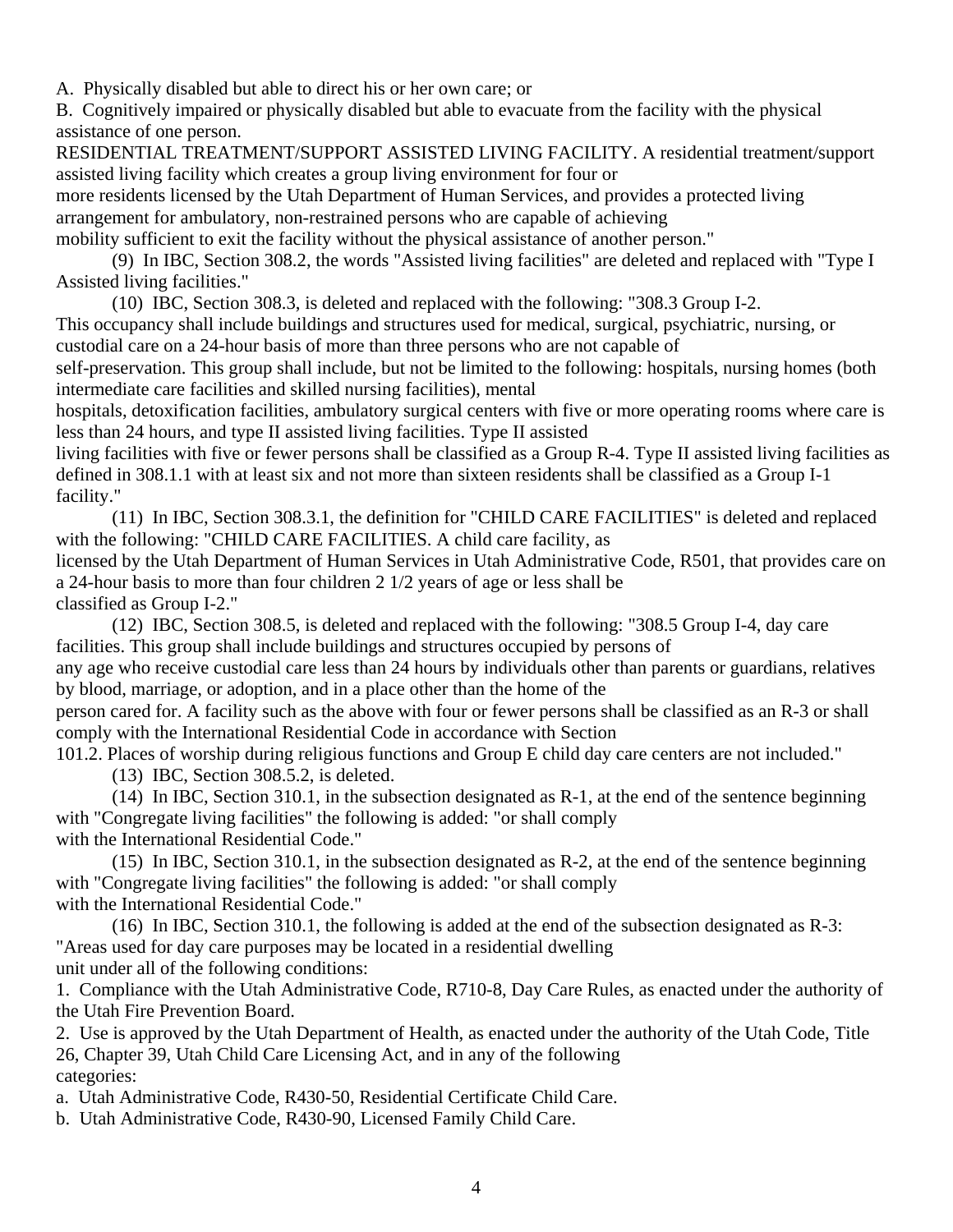A. Physically disabled but able to direct his or her own care; or

B. Cognitively impaired or physically disabled but able to evacuate from the facility with the physical assistance of one person.

RESIDENTIAL TREATMENT/SUPPORT ASSISTED LIVING FACILITY. A residential treatment/support assisted living facility which creates a group living environment for four or more residents licensed by the Utah Department of Human Services, and provides a protected living arrangement for ambulatory, non-restrained persons who are capable of achieving mobility sufficient to exit the facility without the physical assistance of another person."

(9) In IBC, Section 308.2, the words "Assisted living facilities" are deleted and replaced with "Type I Assisted living facilities."

(10) IBC, Section 308.3, is deleted and replaced with the following: "308.3 Group I-2. This occupancy shall include buildings and structures used for medical, surgical, psychiatric, nursing, or custodial care on a 24-hour basis of more than three persons who are not capable of self-preservation. This group shall include, but not be limited to the following: hospitals, nursing homes (both intermediate care facilities and skilled nursing facilities), mental hospitals, detoxification facilities, ambulatory surgical centers with five or more operating rooms where care is less than 24 hours, and type II assisted living facilities. Type II assisted living facilities with five or fewer persons shall be classified as a Group R-4. Type II assisted living facilities as defined in 308.1.1 with at least six and not more than sixteen residents shall be classified as a Group I-1 facility."

(11) In IBC, Section 308.3.1, the definition for "CHILD CARE FACILITIES" is deleted and replaced with the following: "CHILD CARE FACILITIES. A child care facility, as licensed by the Utah Department of Human Services in Utah Administrative Code, R501, that provides care on a 24-hour basis to more than four children 2 1/2 years of age or less shall be classified as Group I-2."

(12) IBC, Section 308.5, is deleted and replaced with the following: "308.5 Group I-4, day care facilities. This group shall include buildings and structures occupied by persons of any age who receive custodial care less than 24 hours by individuals other than parents or guardians, relatives by blood, marriage, or adoption, and in a place other than the home of the person cared for. A facility such as the above with four or fewer persons shall be classified as an R-3 or shall comply with the International Residential Code in accordance with Section 101.2. Places of worship during religious functions and Group E child day care centers are not included."

(13) IBC, Section 308.5.2, is deleted.

(14) In IBC, Section 310.1, in the subsection designated as R-1, at the end of the sentence beginning with "Congregate living facilities" the following is added: "or shall comply with the International Residential Code."

(15) In IBC, Section 310.1, in the subsection designated as R-2, at the end of the sentence beginning with "Congregate living facilities" the following is added: "or shall comply with the International Residential Code."

(16) In IBC, Section 310.1, the following is added at the end of the subsection designated as R-3: "Areas used for day care purposes may be located in a residential dwelling unit under all of the following conditions:

1. Compliance with the Utah Administrative Code, R710-8, Day Care Rules, as enacted under the authority of the Utah Fire Prevention Board.

2. Use is approved by the Utah Department of Health, as enacted under the authority of the Utah Code, Title 26, Chapter 39, Utah Child Care Licensing Act, and in any of the following categories:

a. Utah Administrative Code, R430-50, Residential Certificate Child Care.

b. Utah Administrative Code, R430-90, Licensed Family Child Care.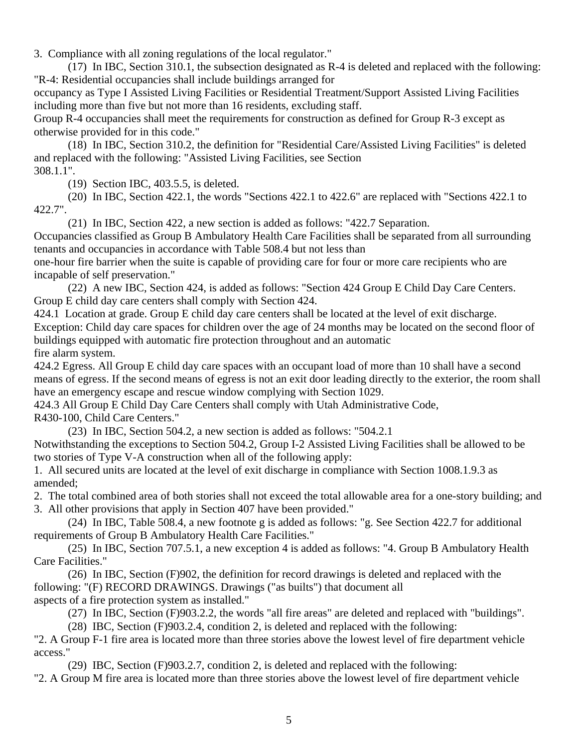3. Compliance with all zoning regulations of the local regulator."

(17) In IBC, Section 310.1, the subsection designated as R-4 is deleted and replaced with the following: "R-4: Residential occupancies shall include buildings arranged for occupancy as Type I Assisted Living Facilities or Residential Treatment/Support Assisted Living Facilities including more than five but not more than 16 residents, excluding staff.

Group R-4 occupancies shall meet the requirements for construction as defined for Group R-3 except as otherwise provided for in this code."

(18) In IBC, Section 310.2, the definition for "Residential Care/Assisted Living Facilities" is deleted and replaced with the following: "Assisted Living Facilities, see Section 308.1.1".

(19) Section IBC, 403.5.5, is deleted.

(20) In IBC, Section 422.1, the words "Sections 422.1 to 422.6" are replaced with "Sections 422.1 to 422.7".

(21) In IBC, Section 422, a new section is added as follows: "422.7 Separation.

Occupancies classified as Group B Ambulatory Health Care Facilities shall be separated from all surrounding tenants and occupancies in accordance with Table 508.4 but not less than one-hour fire barrier when the suite is capable of providing care for four or more care recipients who are incapable of self preservation."

(22) A new IBC, Section 424, is added as follows: "Section 424 Group E Child Day Care Centers.

Group E child day care centers shall comply with Section 424.

424.1 Location at grade. Group E child day care centers shall be located at the level of exit discharge.

Exception: Child day care spaces for children over the age of 24 months may be located on the second floor of buildings equipped with automatic fire protection throughout and an automatic fire alarm system.

424.2 Egress. All Group E child day care spaces with an occupant load of more than 10 shall have a second means of egress. If the second means of egress is not an exit door leading directly to the exterior, the room shall have an emergency escape and rescue window complying with Section 1029.

424.3 All Group E Child Day Care Centers shall comply with Utah Administrative Code, R430-100, Child Care Centers."

(23) In IBC, Section 504.2, a new section is added as follows: "504.2.1

Notwithstanding the exceptions to Section 504.2, Group I-2 Assisted Living Facilities shall be allowed to be two stories of Type V-A construction when all of the following apply:

1. All secured units are located at the level of exit discharge in compliance with Section 1008.1.9.3 as amended;
2. The total combined area of both stories shall not exceed the total allowable area for a one-story building; and
3. All other provisions that apply in Section 407 have been provided."

(24) In IBC, Table 508.4, a new footnote g is added as follows: "g. See Section 422.7 for additional requirements of Group B Ambulatory Health Care Facilities."

(25) In IBC, Section 707.5.1, a new exception 4 is added as follows: "4. Group B Ambulatory Health Care Facilities."

(26) In IBC, Section (F)902, the definition for record drawings is deleted and replaced with the following: "(F) RECORD DRAWINGS. Drawings ("as builts") that document all aspects of a fire protection system as installed."

(27) In IBC, Section (F)903.2.2, the words "all fire areas" are deleted and replaced with "buildings".

(28) IBC, Section (F)903.2.4, condition 2, is deleted and replaced with the following:

"2. A Group F-1 fire area is located more than three stories above the lowest level of fire department vehicle access."

(29) IBC, Section (F)903.2.7, condition 2, is deleted and replaced with the following:

"2. A Group M fire area is located more than three stories above the lowest level of fire department vehicle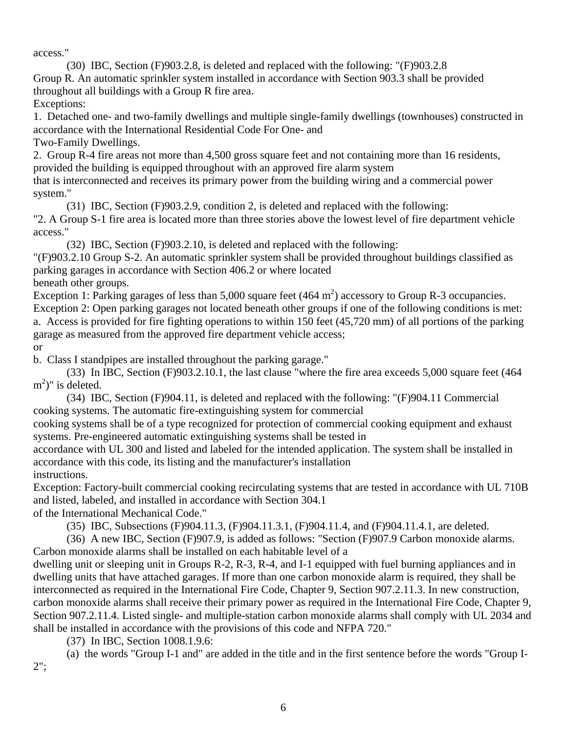access."

(30) IBC, Section (F)903.2.8, is deleted and replaced with the following: "(F)903.2.8 Group R. An automatic sprinkler system installed in accordance with Section 903.3 shall be provided throughout all buildings with a Group R fire area.

Exceptions:

1. Detached one- and two-family dwellings and multiple single-family dwellings (townhouses) constructed in accordance with the International Residential Code For One- and Two-Family Dwellings.

2. Group R-4 fire areas not more than 4,500 gross square feet and not containing more than 16 residents, provided the building is equipped throughout with an approved fire alarm system that is interconnected and receives its primary power from the building wiring and a commercial power system."

(31) IBC, Section (F)903.2.9, condition 2, is deleted and replaced with the following: "2. A Group S-1 fire area is located more than three stories above the lowest level of fire department vehicle access."

(32) IBC, Section (F)903.2.10, is deleted and replaced with the following: "(F)903.2.10 Group S-2. An automatic sprinkler system shall be provided throughout buildings classified as parking garages in accordance with Section 406.2 or where located beneath other groups.

Exception 1: Parking garages of less than 5,000 square feet (464 $m^2$) accessory to Group R-3 occupancies.

Exception 2: Open parking garages not located beneath other groups if one of the following conditions is met:

a. Access is provided for fire fighting operations to within 150 feet (45,720 mm) of all portions of the parking garage as measured from the approved fire department vehicle access;

or

b. Class I standpipes are installed throughout the parking garage."

(33) In IBC, Section (F)903.2.10.1, the last clause "where the fire area exceeds 5,000 square feet (464 $m^2$)" is deleted.

(34) IBC, Section (F)904.11, is deleted and replaced with the following: "(F)904.11 Commercial cooking systems. The automatic fire-extinguishing system for commercial cooking systems shall be of a type recognized for protection of commercial cooking equipment and exhaust systems. Pre-engineered automatic extinguishing systems shall be tested in accordance with UL 300 and listed and labeled for the intended application. The system shall be installed in accordance with this code, its listing and the manufacturer's installation instructions.

Exception: Factory-built commercial cooking recirculating systems that are tested in accordance with UL 710B and listed, labeled, and installed in accordance with Section 304.1 of the International Mechanical Code."

(35) IBC, Subsections (F)904.11.3, (F)904.11.3.1, (F)904.11.4, and (F)904.11.4.1, are deleted.

(36) A new IBC, Section (F)907.9, is added as follows: "Section (F)907.9 Carbon monoxide alarms. Carbon monoxide alarms shall be installed on each habitable level of a dwelling unit or sleeping unit in Groups R-2, R-3, R-4, and I-1 equipped with fuel burning appliances and in dwelling units that have attached garages. If more than one carbon monoxide alarm is required, they shall be interconnected as required in the International Fire Code, Chapter 9, Section 907.2.11.3. In new construction, carbon monoxide alarms shall receive their primary power as required in the International Fire Code, Chapter 9, Section 907.2.11.4. Listed single- and multiple-station carbon monoxide alarms shall comply with UL 2034 and shall be installed in accordance with the provisions of this code and NFPA 720."

(37) In IBC, Section 1008.1.9.6:

(a) the words "Group I-1 and" are added in the title and in the first sentence before the words "Group I-2";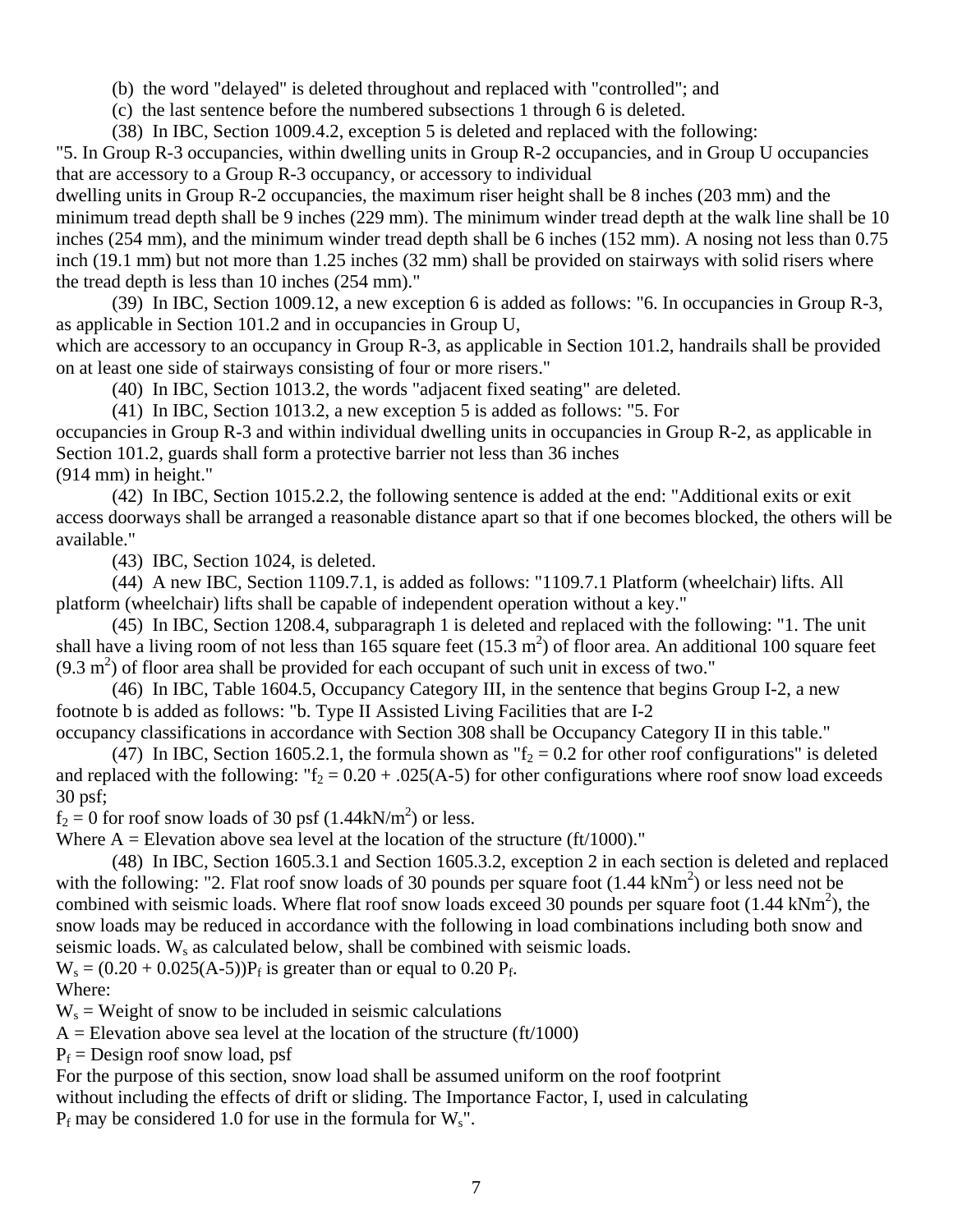(b) the word "delayed" is deleted throughout and replaced with "controlled"; and

(c) the last sentence before the numbered subsections 1 through 6 is deleted.

(38) In IBC, Section 1009.4.2, exception 5 is deleted and replaced with the following: "5. In Group R-3 occupancies, within dwelling units in Group R-2 occupancies, and in Group U occupancies that are accessory to a Group R-3 occupancy, or accessory to individual dwelling units in Group R-2 occupancies, the maximum riser height shall be 8 inches (203 mm) and the minimum tread depth shall be 9 inches (229 mm). The minimum winder tread depth at the walk line shall be 10 inches (254 mm), and the minimum winder tread depth shall be 6 inches (152 mm). A nosing not less than 0.75 inch (19.1 mm) but not more than 1.25 inches (32 mm) shall be provided on stairways with solid risers where the tread depth is less than 10 inches (254 mm)."

(39) In IBC, Section 1009.12, a new exception 6 is added as follows: "6. In occupancies in Group R-3, as applicable in Section 101.2 and in occupancies in Group U, which are accessory to an occupancy in Group R-3, as applicable in Section 101.2, handrails shall be provided on at least one side of stairways consisting of four or more risers."

(40) In IBC, Section 1013.2, the words "adjacent fixed seating" are deleted.

(41) In IBC, Section 1013.2, a new exception 5 is added as follows: "5. For occupancies in Group R-3 and within individual dwelling units in occupancies in Group R-2, as applicable in Section 101.2, guards shall form a protective barrier not less than 36 inches (914 mm) in height."

(42) In IBC, Section 1015.2.2, the following sentence is added at the end: "Additional exits or exit access doorways shall be arranged a reasonable distance apart so that if one becomes blocked, the others will be available."

(43) IBC, Section 1024, is deleted.

(44) A new IBC, Section 1109.7.1, is added as follows: "1109.7.1 Platform (wheelchair) lifts. All platform (wheelchair) lifts shall be capable of independent operation without a key."

(45) In IBC, Section 1208.4, subparagraph 1 is deleted and replaced with the following: "1. The unit shall have a living room of not less than 165 square feet (15.3 $m^2$) of floor area. An additional 100 square feet (9.3 $m^2$) of floor area shall be provided for each occupant of such unit in excess of two."

(46) In IBC, Table 1604.5, Occupancy Category III, in the sentence that begins Group I-2, a new footnote b is added as follows: "b. Type II Assisted Living Facilities that are I-2 occupancy classifications in accordance with Section 308 shall be Occupancy Category II in this table."

(47) In IBC, Section 1605.2.1, the formula shown as "$f_2 = 0.2$ for other roof configurations" is deleted and replaced with the following: "$f_2 = 0.20 + .025(A\text{-}5)$ for other configurations where roof snow load exceeds 30 psf;

$f_2 = 0$ for roof snow loads of 30 psf (1.44kN/$m^2$) or less.

Where A = Elevation above sea level at the location of the structure (ft/1000)."

(48) In IBC, Section 1605.3.1 and Section 1605.3.2, exception 2 in each section is deleted and replaced with the following: "2. Flat roof snow loads of 30 pounds per square foot (1.44 k$Nm^2$) or less need not be combined with seismic loads. Where flat roof snow loads exceed 30 pounds per square foot (1.44 k$Nm^2$), the snow loads may be reduced in accordance with the following in load combinations including both snow and seismic loads. $W_s$ as calculated below, shall be combined with seismic loads.

$W_s = (0.20 + 0.025(A\text{-}5))P_f$ is greater than or equal to $0.20\ P_f$.

Where:

$W_s$ = Weight of snow to be included in seismic calculations

A = Elevation above sea level at the location of the structure (ft/1000)

$P_f$ = Design roof snow load, psf

For the purpose of this section, snow load shall be assumed uniform on the roof footprint without including the effects of drift or sliding. The Importance Factor, I, used in calculating $P_f$ may be considered 1.0 for use in the formula for $W_s$".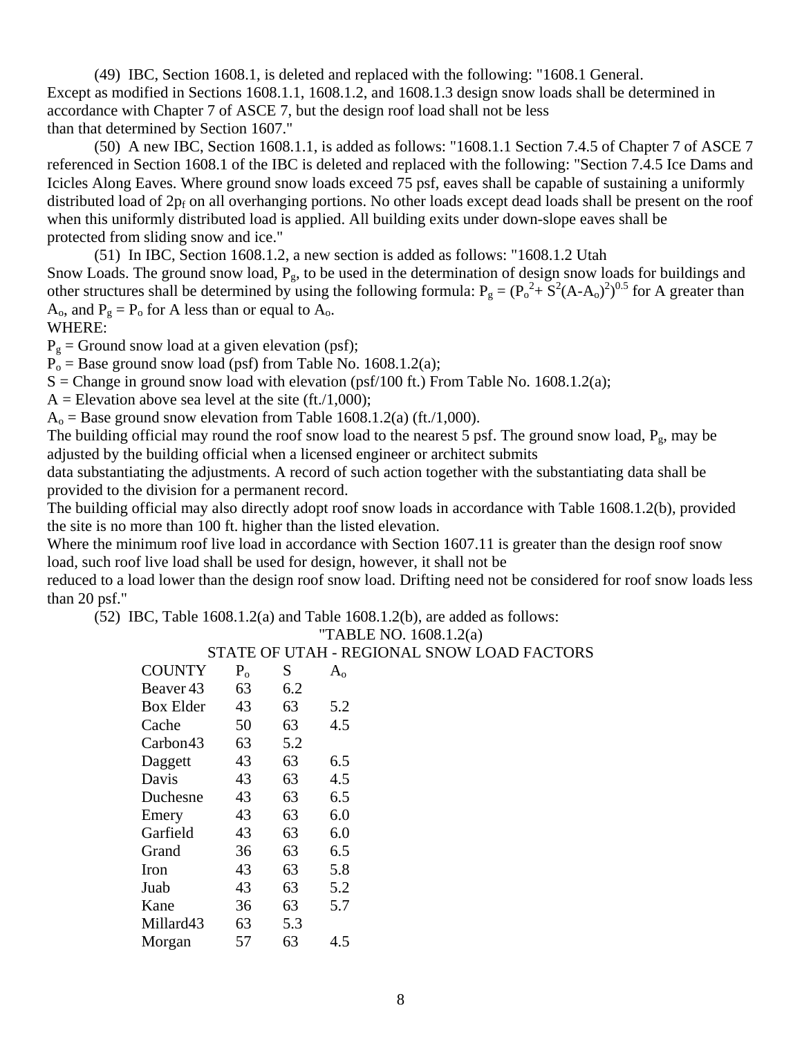(49) IBC, Section 1608.1, is deleted and replaced with the following: "1608.1 General. Except as modified in Sections 1608.1.1, 1608.1.2, and 1608.1.3 design snow loads shall be determined in accordance with Chapter 7 of ASCE 7, but the design roof load shall not be less than that determined by Section 1607."

(50) A new IBC, Section 1608.1.1, is added as follows: "1608.1.1 Section 7.4.5 of Chapter 7 of ASCE 7 referenced in Section 1608.1 of the IBC is deleted and replaced with the following: "Section 7.4.5 Ice Dams and Icicles Along Eaves. Where ground snow loads exceed 75 psf, eaves shall be capable of sustaining a uniformly distributed load of $2p_f$ on all overhanging portions. No other loads except dead loads shall be present on the roof when this uniformly distributed load is applied. All building exits under down-slope eaves shall be protected from sliding snow and ice."

(51) In IBC, Section 1608.1.2, a new section is added as follows: "1608.1.2 Utah Snow Loads. The ground snow load, $P_g$, to be used in the determination of design snow loads for buildings and other structures shall be determined by using the following formula: $P_g = (P_o^2 + S^2(A-A_o)^2)^{0.5}$ for A greater than $A_o$, and $P_g = P_o$ for A less than or equal to $A_o$.

WHERE:

$P_g$ = Ground snow load at a given elevation (psf);

$P_o$ = Base ground snow load (psf) from Table No. 1608.1.2(a);

S = Change in ground snow load with elevation (psf/100 ft.) From Table No. 1608.1.2(a);

A = Elevation above sea level at the site (ft./1,000);

$A_o$ = Base ground snow elevation from Table 1608.1.2(a) (ft./1,000).

The building official may round the roof snow load to the nearest 5 psf. The ground snow load, $P_g$, may be adjusted by the building official when a licensed engineer or architect submits data substantiating the adjustments. A record of such action together with the substantiating data shall be provided to the division for a permanent record.

The building official may also directly adopt roof snow loads in accordance with Table 1608.1.2(b), provided the site is no more than 100 ft. higher than the listed elevation.

Where the minimum roof live load in accordance with Section 1607.11 is greater than the design roof snow load, such roof live load shall be used for design, however, it shall not be reduced to a load lower than the design roof snow load. Drifting need not be considered for roof snow loads less than 20 psf."

(52) IBC, Table 1608.1.2(a) and Table 1608.1.2(b), are added as follows:

"TABLE NO. 1608.1.2(a)

STATE OF UTAH - REGIONAL SNOW LOAD FACTORS

| COUNTY | $P_o$ | S | $A_o$ |
|---|---|---|---|
| Beaver | 43 | 63 | 6.2 |
| Box Elder | 43 | 63 | 5.2 |
| Cache | 50 | 63 | 4.5 |
| Carbon | 43 | 63 | 5.2 |
| Daggett | 43 | 63 | 6.5 |
| Davis | 43 | 63 | 4.5 |
| Duchesne | 43 | 63 | 6.5 |
| Emery | 43 | 63 | 6.0 |
| Garfield | 43 | 63 | 6.0 |
| Grand | 36 | 63 | 6.5 |
| Iron | 43 | 63 | 5.8 |
| Juab | 43 | 63 | 5.2 |
| Kane | 36 | 63 | 5.7 |
| Millard | 43 | 63 | 5.3 |
| Morgan | 57 | 63 | 4.5 |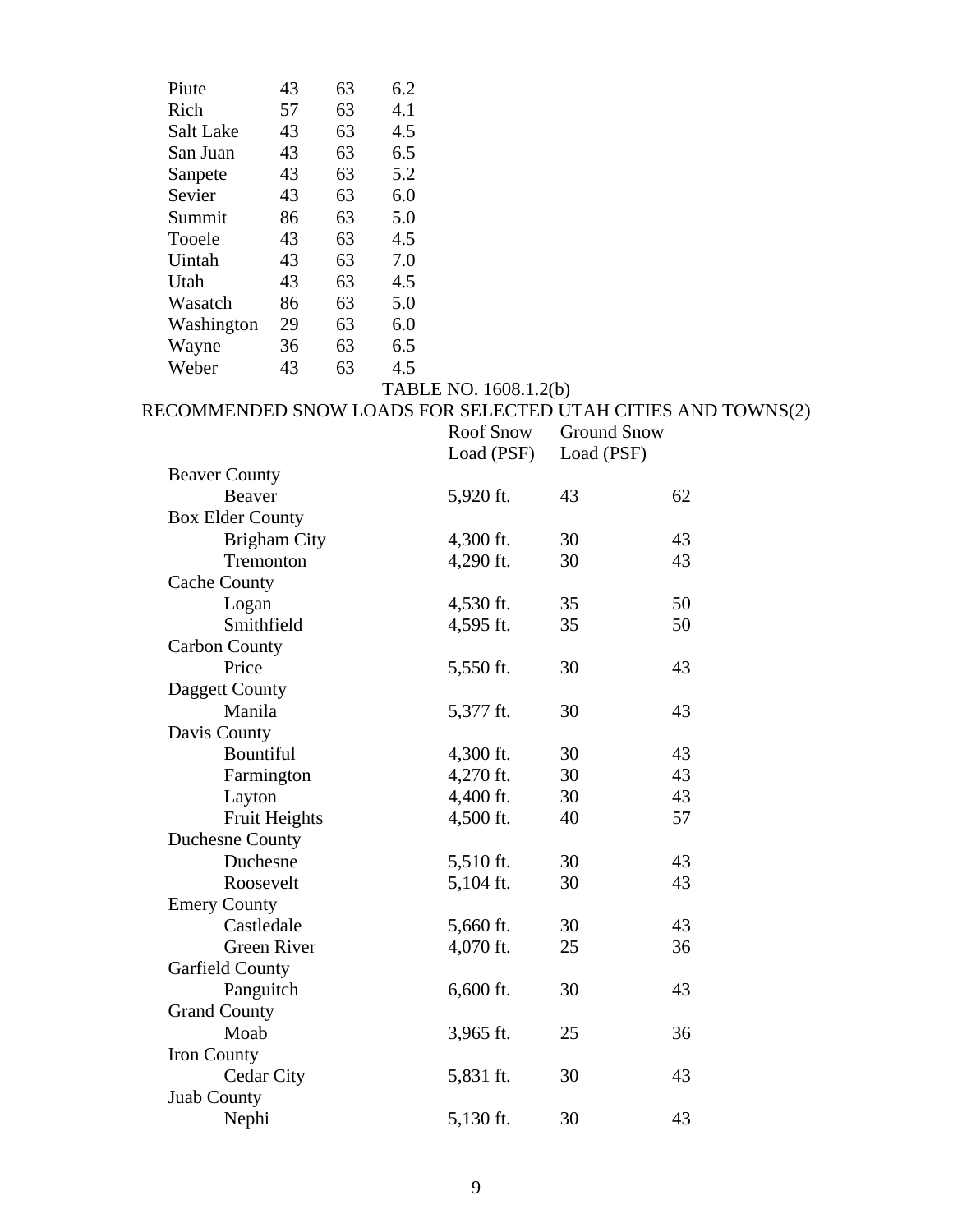| | | | |
|---|---|---|---|
| Piute | 43 | 63 | 6.2 |
| Rich | 57 | 63 | 4.1 |
| Salt Lake | 43 | 63 | 4.5 |
| San Juan | 43 | 63 | 6.5 |
| Sanpete | 43 | 63 | 5.2 |
| Sevier | 43 | 63 | 6.0 |
| Summit | 86 | 63 | 5.0 |
| Tooele | 43 | 63 | 4.5 |
| Uintah | 43 | 63 | 7.0 |
| Utah | 43 | 63 | 4.5 |
| Wasatch | 86 | 63 | 5.0 |
| Washington | 29 | 63 | 6.0 |
| Wayne | 36 | 63 | 6.5 |
| Weber | 43 | 63 | 4.5 |

TABLE NO. 1608.1.2(b)
RECOMMENDED SNOW LOADS FOR SELECTED UTAH CITIES AND TOWNS(2)

| | Roof Snow Load (PSF) | Ground Snow Load (PSF) | |
|---|---|---|---|
| Beaver County | | | |
| Beaver | 5,920 ft. | 43 | 62 |
| Box Elder County | | | |
| Brigham City | 4,300 ft. | 30 | 43 |
| Tremonton | 4,290 ft. | 30 | 43 |
| Cache County | | | |
| Logan | 4,530 ft. | 35 | 50 |
| Smithfield | 4,595 ft. | 35 | 50 |
| Carbon County | | | |
| Price | 5,550 ft. | 30 | 43 |
| Daggett County | | | |
| Manila | 5,377 ft. | 30 | 43 |
| Davis County | | | |
| Bountiful | 4,300 ft. | 30 | 43 |
| Farmington | 4,270 ft. | 30 | 43 |
| Layton | 4,400 ft. | 30 | 43 |
| Fruit Heights | 4,500 ft. | 40 | 57 |
| Duchesne County | | | |
| Duchesne | 5,510 ft. | 30 | 43 |
| Roosevelt | 5,104 ft. | 30 | 43 |
| Emery County | | | |
| Castledale | 5,660 ft. | 30 | 43 |
| Green River | 4,070 ft. | 25 | 36 |
| Garfield County | | | |
| Panguitch | 6,600 ft. | 30 | 43 |
| Grand County | | | |
| Moab | 3,965 ft. | 25 | 36 |
| Iron County | | | |
| Cedar City | 5,831 ft. | 30 | 43 |
| Juab County | | | |
| Nephi | 5,130 ft. | 30 | 43 |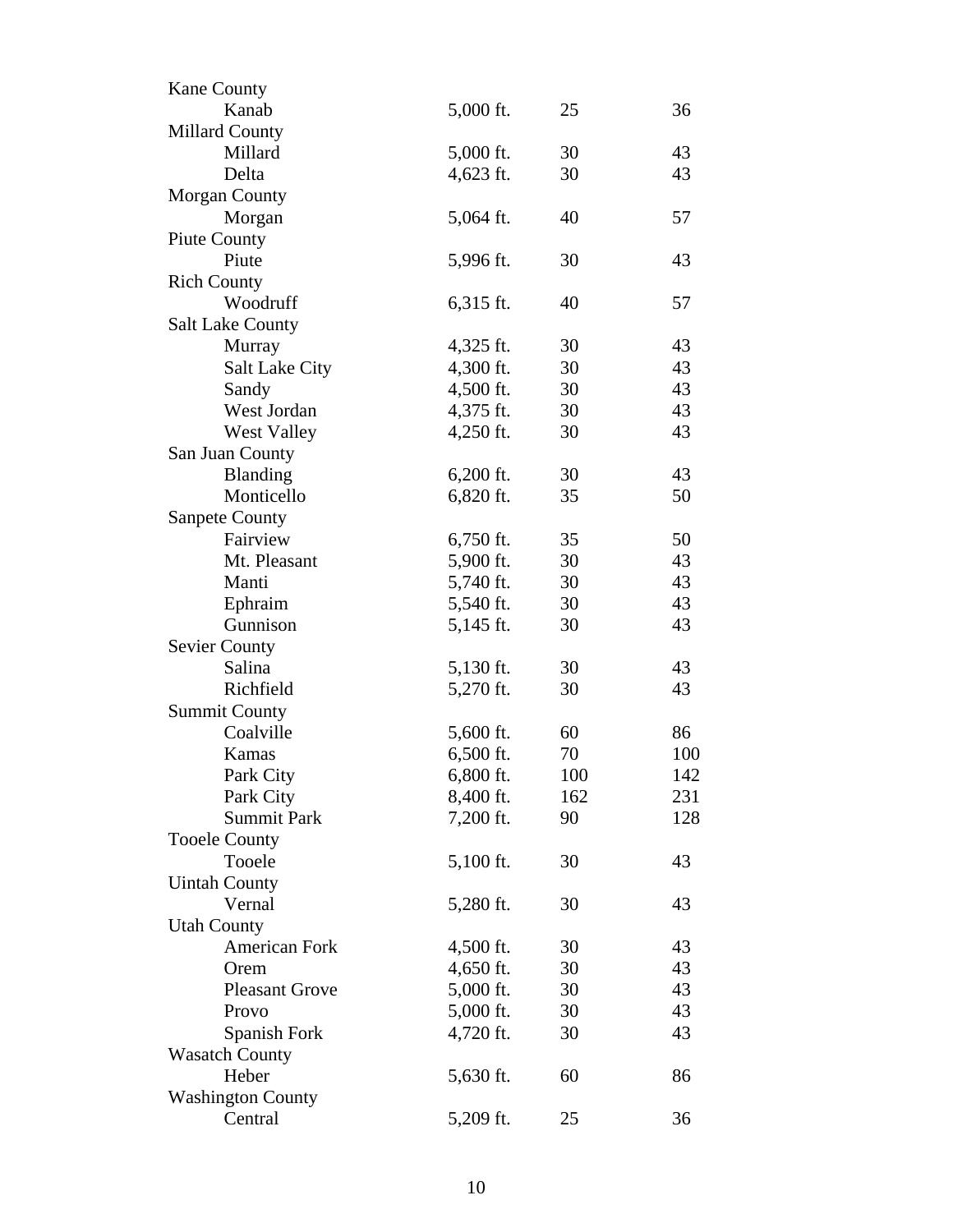| | | | |
|---|---|---|---|
| Kane County | | | |
| Kanab | 5,000 ft. | 25 | 36 |
| Millard County | | | |
| Millard | 5,000 ft. | 30 | 43 |
| Delta | 4,623 ft. | 30 | 43 |
| Morgan County | | | |
| Morgan | 5,064 ft. | 40 | 57 |
| Piute County | | | |
| Piute | 5,996 ft. | 30 | 43 |
| Rich County | | | |
| Woodruff | 6,315 ft. | 40 | 57 |
| Salt Lake County | | | |
| Murray | 4,325 ft. | 30 | 43 |
| Salt Lake City | 4,300 ft. | 30 | 43 |
| Sandy | 4,500 ft. | 30 | 43 |
| West Jordan | 4,375 ft. | 30 | 43 |
| West Valley | 4,250 ft. | 30 | 43 |
| San Juan County | | | |
| Blanding | 6,200 ft. | 30 | 43 |
| Monticello | 6,820 ft. | 35 | 50 |
| Sanpete County | | | |
| Fairview | 6,750 ft. | 35 | 50 |
| Mt. Pleasant | 5,900 ft. | 30 | 43 |
| Manti | 5,740 ft. | 30 | 43 |
| Ephraim | 5,540 ft. | 30 | 43 |
| Gunnison | 5,145 ft. | 30 | 43 |
| Sevier County | | | |
| Salina | 5,130 ft. | 30 | 43 |
| Richfield | 5,270 ft. | 30 | 43 |
| Summit County | | | |
| Coalville | 5,600 ft. | 60 | 86 |
| Kamas | 6,500 ft. | 70 | 100 |
| Park City | 6,800 ft. | 100 | 142 |
| Park City | 8,400 ft. | 162 | 231 |
| Summit Park | 7,200 ft. | 90 | 128 |
| Tooele County | | | |
| Tooele | 5,100 ft. | 30 | 43 |
| Uintah County | | | |
| Vernal | 5,280 ft. | 30 | 43 |
| Utah County | | | |
| American Fork | 4,500 ft. | 30 | 43 |
| Orem | 4,650 ft. | 30 | 43 |
| Pleasant Grove | 5,000 ft. | 30 | 43 |
| Provo | 5,000 ft. | 30 | 43 |
| Spanish Fork | 4,720 ft. | 30 | 43 |
| Wasatch County | | | |
| Heber | 5,630 ft. | 60 | 86 |
| Washington County | | | |
| Central | 5,209 ft. | 25 | 36 |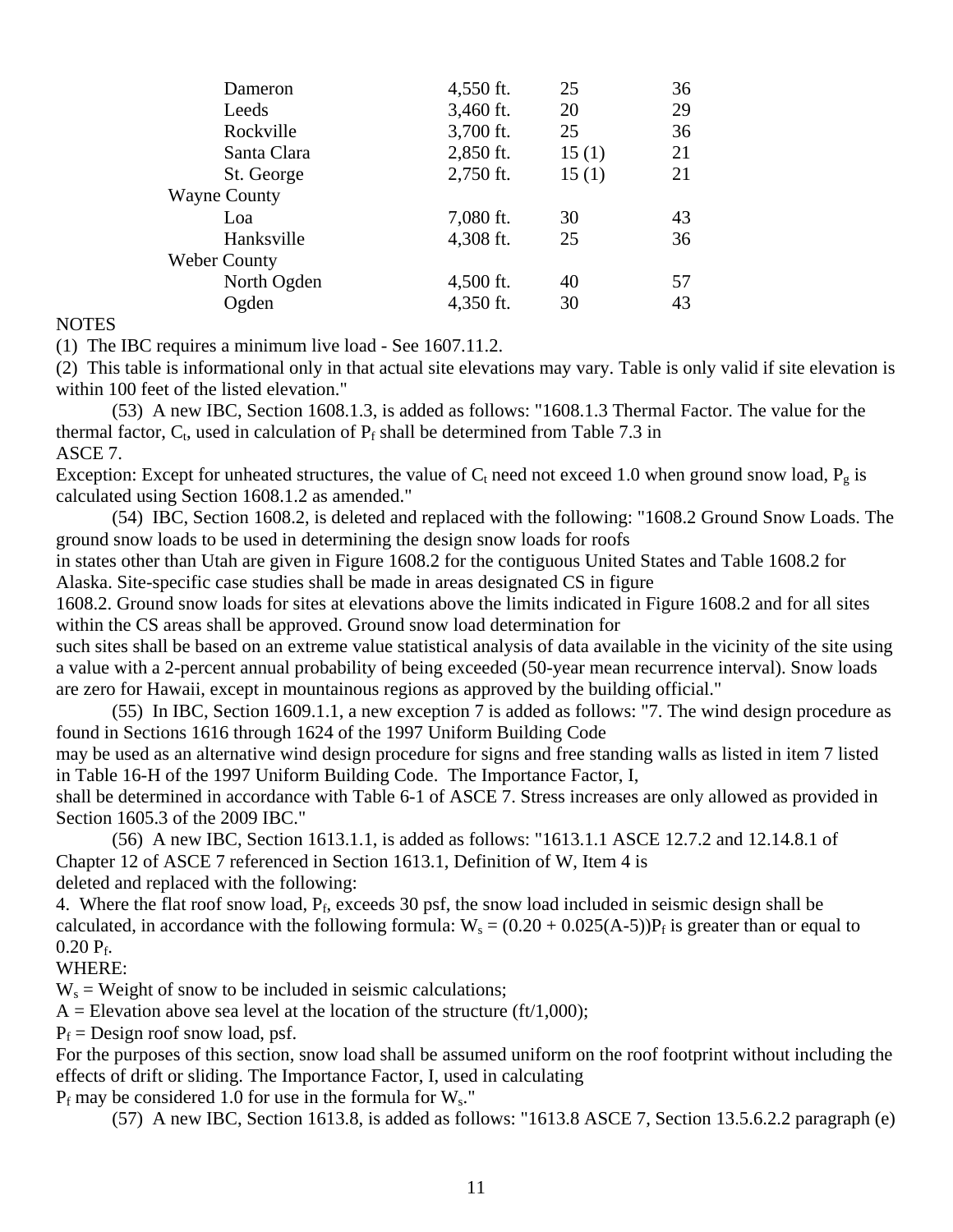| | | | |
|---|---|---|---|
| Dameron | 4,550 ft. | 25 | 36 |
| Leeds | 3,460 ft. | 20 | 29 |
| Rockville | 3,700 ft. | 25 | 36 |
| Santa Clara | 2,850 ft. | 15 (1) | 21 |
| St. George | 2,750 ft. | 15 (1) | 21 |
| Wayne County | | | |
| Loa | 7,080 ft. | 30 | 43 |
| Hanksville | 4,308 ft. | 25 | 36 |
| Weber County | | | |
| North Ogden | 4,500 ft. | 40 | 57 |
| Ogden | 4,350 ft. | 30 | 43 |

NOTES

(1) The IBC requires a minimum live load - See 1607.11.2.

(2) This table is informational only in that actual site elevations may vary. Table is only valid if site elevation is within 100 feet of the listed elevation."

(53) A new IBC, Section 1608.1.3, is added as follows: "1608.1.3 Thermal Factor. The value for the thermal factor, $C_t$, used in calculation of $P_f$ shall be determined from Table 7.3 in ASCE 7.

Exception: Except for unheated structures, the value of $C_t$ need not exceed 1.0 when ground snow load, $P_g$ is calculated using Section 1608.1.2 as amended."

(54) IBC, Section 1608.2, is deleted and replaced with the following: "1608.2 Ground Snow Loads. The ground snow loads to be used in determining the design snow loads for roofs in states other than Utah are given in Figure 1608.2 for the contiguous United States and Table 1608.2 for Alaska. Site-specific case studies shall be made in areas designated CS in figure 1608.2. Ground snow loads for sites at elevations above the limits indicated in Figure 1608.2 and for all sites within the CS areas shall be approved. Ground snow load determination for such sites shall be based on an extreme value statistical analysis of data available in the vicinity of the site using a value with a 2-percent annual probability of being exceeded (50-year mean recurrence interval). Snow loads are zero for Hawaii, except in mountainous regions as approved by the building official."

(55) In IBC, Section 1609.1.1, a new exception 7 is added as follows: "7. The wind design procedure as found in Sections 1616 through 1624 of the 1997 Uniform Building Code may be used as an alternative wind design procedure for signs and free standing walls as listed in item 7 listed in Table 16-H of the 1997 Uniform Building Code. The Importance Factor, I, shall be determined in accordance with Table 6-1 of ASCE 7. Stress increases are only allowed as provided in Section 1605.3 of the 2009 IBC."

(56) A new IBC, Section 1613.1.1, is added as follows: "1613.1.1 ASCE 12.7.2 and 12.14.8.1 of Chapter 12 of ASCE 7 referenced in Section 1613.1, Definition of W, Item 4 is deleted and replaced with the following:

4. Where the flat roof snow load, $P_f$, exceeds 30 psf, the snow load included in seismic design shall be calculated, in accordance with the following formula: $W_s = (0.20 + 0.025(A-5))P_f$ is greater than or equal to $0.20\ P_f$.

WHERE:

$W_s$ = Weight of snow to be included in seismic calculations;

A = Elevation above sea level at the location of the structure (ft/1,000);

$P_f$ = Design roof snow load, psf.

For the purposes of this section, snow load shall be assumed uniform on the roof footprint without including the effects of drift or sliding. The Importance Factor, I, used in calculating $P_f$ may be considered 1.0 for use in the formula for $W_s$."

(57) A new IBC, Section 1613.8, is added as follows: "1613.8 ASCE 7, Section 13.5.6.2.2 paragraph (e)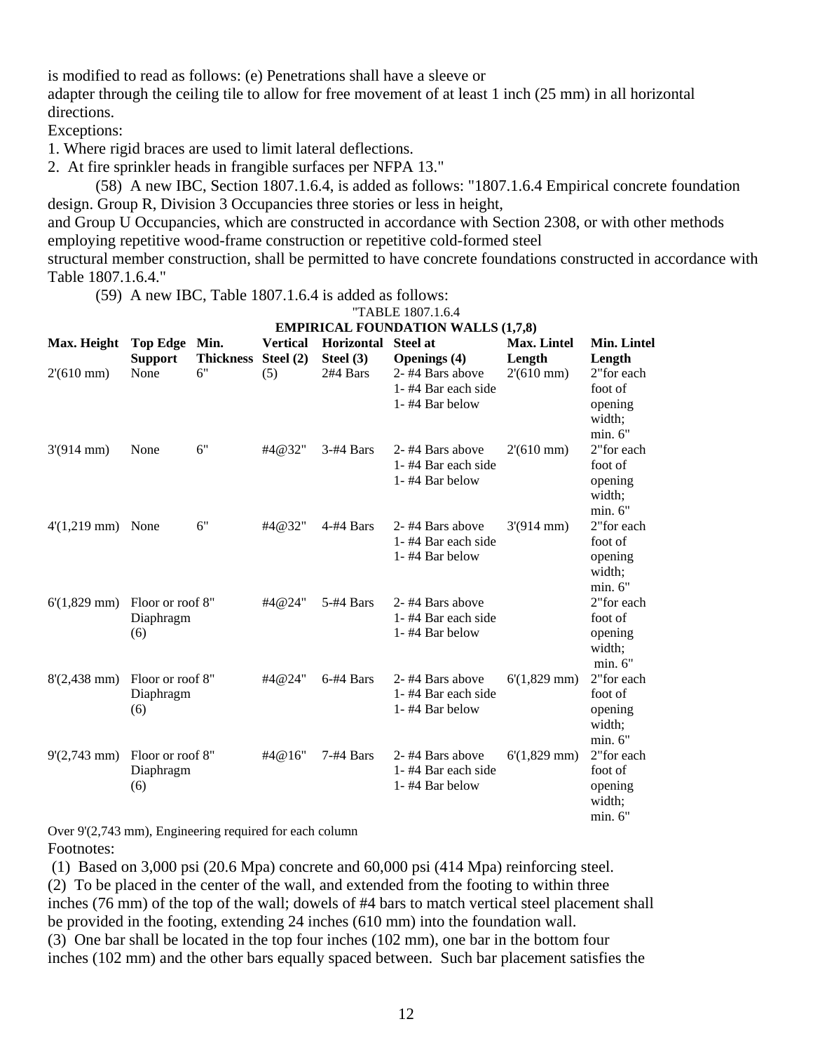is modified to read as follows: (e) Penetrations shall have a sleeve or adapter through the ceiling tile to allow for free movement of at least 1 inch (25 mm) in all horizontal directions.

Exceptions:

1. Where rigid braces are used to limit lateral deflections.
2. At fire sprinkler heads in frangible surfaces per NFPA 13."

(58) A new IBC, Section 1807.1.6.4, is added as follows: "1807.1.6.4 Empirical concrete foundation design. Group R, Division 3 Occupancies three stories or less in height, and Group U Occupancies, which are constructed in accordance with Section 2308, or with other methods employing repetitive wood-frame construction or repetitive cold-formed steel structural member construction, shall be permitted to have concrete foundations constructed in accordance with Table 1807.1.6.4."

(59) A new IBC, Table 1807.1.6.4 is added as follows:

"TABLE 1807.1.6.4
**EMPIRICAL FOUNDATION WALLS (1,7,8)**

| Max. Height | Top Edge Support | Min. Thickness | Vertical Steel (2) | Horizontal Steel (3) | Steel at Openings (4) | Max. Lintel Length | Min. Lintel Length |
|---|---|---|---|---|---|---|---|
| 2'(610 mm) | None | 6" | (5) | 2#4 Bars | 2- #4 Bars above 1- #4 Bar each side 1- #4 Bar below | 2'(610 mm) | 2"for each foot of opening width; min. 6" |
| 3'(914 mm) | None | 6" | #4@32" | 3-#4 Bars | 2- #4 Bars above 1- #4 Bar each side 1- #4 Bar below | 2'(610 mm) | 2"for each foot of opening width; min. 6" |
| 4'(1,219 mm) | None | 6" | #4@32" | 4-#4 Bars | 2- #4 Bars above 1- #4 Bar each side 1- #4 Bar below | 3'(914 mm) | 2"for each foot of opening width; min. 6" |
| 6'(1,829 mm) | Floor or roof Diaphragm (6) | 8" | #4@24" | 5-#4 Bars | 2- #4 Bars above 1- #4 Bar each side 1- #4 Bar below | | 2"for each foot of opening width; min. 6" |
| 8'(2,438 mm) | Floor or roof Diaphragm (6) | 8" | #4@24" | 6-#4 Bars | 2- #4 Bars above 1- #4 Bar each side 1- #4 Bar below | 6'(1,829 mm) | 2"for each foot of opening width; min. 6" |
| 9'(2,743 mm) | Floor or roof Diaphragm (6) | 8" | #4@16" | 7-#4 Bars | 2- #4 Bars above 1- #4 Bar each side 1- #4 Bar below | 6'(1,829 mm) | 2"for each foot of opening width; min. 6" |

Over 9'(2,743 mm), Engineering required for each column

Footnotes:

(1) Based on 3,000 psi (20.6 Mpa) concrete and 60,000 psi (414 Mpa) reinforcing steel.

(2) To be placed in the center of the wall, and extended from the footing to within three inches (76 mm) of the top of the wall; dowels of #4 bars to match vertical steel placement shall be provided in the footing, extending 24 inches (610 mm) into the foundation wall.

(3) One bar shall be located in the top four inches (102 mm), one bar in the bottom four inches (102 mm) and the other bars equally spaced between. Such bar placement satisfies the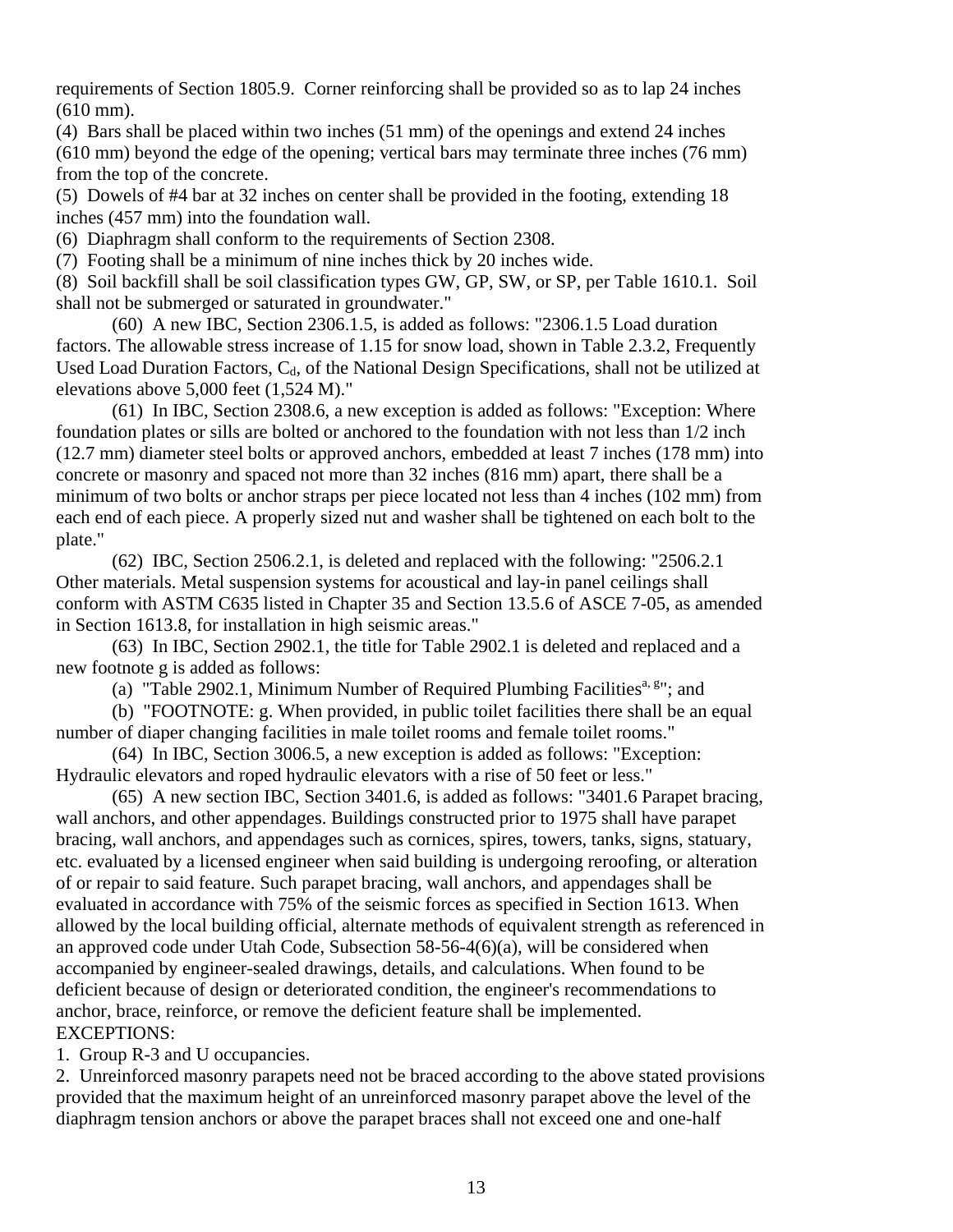requirements of Section 1805.9. Corner reinforcing shall be provided so as to lap 24 inches (610 mm).

(4) Bars shall be placed within two inches (51 mm) of the openings and extend 24 inches (610 mm) beyond the edge of the opening; vertical bars may terminate three inches (76 mm) from the top of the concrete.

(5) Dowels of #4 bar at 32 inches on center shall be provided in the footing, extending 18 inches (457 mm) into the foundation wall.

(6) Diaphragm shall conform to the requirements of Section 2308.

(7) Footing shall be a minimum of nine inches thick by 20 inches wide.

(8) Soil backfill shall be soil classification types GW, GP, SW, or SP, per Table 1610.1. Soil shall not be submerged or saturated in groundwater."

(60) A new IBC, Section 2306.1.5, is added as follows: "2306.1.5 Load duration factors. The allowable stress increase of 1.15 for snow load, shown in Table 2.3.2, Frequently Used Load Duration Factors, $C_d$, of the National Design Specifications, shall not be utilized at elevations above 5,000 feet (1,524 M)."

(61) In IBC, Section 2308.6, a new exception is added as follows: "Exception: Where foundation plates or sills are bolted or anchored to the foundation with not less than 1/2 inch (12.7 mm) diameter steel bolts or approved anchors, embedded at least 7 inches (178 mm) into concrete or masonry and spaced not more than 32 inches (816 mm) apart, there shall be a minimum of two bolts or anchor straps per piece located not less than 4 inches (102 mm) from each end of each piece. A properly sized nut and washer shall be tightened on each bolt to the plate."

(62) IBC, Section 2506.2.1, is deleted and replaced with the following: "2506.2.1 Other materials. Metal suspension systems for acoustical and lay-in panel ceilings shall conform with ASTM C635 listed in Chapter 35 and Section 13.5.6 of ASCE 7-05, as amended in Section 1613.8, for installation in high seismic areas."

(63) In IBC, Section 2902.1, the title for Table 2902.1 is deleted and replaced and a new footnote g is added as follows:

(a) "Table 2902.1, Minimum Number of Required Plumbing Facilities[a, g]"; and

(b) "FOOTNOTE: g. When provided, in public toilet facilities there shall be an equal number of diaper changing facilities in male toilet rooms and female toilet rooms."

(64) In IBC, Section 3006.5, a new exception is added as follows: "Exception: Hydraulic elevators and roped hydraulic elevators with a rise of 50 feet or less."

(65) A new section IBC, Section 3401.6, is added as follows: "3401.6 Parapet bracing, wall anchors, and other appendages. Buildings constructed prior to 1975 shall have parapet bracing, wall anchors, and appendages such as cornices, spires, towers, tanks, signs, statuary, etc. evaluated by a licensed engineer when said building is undergoing reroofing, or alteration of or repair to said feature. Such parapet bracing, wall anchors, and appendages shall be evaluated in accordance with 75% of the seismic forces as specified in Section 1613. When allowed by the local building official, alternate methods of equivalent strength as referenced in an approved code under Utah Code, Subsection 58-56-4(6)(a), will be considered when accompanied by engineer-sealed drawings, details, and calculations. When found to be deficient because of design or deteriorated condition, the engineer's recommendations to anchor, brace, reinforce, or remove the deficient feature shall be implemented.

EXCEPTIONS:

1. Group R-3 and U occupancies.
2. Unreinforced masonry parapets need not be braced according to the above stated provisions provided that the maximum height of an unreinforced masonry parapet above the level of the diaphragm tension anchors or above the parapet braces shall not exceed one and one-half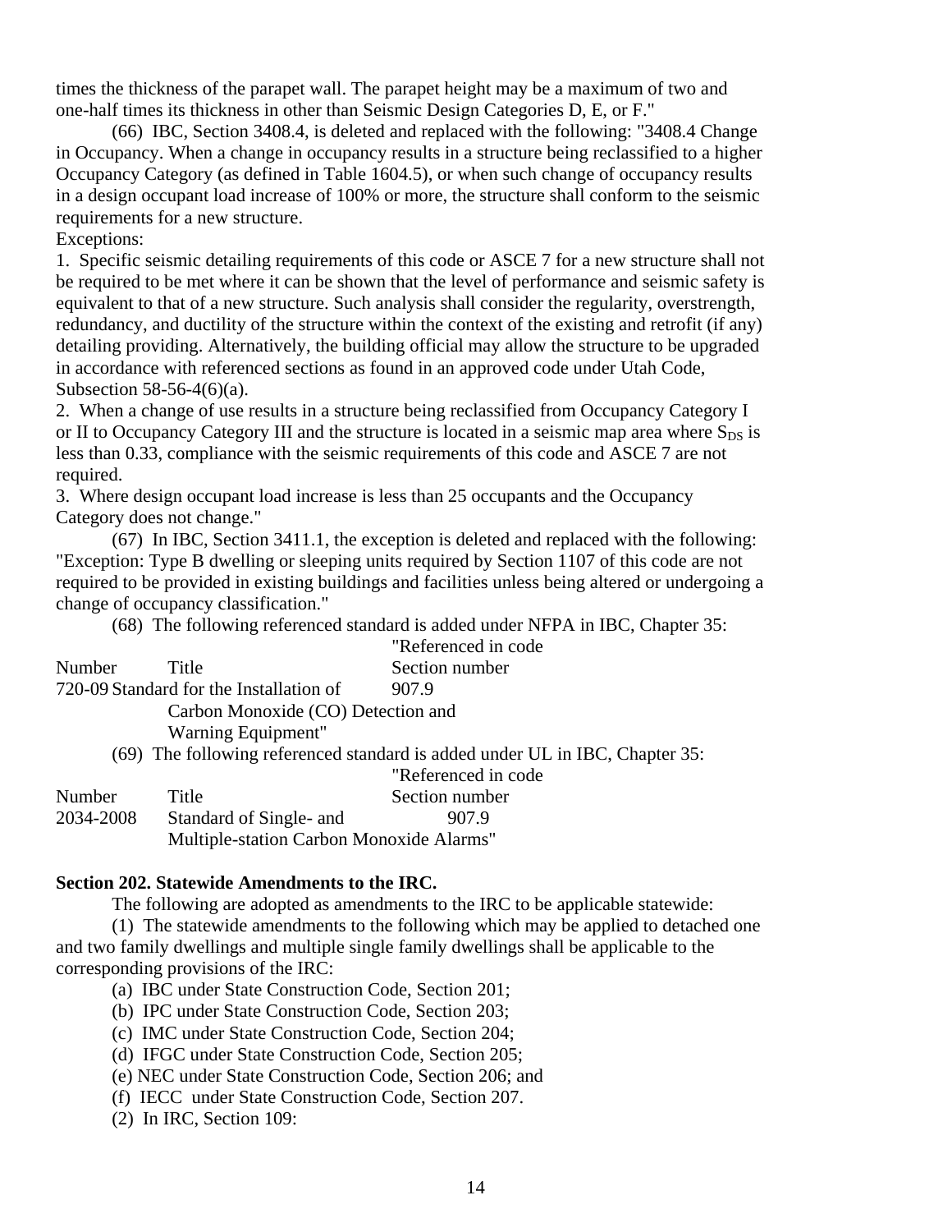times the thickness of the parapet wall. The parapet height may be a maximum of two and one-half times its thickness in other than Seismic Design Categories D, E, or F."

(66) IBC, Section 3408.4, is deleted and replaced with the following: "3408.4 Change in Occupancy. When a change in occupancy results in a structure being reclassified to a higher Occupancy Category (as defined in Table 1604.5), or when such change of occupancy results in a design occupant load increase of 100% or more, the structure shall conform to the seismic requirements for a new structure.

Exceptions:

1. Specific seismic detailing requirements of this code or ASCE 7 for a new structure shall not be required to be met where it can be shown that the level of performance and seismic safety is equivalent to that of a new structure. Such analysis shall consider the regularity, overstrength, redundancy, and ductility of the structure within the context of the existing and retrofit (if any) detailing providing. Alternatively, the building official may allow the structure to be upgraded in accordance with referenced sections as found in an approved code under Utah Code, Subsection 58-56-4(6)(a).
2. When a change of use results in a structure being reclassified from Occupancy Category I or II to Occupancy Category III and the structure is located in a seismic map area where $S_{DS}$ is less than 0.33, compliance with the seismic requirements of this code and ASCE 7 are not required.
3. Where design occupant load increase is less than 25 occupants and the Occupancy Category does not change."

(67) In IBC, Section 3411.1, the exception is deleted and replaced with the following: "Exception: Type B dwelling or sleeping units required by Section 1107 of this code are not required to be provided in existing buildings and facilities unless being altered or undergoing a change of occupancy classification."

(68) The following referenced standard is added under NFPA in IBC, Chapter 35:

| Number | Title | "Referenced in code Section number |
|---|---|---|
| 720-09 | Standard for the Installation of Carbon Monoxide (CO) Detection and Warning Equipment" | 907.9 |

(69) The following referenced standard is added under UL in IBC, Chapter 35:

| Number | Title | "Referenced in code Section number |
|---|---|---|
| 2034-2008 | Standard of Single- and Multiple-station Carbon Monoxide Alarms" | 907.9 |

**Section 202. Statewide Amendments to the IRC.**

The following are adopted as amendments to the IRC to be applicable statewide:

(1) The statewide amendments to the following which may be applied to detached one and two family dwellings and multiple single family dwellings shall be applicable to the corresponding provisions of the IRC:

(a) IBC under State Construction Code, Section 201;

(b) IPC under State Construction Code, Section 203;

(c) IMC under State Construction Code, Section 204;

(d) IFGC under State Construction Code, Section 205;

(e) NEC under State Construction Code, Section 206; and

(f) IECC under State Construction Code, Section 207.

(2) In IRC, Section 109: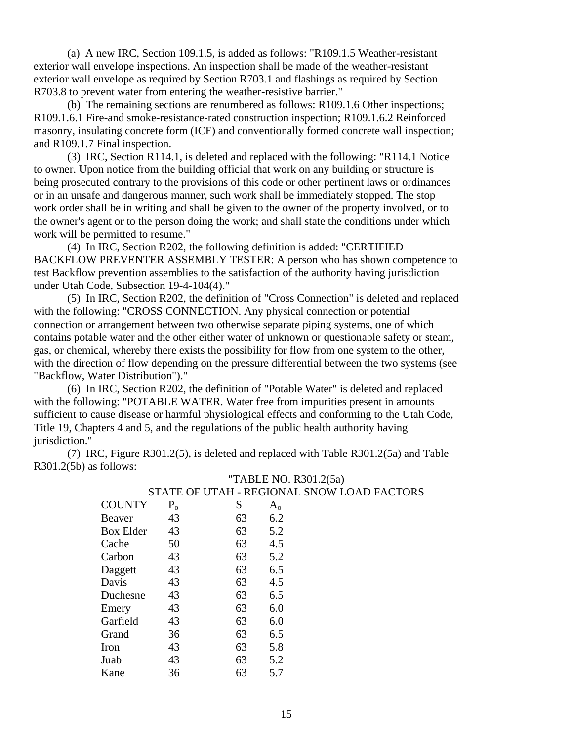(a) A new IRC, Section 109.1.5, is added as follows: "R109.1.5 Weather-resistant exterior wall envelope inspections. An inspection shall be made of the weather-resistant exterior wall envelope as required by Section R703.1 and flashings as required by Section R703.8 to prevent water from entering the weather-resistive barrier."

(b) The remaining sections are renumbered as follows: R109.1.6 Other inspections; R109.1.6.1 Fire-and smoke-resistance-rated construction inspection; R109.1.6.2 Reinforced masonry, insulating concrete form (ICF) and conventionally formed concrete wall inspection; and R109.1.7 Final inspection.

(3) IRC, Section R114.1, is deleted and replaced with the following: "R114.1 Notice to owner. Upon notice from the building official that work on any building or structure is being prosecuted contrary to the provisions of this code or other pertinent laws or ordinances or in an unsafe and dangerous manner, such work shall be immediately stopped. The stop work order shall be in writing and shall be given to the owner of the property involved, or to the owner's agent or to the person doing the work; and shall state the conditions under which work will be permitted to resume."

(4) In IRC, Section R202, the following definition is added: "CERTIFIED BACKFLOW PREVENTER ASSEMBLY TESTER: A person who has shown competence to test Backflow prevention assemblies to the satisfaction of the authority having jurisdiction under Utah Code, Subsection 19-4-104(4)."

(5) In IRC, Section R202, the definition of "Cross Connection" is deleted and replaced with the following: "CROSS CONNECTION. Any physical connection or potential connection or arrangement between two otherwise separate piping systems, one of which contains potable water and the other either water of unknown or questionable safety or steam, gas, or chemical, whereby there exists the possibility for flow from one system to the other, with the direction of flow depending on the pressure differential between the two systems (see "Backflow, Water Distribution")."

(6) In IRC, Section R202, the definition of "Potable Water" is deleted and replaced with the following: "POTABLE WATER. Water free from impurities present in amounts sufficient to cause disease or harmful physiological effects and conforming to the Utah Code, Title 19, Chapters 4 and 5, and the regulations of the public health authority having jurisdiction."

(7) IRC, Figure R301.2(5), is deleted and replaced with Table R301.2(5a) and Table R301.2(5b) as follows:

"TABLE NO. R301.2(5a)
STATE OF UTAH - REGIONAL SNOW LOAD FACTORS

| COUNTY | $P_o$ | S | $A_o$ |
|---|---|---|---|
| Beaver | 43 | 63 | 6.2 |
| Box Elder | 43 | 63 | 5.2 |
| Cache | 50 | 63 | 4.5 |
| Carbon | 43 | 63 | 5.2 |
| Daggett | 43 | 63 | 6.5 |
| Davis | 43 | 63 | 4.5 |
| Duchesne | 43 | 63 | 6.5 |
| Emery | 43 | 63 | 6.0 |
| Garfield | 43 | 63 | 6.0 |
| Grand | 36 | 63 | 6.5 |
| Iron | 43 | 63 | 5.8 |
| Juab | 43 | 63 | 5.2 |
| Kane | 36 | 63 | 5.7 |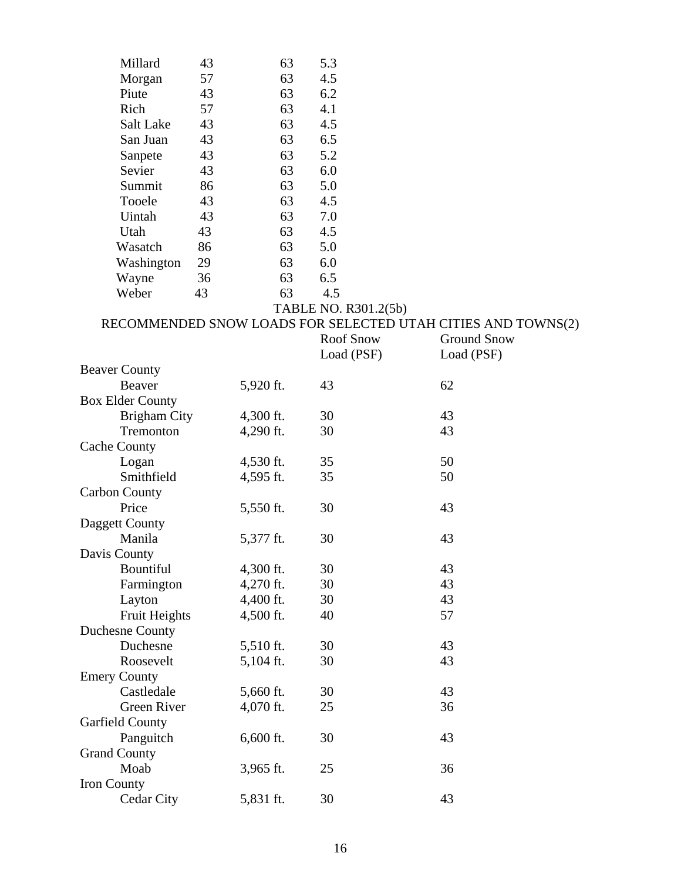| | | | |
|---|---|---|---|
| Millard | 43 | 63 | 5.3 |
| Morgan | 57 | 63 | 4.5 |
| Piute | 43 | 63 | 6.2 |
| Rich | 57 | 63 | 4.1 |
| Salt Lake | 43 | 63 | 4.5 |
| San Juan | 43 | 63 | 6.5 |
| Sanpete | 43 | 63 | 5.2 |
| Sevier | 43 | 63 | 6.0 |
| Summit | 86 | 63 | 5.0 |
| Tooele | 43 | 63 | 4.5 |
| Uintah | 43 | 63 | 7.0 |
| Utah | 43 | 63 | 4.5 |
| Wasatch | 86 | 63 | 5.0 |
| Washington | 29 | 63 | 6.0 |
| Wayne | 36 | 63 | 6.5 |
| Weber | 43 | 63 | 4.5 |

TABLE NO. R301.2(5b)

RECOMMENDED SNOW LOADS FOR SELECTED UTAH CITIES AND TOWNS(2)

| | | Roof Snow Load (PSF) | Ground Snow Load (PSF) |
|---|---|---|---|
| Beaver County | | | |
| Beaver | 5,920 ft. | 43 | 62 |
| Box Elder County | | | |
| Brigham City | 4,300 ft. | 30 | 43 |
| Tremonton | 4,290 ft. | 30 | 43 |
| Cache County | | | |
| Logan | 4,530 ft. | 35 | 50 |
| Smithfield | 4,595 ft. | 35 | 50 |
| Carbon County | | | |
| Price | 5,550 ft. | 30 | 43 |
| Daggett County | | | |
| Manila | 5,377 ft. | 30 | 43 |
| Davis County | | | |
| Bountiful | 4,300 ft. | 30 | 43 |
| Farmington | 4,270 ft. | 30 | 43 |
| Layton | 4,400 ft. | 30 | 43 |
| Fruit Heights | 4,500 ft. | 40 | 57 |
| Duchesne County | | | |
| Duchesne | 5,510 ft. | 30 | 43 |
| Roosevelt | 5,104 ft. | 30 | 43 |
| Emery County | | | |
| Castledale | 5,660 ft. | 30 | 43 |
| Green River | 4,070 ft. | 25 | 36 |
| Garfield County | | | |
| Panguitch | 6,600 ft. | 30 | 43 |
| Grand County | | | |
| Moab | 3,965 ft. | 25 | 36 |
| Iron County | | | |
| Cedar City | 5,831 ft. | 30 | 43 |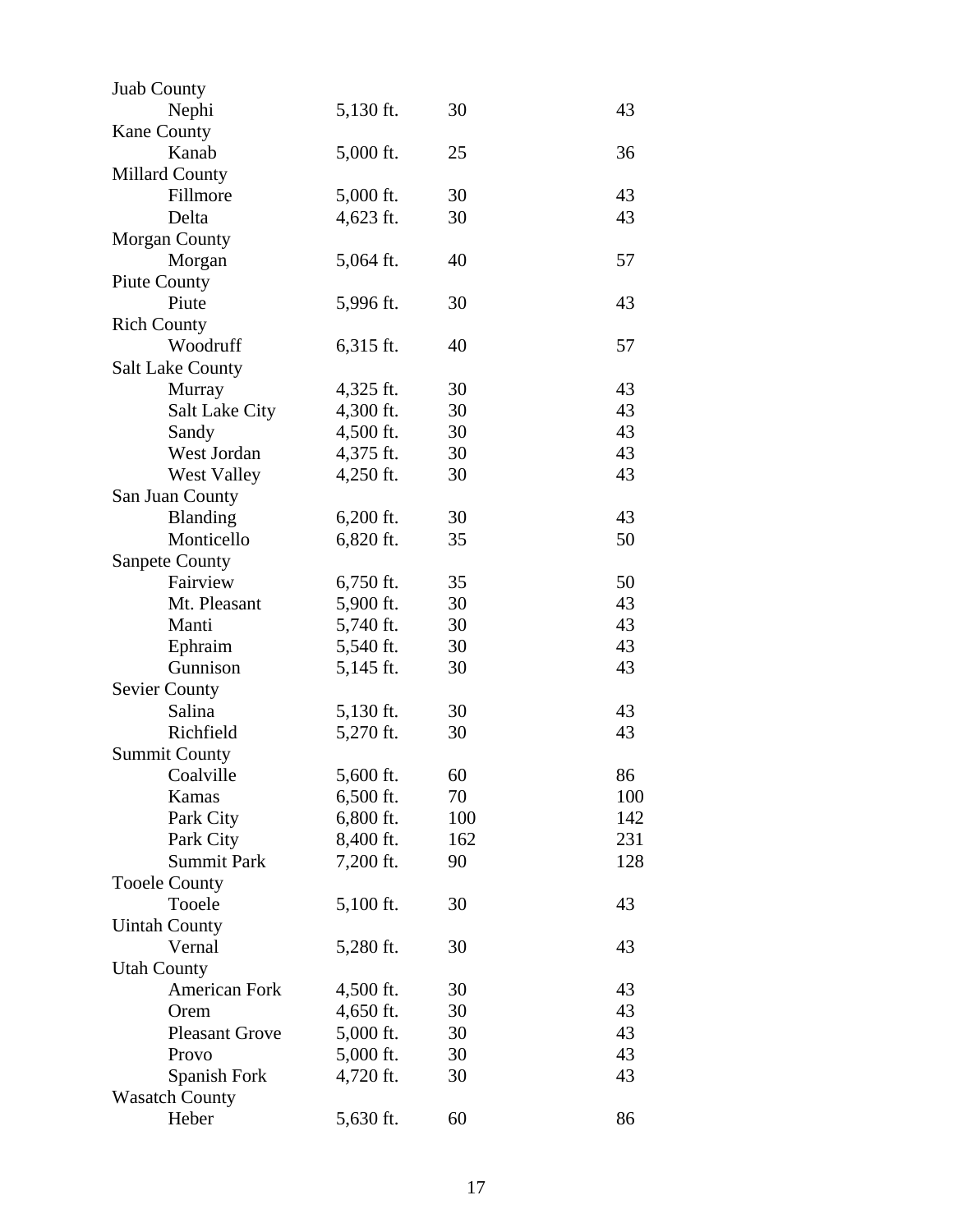| | | | |
|---|---|---|---|
| Juab County | | | |
| Nephi | 5,130 ft. | 30 | 43 |
| Kane County | | | |
| Kanab | 5,000 ft. | 25 | 36 |
| Millard County | | | |
| Fillmore | 5,000 ft. | 30 | 43 |
| Delta | 4,623 ft. | 30 | 43 |
| Morgan County | | | |
| Morgan | 5,064 ft. | 40 | 57 |
| Piute County | | | |
| Piute | 5,996 ft. | 30 | 43 |
| Rich County | | | |
| Woodruff | 6,315 ft. | 40 | 57 |
| Salt Lake County | | | |
| Murray | 4,325 ft. | 30 | 43 |
| Salt Lake City | 4,300 ft. | 30 | 43 |
| Sandy | 4,500 ft. | 30 | 43 |
| West Jordan | 4,375 ft. | 30 | 43 |
| West Valley | 4,250 ft. | 30 | 43 |
| San Juan County | | | |
| Blanding | 6,200 ft. | 30 | 43 |
| Monticello | 6,820 ft. | 35 | 50 |
| Sanpete County | | | |
| Fairview | 6,750 ft. | 35 | 50 |
| Mt. Pleasant | 5,900 ft. | 30 | 43 |
| Manti | 5,740 ft. | 30 | 43 |
| Ephraim | 5,540 ft. | 30 | 43 |
| Gunnison | 5,145 ft. | 30 | 43 |
| Sevier County | | | |
| Salina | 5,130 ft. | 30 | 43 |
| Richfield | 5,270 ft. | 30 | 43 |
| Summit County | | | |
| Coalville | 5,600 ft. | 60 | 86 |
| Kamas | 6,500 ft. | 70 | 100 |
| Park City | 6,800 ft. | 100 | 142 |
| Park City | 8,400 ft. | 162 | 231 |
| Summit Park | 7,200 ft. | 90 | 128 |
| Tooele County | | | |
| Tooele | 5,100 ft. | 30 | 43 |
| Uintah County | | | |
| Vernal | 5,280 ft. | 30 | 43 |
| Utah County | | | |
| American Fork | 4,500 ft. | 30 | 43 |
| Orem | 4,650 ft. | 30 | 43 |
| Pleasant Grove | 5,000 ft. | 30 | 43 |
| Provo | 5,000 ft. | 30 | 43 |
| Spanish Fork | 4,720 ft. | 30 | 43 |
| Wasatch County | | | |
| Heber | 5,630 ft. | 60 | 86 |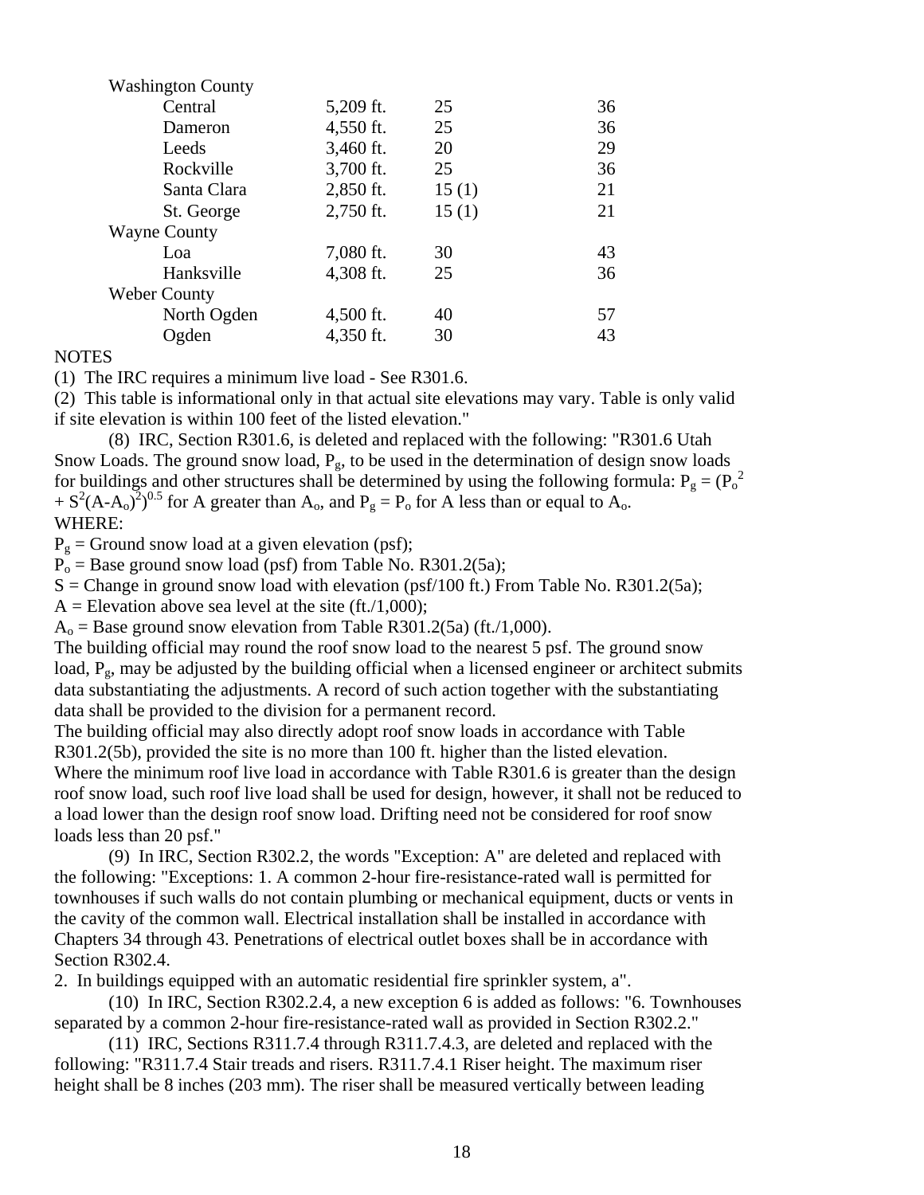| | | | |
|---|---|---|---|
| Washington County | | | |
| Central | 5,209 ft. | 25 | 36 |
| Dameron | 4,550 ft. | 25 | 36 |
| Leeds | 3,460 ft. | 20 | 29 |
| Rockville | 3,700 ft. | 25 | 36 |
| Santa Clara | 2,850 ft. | 15 (1) | 21 |
| St. George | 2,750 ft. | 15 (1) | 21 |
| Wayne County | | | |
| Loa | 7,080 ft. | 30 | 43 |
| Hanksville | 4,308 ft. | 25 | 36 |
| Weber County | | | |
| North Ogden | 4,500 ft. | 40 | 57 |
| Ogden | 4,350 ft. | 30 | 43 |

NOTES

(1) The IRC requires a minimum live load - See R301.6.

(2) This table is informational only in that actual site elevations may vary. Table is only valid if site elevation is within 100 feet of the listed elevation."

(8) IRC, Section R301.6, is deleted and replaced with the following: "R301.6 Utah Snow Loads. The ground snow load, $P_g$, to be used in the determination of design snow loads for buildings and other structures shall be determined by using the following formula: $P_g = (P_o^2 + S^2(A-A_o)^2)^{0.5}$ for A greater than $A_o$, and $P_g = P_o$ for A less than or equal to $A_o$.

WHERE:

$P_g$ = Ground snow load at a given elevation (psf);

$P_o$ = Base ground snow load (psf) from Table No. R301.2(5a);

S = Change in ground snow load with elevation (psf/100 ft.) From Table No. R301.2(5a);

A = Elevation above sea level at the site (ft./1,000);

$A_o$ = Base ground snow elevation from Table R301.2(5a) (ft./1,000).

The building official may round the roof snow load to the nearest 5 psf. The ground snow load, $P_g$, may be adjusted by the building official when a licensed engineer or architect submits data substantiating the adjustments. A record of such action together with the substantiating data shall be provided to the division for a permanent record.

The building official may also directly adopt roof snow loads in accordance with Table R301.2(5b), provided the site is no more than 100 ft. higher than the listed elevation.

Where the minimum roof live load in accordance with Table R301.6 is greater than the design roof snow load, such roof live load shall be used for design, however, it shall not be reduced to a load lower than the design roof snow load. Drifting need not be considered for roof snow loads less than 20 psf."

(9) In IRC, Section R302.2, the words "Exception: A" are deleted and replaced with the following: "Exceptions: 1. A common 2-hour fire-resistance-rated wall is permitted for townhouses if such walls do not contain plumbing or mechanical equipment, ducts or vents in the cavity of the common wall. Electrical installation shall be installed in accordance with Chapters 34 through 43. Penetrations of electrical outlet boxes shall be in accordance with Section R302.4.

2. In buildings equipped with an automatic residential fire sprinkler system, a".

(10) In IRC, Section R302.2.4, a new exception 6 is added as follows: "6. Townhouses separated by a common 2-hour fire-resistance-rated wall as provided in Section R302.2."

(11) IRC, Sections R311.7.4 through R311.7.4.3, are deleted and replaced with the following: "R311.7.4 Stair treads and risers. R311.7.4.1 Riser height. The maximum riser height shall be 8 inches (203 mm). The riser shall be measured vertically between leading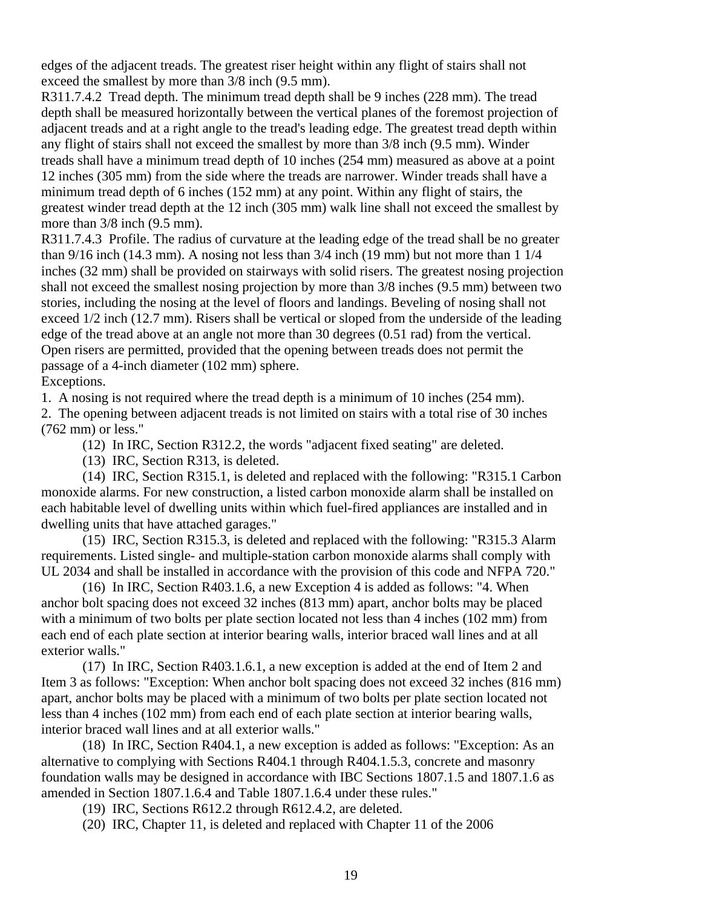edges of the adjacent treads. The greatest riser height within any flight of stairs shall not exceed the smallest by more than 3/8 inch (9.5 mm).

R311.7.4.2 Tread depth. The minimum tread depth shall be 9 inches (228 mm). The tread depth shall be measured horizontally between the vertical planes of the foremost projection of adjacent treads and at a right angle to the tread's leading edge. The greatest tread depth within any flight of stairs shall not exceed the smallest by more than 3/8 inch (9.5 mm). Winder treads shall have a minimum tread depth of 10 inches (254 mm) measured as above at a point 12 inches (305 mm) from the side where the treads are narrower. Winder treads shall have a minimum tread depth of 6 inches (152 mm) at any point. Within any flight of stairs, the greatest winder tread depth at the 12 inch (305 mm) walk line shall not exceed the smallest by more than 3/8 inch (9.5 mm).

R311.7.4.3 Profile. The radius of curvature at the leading edge of the tread shall be no greater than 9/16 inch (14.3 mm). A nosing not less than 3/4 inch (19 mm) but not more than 1 1/4 inches (32 mm) shall be provided on stairways with solid risers. The greatest nosing projection shall not exceed the smallest nosing projection by more than 3/8 inches (9.5 mm) between two stories, including the nosing at the level of floors and landings. Beveling of nosing shall not exceed 1/2 inch (12.7 mm). Risers shall be vertical or sloped from the underside of the leading edge of the tread above at an angle not more than 30 degrees (0.51 rad) from the vertical. Open risers are permitted, provided that the opening between treads does not permit the passage of a 4-inch diameter (102 mm) sphere.

Exceptions.

1. A nosing is not required where the tread depth is a minimum of 10 inches (254 mm).
2. The opening between adjacent treads is not limited on stairs with a total rise of 30 inches (762 mm) or less."

(12) In IRC, Section R312.2, the words "adjacent fixed seating" are deleted.

(13) IRC, Section R313, is deleted.

(14) IRC, Section R315.1, is deleted and replaced with the following: "R315.1 Carbon monoxide alarms. For new construction, a listed carbon monoxide alarm shall be installed on each habitable level of dwelling units within which fuel-fired appliances are installed and in dwelling units that have attached garages."

(15) IRC, Section R315.3, is deleted and replaced with the following: "R315.3 Alarm requirements. Listed single- and multiple-station carbon monoxide alarms shall comply with UL 2034 and shall be installed in accordance with the provision of this code and NFPA 720."

(16) In IRC, Section R403.1.6, a new Exception 4 is added as follows: "4. When anchor bolt spacing does not exceed 32 inches (813 mm) apart, anchor bolts may be placed with a minimum of two bolts per plate section located not less than 4 inches (102 mm) from each end of each plate section at interior bearing walls, interior braced wall lines and at all exterior walls."

(17) In IRC, Section R403.1.6.1, a new exception is added at the end of Item 2 and Item 3 as follows: "Exception: When anchor bolt spacing does not exceed 32 inches (816 mm) apart, anchor bolts may be placed with a minimum of two bolts per plate section located not less than 4 inches (102 mm) from each end of each plate section at interior bearing walls, interior braced wall lines and at all exterior walls."

(18) In IRC, Section R404.1, a new exception is added as follows: "Exception: As an alternative to complying with Sections R404.1 through R404.1.5.3, concrete and masonry foundation walls may be designed in accordance with IBC Sections 1807.1.5 and 1807.1.6 as amended in Section 1807.1.6.4 and Table 1807.1.6.4 under these rules."

(19) IRC, Sections R612.2 through R612.4.2, are deleted.

(20) IRC, Chapter 11, is deleted and replaced with Chapter 11 of the 2006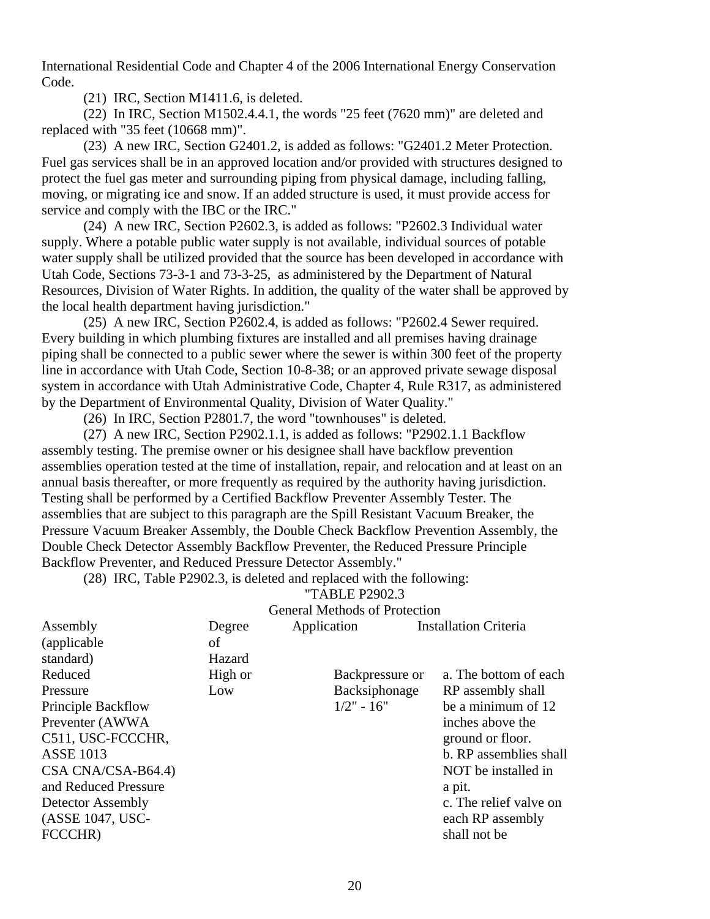International Residential Code and Chapter 4 of the 2006 International Energy Conservation Code.

(21) IRC, Section M1411.6, is deleted.

(22) In IRC, Section M1502.4.4.1, the words "25 feet (7620 mm)" are deleted and replaced with "35 feet (10668 mm)".

(23) A new IRC, Section G2401.2, is added as follows: "G2401.2 Meter Protection. Fuel gas services shall be in an approved location and/or provided with structures designed to protect the fuel gas meter and surrounding piping from physical damage, including falling, moving, or migrating ice and snow. If an added structure is used, it must provide access for service and comply with the IBC or the IRC."

(24) A new IRC, Section P2602.3, is added as follows: "P2602.3 Individual water supply. Where a potable public water supply is not available, individual sources of potable water supply shall be utilized provided that the source has been developed in accordance with Utah Code, Sections 73-3-1 and 73-3-25, as administered by the Department of Natural Resources, Division of Water Rights. In addition, the quality of the water shall be approved by the local health department having jurisdiction."

(25) A new IRC, Section P2602.4, is added as follows: "P2602.4 Sewer required. Every building in which plumbing fixtures are installed and all premises having drainage piping shall be connected to a public sewer where the sewer is within 300 feet of the property line in accordance with Utah Code, Section 10-8-38; or an approved private sewage disposal system in accordance with Utah Administrative Code, Chapter 4, Rule R317, as administered by the Department of Environmental Quality, Division of Water Quality."

(26) In IRC, Section P2801.7, the word "townhouses" is deleted.

(27) A new IRC, Section P2902.1.1, is added as follows: "P2902.1.1 Backflow assembly testing. The premise owner or his designee shall have backflow prevention assemblies operation tested at the time of installation, repair, and relocation and at least on an annual basis thereafter, or more frequently as required by the authority having jurisdiction. Testing shall be performed by a Certified Backflow Preventer Assembly Tester. The assemblies that are subject to this paragraph are the Spill Resistant Vacuum Breaker, the Pressure Vacuum Breaker Assembly, the Double Check Backflow Prevention Assembly, the Double Check Detector Assembly Backflow Preventer, the Reduced Pressure Principle Backflow Preventer, and Reduced Pressure Detector Assembly."

(28) IRC, Table P2902.3, is deleted and replaced with the following:

"TABLE P2902.3
General Methods of Protection

| Assembly (applicable standard) | Degree of Hazard | Application | Installation Criteria |
|---|---|---|---|
| Reduced Pressure Principle Backflow Preventer (AWWA C511, USC-FCCCHR, ASSE 1013 CSA CNA/CSA-B64.4) and Reduced Pressure Detector Assembly (ASSE 1047, USC-FCCCHR) | High or Low | Backpressure or Backsiphonage 1/2" - 16" | a. The bottom of each RP assembly shall be a minimum of 12 inches above the ground or floor. b. RP assemblies shall NOT be installed in a pit. c. The relief valve on each RP assembly shall not be |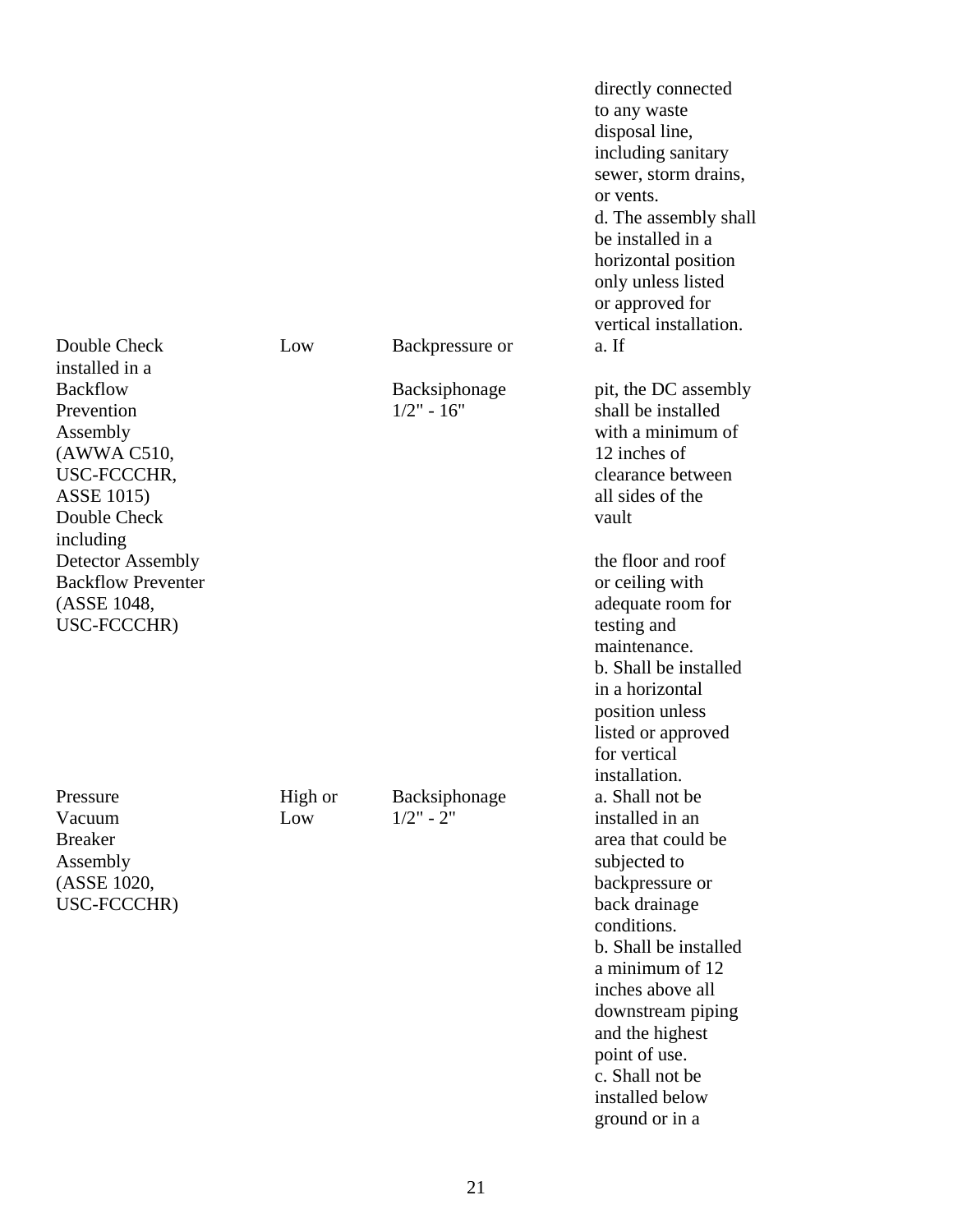| | | | directly connected to any waste disposal line, including sanitary sewer, storm drains, or vents.<br>d. The assembly shall be installed in a horizontal position only unless listed or approved for vertical installation. |
|---|---|---|---|
| Double Check installed in a Backflow Prevention Assembly (AWWA C510, USC-FCCCHR, ASSE 1015) Double Check including Detector Assembly Backflow Preventer (ASSE 1048, USC-FCCCHR) | Low | Backpressure or Backsiphonage 1/2" - 16" | a. If pit, the DC assembly shall be installed with a minimum of 12 inches of clearance between all sides of the vault the floor and roof or ceiling with adequate room for testing and maintenance.<br>b. Shall be installed in a horizontal position unless listed or approved for vertical installation. |
| Pressure Vacuum Breaker Assembly (ASSE 1020, USC-FCCCHR) | High or Low | Backsiphonage 1/2" - 2" | a. Shall not be installed in an area that could be subjected to backpressure or back drainage conditions.<br>b. Shall be installed a minimum of 12 inches above all downstream piping and the highest point of use.<br>c. Shall not be installed below ground or in a |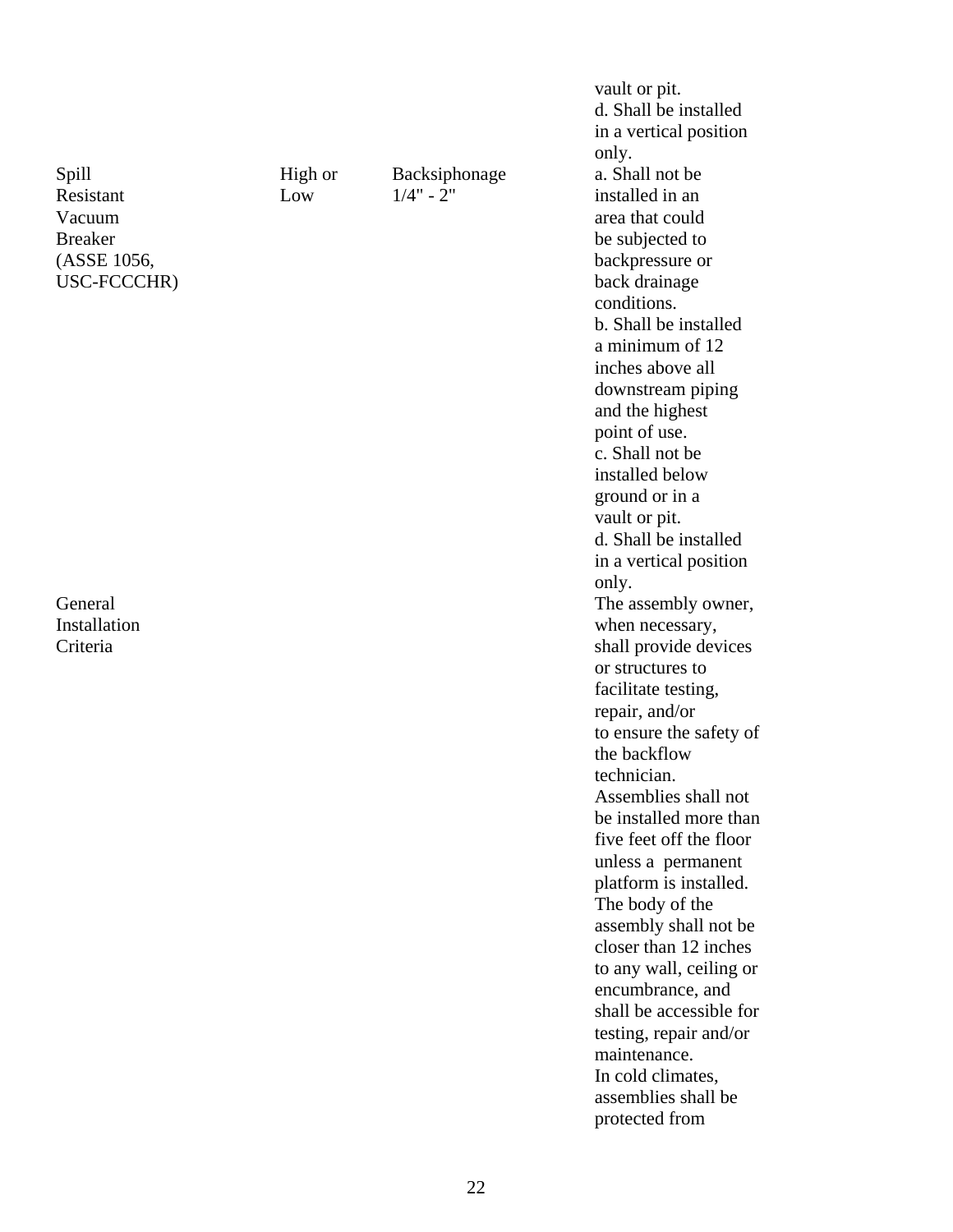| | | | |
|---|---|---|---|
| | | | vault or pit.<br>d. Shall be installed in a vertical position only. |
| Spill Resistant Vacuum Breaker (ASSE 1056, USC-FCCCHR) | High or Low | Backsiphonage 1/4" - 2" | a. Shall not be installed in an area that could be subjected to backpressure or back drainage conditions.<br>b. Shall be installed a minimum of 12 inches above all downstream piping and the highest point of use.<br>c. Shall not be installed below ground or in a vault or pit.<br>d. Shall be installed in a vertical position only. |
| General Installation Criteria | | | The assembly owner, when necessary, shall provide devices or structures to facilitate testing, repair, and/or to ensure the safety of the backflow technician.<br>Assemblies shall not be installed more than five feet off the floor unless a permanent platform is installed.<br>The body of the assembly shall not be closer than 12 inches to any wall, ceiling or encumbrance, and shall be accessible for testing, repair and/or maintenance.<br>In cold climates, assemblies shall be protected from |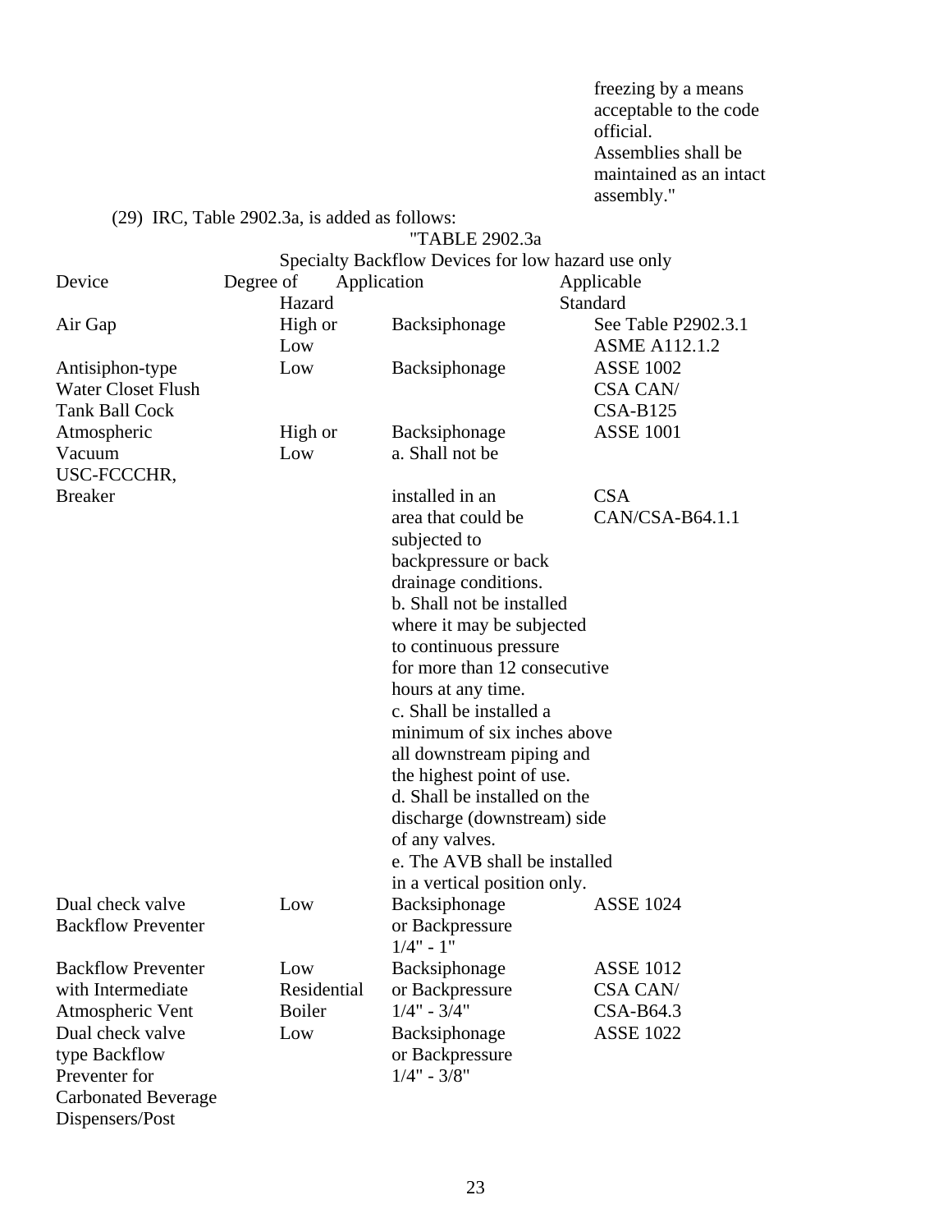freezing by a means acceptable to the code official.
Assemblies shall be maintained as an intact assembly."

(29) IRC, Table 2902.3a, is added as follows:

"TABLE 2902.3a

Specialty Backflow Devices for low hazard use only

| Device | Degree of Hazard | Application | Applicable Standard |
|---|---|---|---|
| Air Gap | High or Low | Backsiphonage | See Table P2902.3.1 ASME A112.1.2 |
| Antisiphon-type Water Closet Flush Tank Ball Cock | Low | Backsiphonage | ASSE 1002 CSA CAN/ CSA-B125 |
| Atmospheric Vacuum USC-FCCCHR, Breaker | High or Low | Backsiphonage a. Shall not be installed in an area that could be subjected to backpressure or back drainage conditions. b. Shall not be installed where it may be subjected to continuous pressure for more than 12 consecutive hours at any time. c. Shall be installed a minimum of six inches above all downstream piping and the highest point of use. d. Shall be installed on the discharge (downstream) side of any valves. e. The AVB shall be installed in a vertical position only. | ASSE 1001 CSA CAN/CSA-B64.1.1 |
| Dual check valve Backflow Preventer | Low | Backsiphonage or Backpressure 1/4" - 1" | ASSE 1024 |
| Backflow Preventer with Intermediate Atmospheric Vent | Low Residential Boiler | Backsiphonage or Backpressure 1/4" - 3/4" | ASSE 1012 CSA CAN/ CSA-B64.3 |
| Dual check valve type Backflow Preventer for Carbonated Beverage Dispensers/Post | Low | Backsiphonage or Backpressure 1/4" - 3/8" | ASSE 1022 |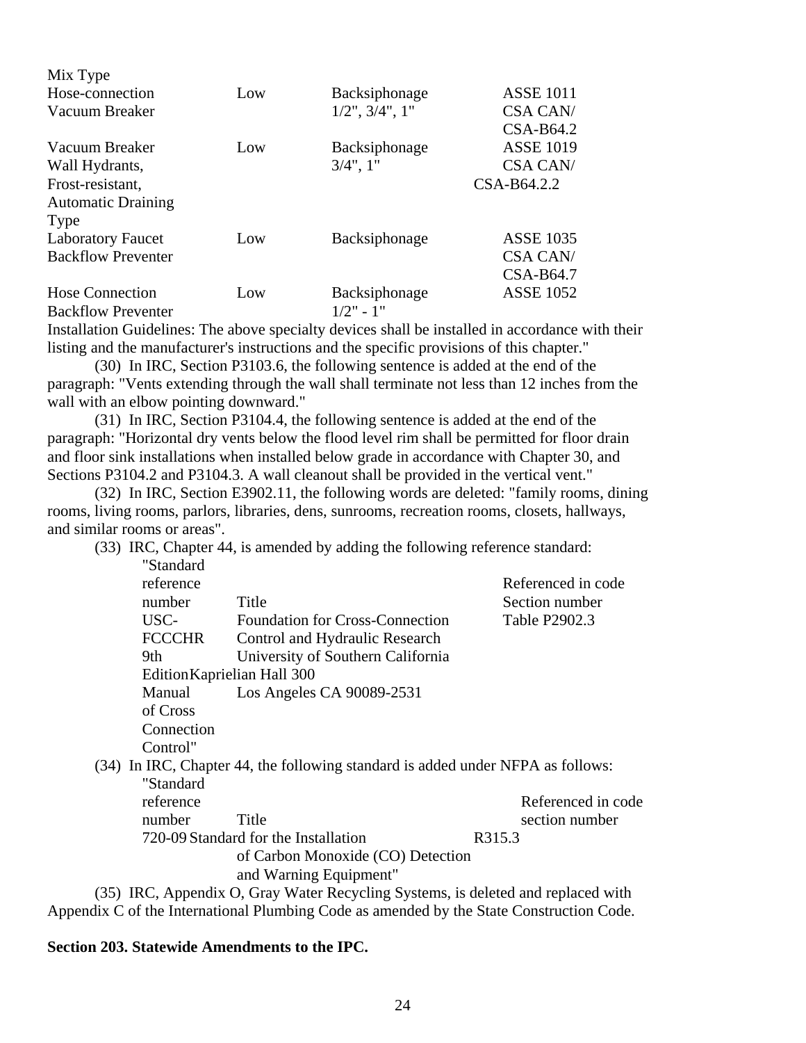| | | | |
|---|---|---|---|
| Mix Type | | | |
| Hose-connection Vacuum Breaker | Low | Backsiphonage 1/2", 3/4", 1" | ASSE 1011 CSA CAN/ CSA-B64.2 |
| Vacuum Breaker Wall Hydrants, Frost-resistant, Automatic Draining Type | Low | Backsiphonage 3/4", 1" | ASSE 1019 CSA CAN/ CSA-B64.2.2 |
| Laboratory Faucet Backflow Preventer | Low | Backsiphonage | ASSE 1035 CSA CAN/ CSA-B64.7 |
| Hose Connection Backflow Preventer | Low | Backsiphonage 1/2" - 1" | ASSE 1052 |

Installation Guidelines: The above specialty devices shall be installed in accordance with their listing and the manufacturer's instructions and the specific provisions of this chapter."

(30) In IRC, Section P3103.6, the following sentence is added at the end of the paragraph: "Vents extending through the wall shall terminate not less than 12 inches from the wall with an elbow pointing downward."

(31) In IRC, Section P3104.4, the following sentence is added at the end of the paragraph: "Horizontal dry vents below the flood level rim shall be permitted for floor drain and floor sink installations when installed below grade in accordance with Chapter 30, and Sections P3104.2 and P3104.3. A wall cleanout shall be provided in the vertical vent."

(32) In IRC, Section E3902.11, the following words are deleted: "family rooms, dining rooms, living rooms, parlors, libraries, dens, sunrooms, recreation rooms, closets, hallways, and similar rooms or areas".

(33) IRC, Chapter 44, is amended by adding the following reference standard:

| "Standard reference number | Title | Referenced in code Section number |
|---|---|---|
| USC-FCCCHR 9th Edition Manual of Cross Connection Control" | Foundation for Cross-Connection Control and Hydraulic Research University of Southern California Kaprielian Hall 300 Los Angeles CA 90089-2531 | Table P2902.3 |

(34) In IRC, Chapter 44, the following standard is added under NFPA as follows:

| "Standard reference number | Title | Referenced in code section number |
|---|---|---|
| 720-09 | Standard for the Installation of Carbon Monoxide (CO) Detection and Warning Equipment" | R315.3 |

(35) IRC, Appendix O, Gray Water Recycling Systems, is deleted and replaced with Appendix C of the International Plumbing Code as amended by the State Construction Code.

**Section 203. Statewide Amendments to the IPC.**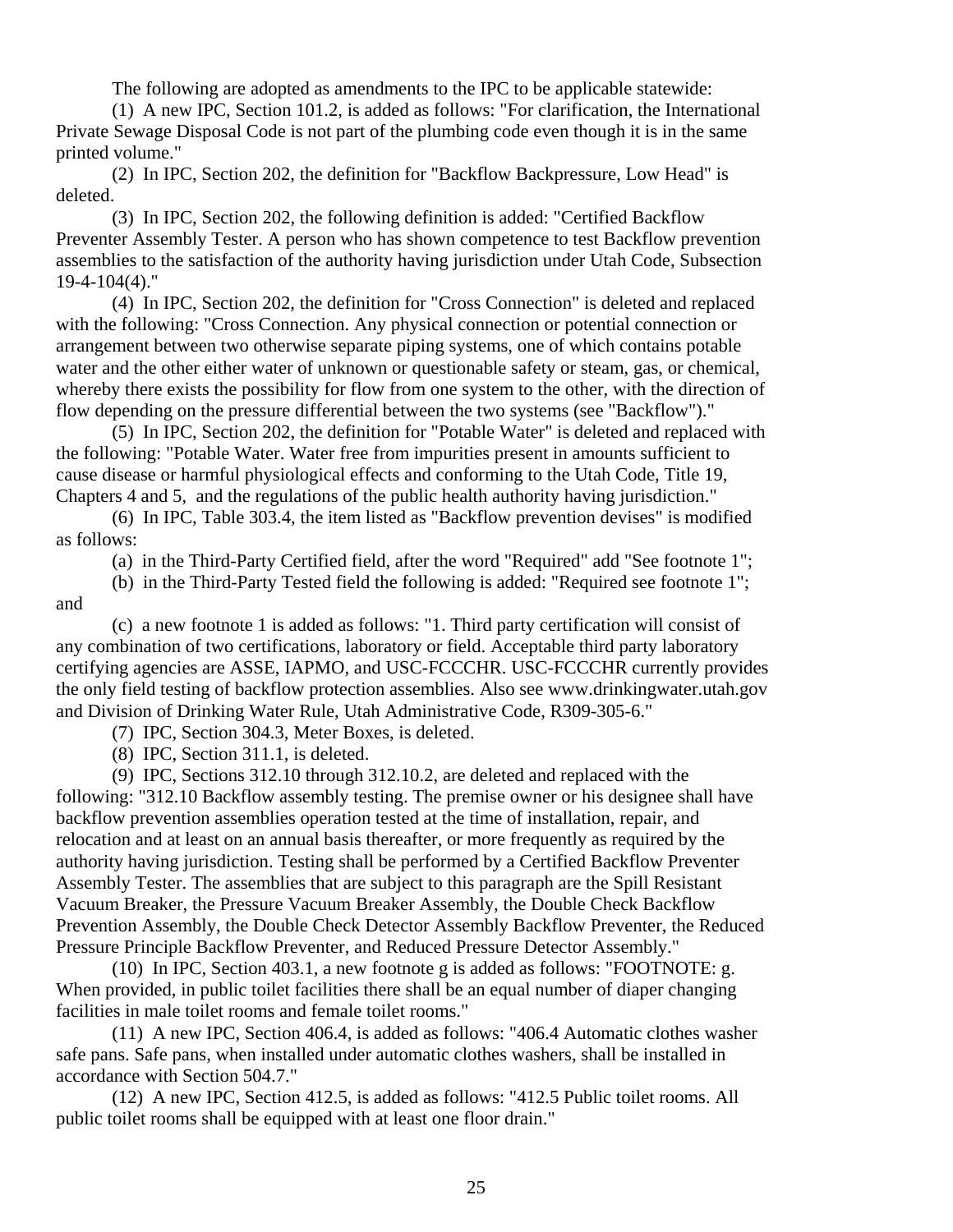The following are adopted as amendments to the IPC to be applicable statewide:

(1) A new IPC, Section 101.2, is added as follows: "For clarification, the International Private Sewage Disposal Code is not part of the plumbing code even though it is in the same printed volume."

(2) In IPC, Section 202, the definition for "Backflow Backpressure, Low Head" is deleted.

(3) In IPC, Section 202, the following definition is added: "Certified Backflow Preventer Assembly Tester. A person who has shown competence to test Backflow prevention assemblies to the satisfaction of the authority having jurisdiction under Utah Code, Subsection 19-4-104(4)."

(4) In IPC, Section 202, the definition for "Cross Connection" is deleted and replaced with the following: "Cross Connection. Any physical connection or potential connection or arrangement between two otherwise separate piping systems, one of which contains potable water and the other either water of unknown or questionable safety or steam, gas, or chemical, whereby there exists the possibility for flow from one system to the other, with the direction of flow depending on the pressure differential between the two systems (see "Backflow")."

(5) In IPC, Section 202, the definition for "Potable Water" is deleted and replaced with the following: "Potable Water. Water free from impurities present in amounts sufficient to cause disease or harmful physiological effects and conforming to the Utah Code, Title 19, Chapters 4 and 5, and the regulations of the public health authority having jurisdiction."

(6) In IPC, Table 303.4, the item listed as "Backflow prevention devises" is modified as follows:

(a) in the Third-Party Certified field, after the word "Required" add "See footnote 1";

(b) in the Third-Party Tested field the following is added: "Required see footnote 1"; and

(c) a new footnote 1 is added as follows: "1. Third party certification will consist of any combination of two certifications, laboratory or field. Acceptable third party laboratory certifying agencies are ASSE, IAPMO, and USC-FCCCHR. USC-FCCCHR currently provides the only field testing of backflow protection assemblies. Also see www.drinkingwater.utah.gov and Division of Drinking Water Rule, Utah Administrative Code, R309-305-6."

(7) IPC, Section 304.3, Meter Boxes, is deleted.

(8) IPC, Section 311.1, is deleted.

(9) IPC, Sections 312.10 through 312.10.2, are deleted and replaced with the following: "312.10 Backflow assembly testing. The premise owner or his designee shall have backflow prevention assemblies operation tested at the time of installation, repair, and relocation and at least on an annual basis thereafter, or more frequently as required by the authority having jurisdiction. Testing shall be performed by a Certified Backflow Preventer Assembly Tester. The assemblies that are subject to this paragraph are the Spill Resistant Vacuum Breaker, the Pressure Vacuum Breaker Assembly, the Double Check Backflow Prevention Assembly, the Double Check Detector Assembly Backflow Preventer, the Reduced Pressure Principle Backflow Preventer, and Reduced Pressure Detector Assembly."

(10) In IPC, Section 403.1, a new footnote g is added as follows: "FOOTNOTE: g. When provided, in public toilet facilities there shall be an equal number of diaper changing facilities in male toilet rooms and female toilet rooms."

(11) A new IPC, Section 406.4, is added as follows: "406.4 Automatic clothes washer safe pans. Safe pans, when installed under automatic clothes washers, shall be installed in accordance with Section 504.7."

(12) A new IPC, Section 412.5, is added as follows: "412.5 Public toilet rooms. All public toilet rooms shall be equipped with at least one floor drain."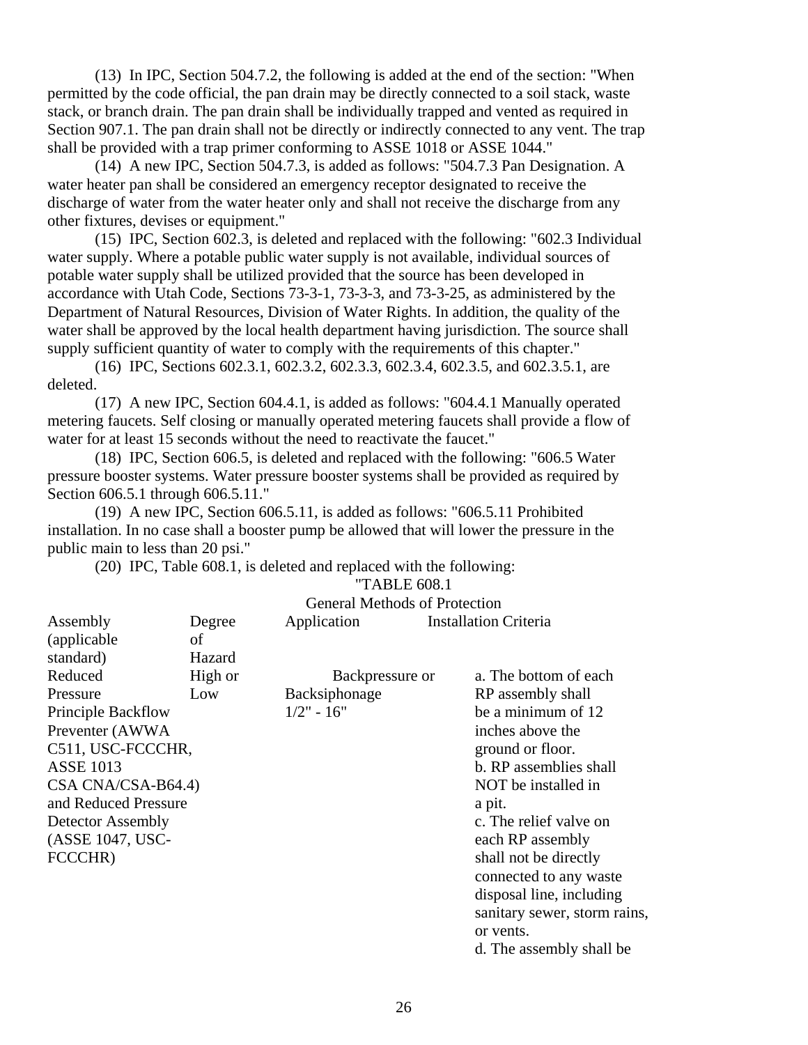(13) In IPC, Section 504.7.2, the following is added at the end of the section: "When permitted by the code official, the pan drain may be directly connected to a soil stack, waste stack, or branch drain. The pan drain shall be individually trapped and vented as required in Section 907.1. The pan drain shall not be directly or indirectly connected to any vent. The trap shall be provided with a trap primer conforming to ASSE 1018 or ASSE 1044."

(14) A new IPC, Section 504.7.3, is added as follows: "504.7.3 Pan Designation. A water heater pan shall be considered an emergency receptor designated to receive the discharge of water from the water heater only and shall not receive the discharge from any other fixtures, devises or equipment."

(15) IPC, Section 602.3, is deleted and replaced with the following: "602.3 Individual water supply. Where a potable public water supply is not available, individual sources of potable water supply shall be utilized provided that the source has been developed in accordance with Utah Code, Sections 73-3-1, 73-3-3, and 73-3-25, as administered by the Department of Natural Resources, Division of Water Rights. In addition, the quality of the water shall be approved by the local health department having jurisdiction. The source shall supply sufficient quantity of water to comply with the requirements of this chapter."

(16) IPC, Sections 602.3.1, 602.3.2, 602.3.3, 602.3.4, 602.3.5, and 602.3.5.1, are deleted.

(17) A new IPC, Section 604.4.1, is added as follows: "604.4.1 Manually operated metering faucets. Self closing or manually operated metering faucets shall provide a flow of water for at least 15 seconds without the need to reactivate the faucet."

(18) IPC, Section 606.5, is deleted and replaced with the following: "606.5 Water pressure booster systems. Water pressure booster systems shall be provided as required by Section 606.5.1 through 606.5.11."

(19) A new IPC, Section 606.5.11, is added as follows: "606.5.11 Prohibited installation. In no case shall a booster pump be allowed that will lower the pressure in the public main to less than 20 psi."

(20) IPC, Table 608.1, is deleted and replaced with the following:

"TABLE 608.1

General Methods of Protection

| Assembly (applicable standard) | Degree of Hazard | Application | Installation Criteria |
|---|---|---|---|
| Reduced Pressure Principle Backflow Preventer (AWWA C511, USC-FCCCHR, ASSE 1013 CSA CNA/CSA-B64.4) and Reduced Pressure Detector Assembly (ASSE 1047, USC-FCCCHR) | High or Low | Backpressure or Backsiphonage 1/2" - 16" | a. The bottom of each RP assembly shall be a minimum of 12 inches above the ground or floor.<br>b. RP assemblies shall NOT be installed in a pit.<br>c. The relief valve on each RP assembly shall not be directly connected to any waste disposal line, including sanitary sewer, storm rains, or vents.<br>d. The assembly shall be |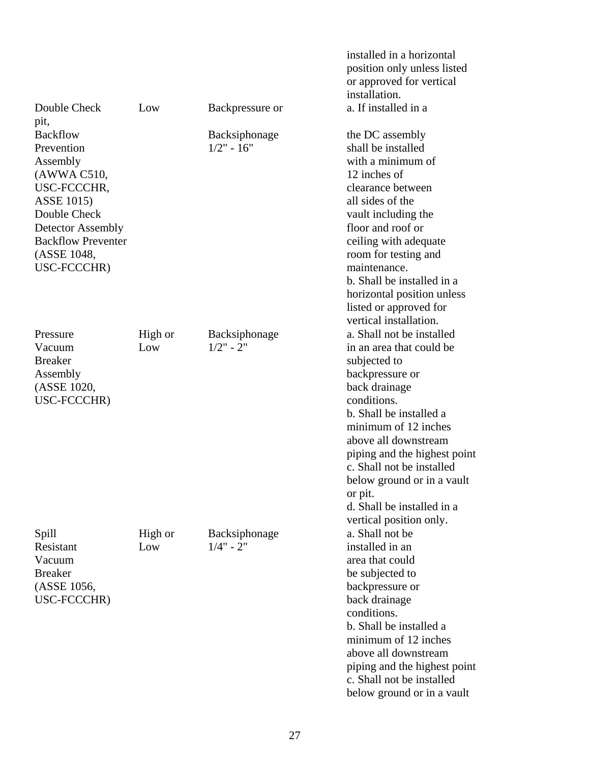| | | | installed in a horizontal position only unless listed or approved for vertical installation. |
|---|---|---|---|
| Double Check Backflow Prevention Assembly (AWWA C510, USC-FCCCHR, ASSE 1015) Double Check Detector Assembly Backflow Preventer (ASSE 1048, USC-FCCCHR) | Low | Backpressure or Backsiphonage 1/2" - 16" | a. If installed in a pit, the DC assembly shall be installed with a minimum of 12 inches of clearance between all sides of the vault including the floor and roof or ceiling with adequate room for testing and maintenance. b. Shall be installed in a horizontal position unless listed or approved for vertical installation. |
| Pressure Vacuum Breaker Assembly (ASSE 1020, USC-FCCCHR) | High or Low | Backsiphonage 1/2" - 2" | a. Shall not be installed in an area that could be subjected to backpressure or back drainage conditions. b. Shall be installed a minimum of 12 inches above all downstream piping and the highest point c. Shall not be installed below ground or in a vault or pit. d. Shall be installed in a vertical position only. |
| Spill Resistant Vacuum Breaker (ASSE 1056, USC-FCCCHR) | High or Low | Backsiphonage 1/4" - 2" | a. Shall not be installed in an area that could be subjected to backpressure or back drainage conditions. b. Shall be installed a minimum of 12 inches above all downstream piping and the highest point c. Shall not be installed below ground or in a vault |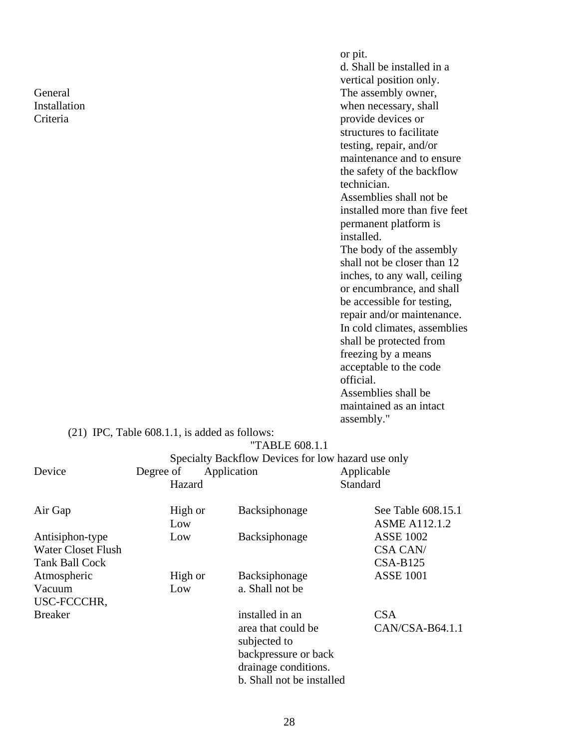| | | | or pit.<br>d. Shall be installed in a vertical position only. |
|---|---|---|---|
| General Installation Criteria | | | The assembly owner, when necessary, shall provide devices or structures to facilitate testing, repair, and/or maintenance and to ensure the safety of the backflow technician.<br>Assemblies shall not be installed more than five feet permanent platform is installed.<br>The body of the assembly shall not be closer than 12 inches, to any wall, ceiling or encumbrance, and shall be accessible for testing, repair and/or maintenance.<br>In cold climates, assemblies shall be protected from freezing by a means acceptable to the code official.<br>Assemblies shall be maintained as an intact assembly." |

(21) IPC, Table 608.1.1, is added as follows:

"TABLE 608.1.1

Specialty Backflow Devices for low hazard use only

| Device | Degree of Hazard | Application | Applicable Standard |
|---|---|---|---|
| Air Gap | High or Low | Backsiphonage | See Table 608.15.1<br>ASME A112.1.2 |
| Antisiphon-type Water Closet Flush Tank Ball Cock | Low | Backsiphonage | ASSE 1002<br>CSA CAN/ CSA-B125 |
| Atmospheric Vacuum USC-FCCCHR, Breaker | High or Low | Backsiphonage<br>a. Shall not be installed in an area that could be subjected to backpressure or back drainage conditions.<br>b. Shall not be installed | ASSE 1001<br>CSA CAN/CSA-B64.1.1 |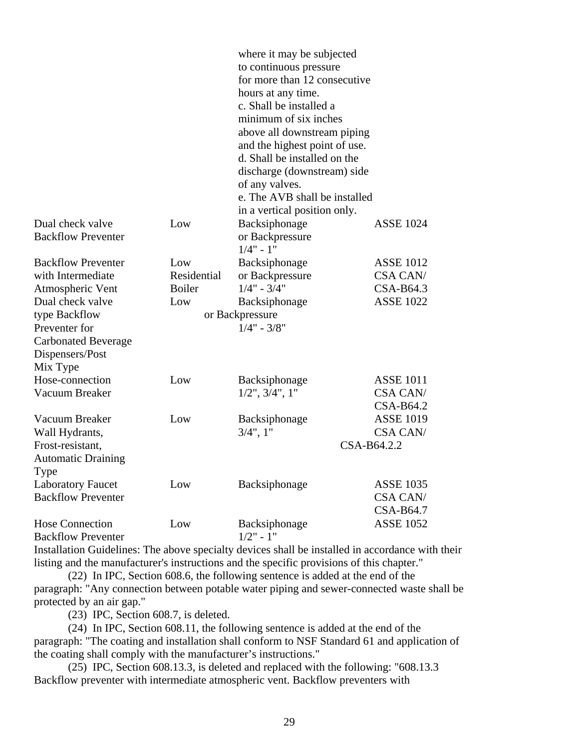| | | | |
|---|---|---|---|
| | | where it may be subjected to continuous pressure for more than 12 consecutive hours at any time. c. Shall be installed a minimum of six inches above all downstream piping and the highest point of use. d. Shall be installed on the discharge (downstream) side of any valves. e. The AVB shall be installed in a vertical position only. | |
| Dual check valve Backflow Preventer | Low | Backsiphonage or Backpressure 1/4" - 1" | ASSE 1024 |
| Backflow Preventer with Intermediate Atmospheric Vent | Low Residential Boiler | Backsiphonage or Backpressure 1/4" - 3/4" | ASSE 1012 CSA CAN/ CSA-B64.3 |
| Dual check valve type Backflow Preventer for Carbonated Beverage Dispensers/Post Mix Type | Low | Backsiphonage or Backpressure 1/4" - 3/8" | ASSE 1022 |
| Hose-connection Vacuum Breaker | Low | Backsiphonage 1/2", 3/4", 1" | ASSE 1011 CSA CAN/ CSA-B64.2 |
| Vacuum Breaker Wall Hydrants, Frost-resistant, Automatic Draining Type | Low | Backsiphonage 3/4", 1" | ASSE 1019 CSA CAN/ CSA-B64.2.2 |
| Laboratory Faucet Backflow Preventer | Low | Backsiphonage | ASSE 1035 CSA CAN/ CSA-B64.7 |
| Hose Connection Backflow Preventer | Low | Backsiphonage 1/2" - 1" | ASSE 1052 |

Installation Guidelines: The above specialty devices shall be installed in accordance with their listing and the manufacturer's instructions and the specific provisions of this chapter."

(22) In IPC, Section 608.6, the following sentence is added at the end of the paragraph: "Any connection between potable water piping and sewer-connected waste shall be protected by an air gap."

(23) IPC, Section 608.7, is deleted.

(24) In IPC, Section 608.11, the following sentence is added at the end of the paragraph: "The coating and installation shall conform to NSF Standard 61 and application of the coating shall comply with the manufacturer's instructions."

(25) IPC, Section 608.13.3, is deleted and replaced with the following: "608.13.3 Backflow preventer with intermediate atmospheric vent. Backflow preventers with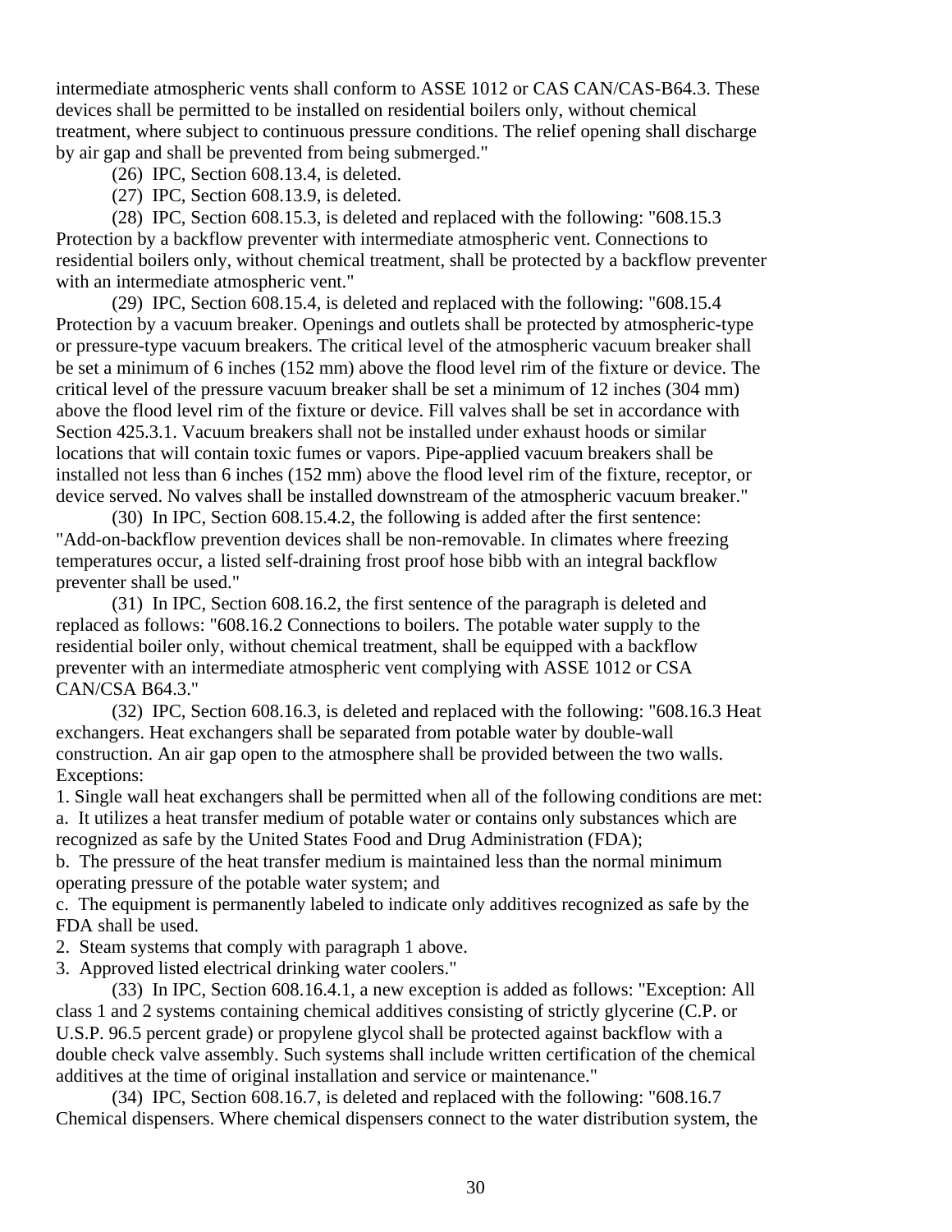intermediate atmospheric vents shall conform to ASSE 1012 or CAS CAN/CAS-B64.3. These devices shall be permitted to be installed on residential boilers only, without chemical treatment, where subject to continuous pressure conditions. The relief opening shall discharge by air gap and shall be prevented from being submerged."

(26) IPC, Section 608.13.4, is deleted.

(27) IPC, Section 608.13.9, is deleted.

(28) IPC, Section 608.15.3, is deleted and replaced with the following: "608.15.3 Protection by a backflow preventer with intermediate atmospheric vent. Connections to residential boilers only, without chemical treatment, shall be protected by a backflow preventer with an intermediate atmospheric vent."

(29) IPC, Section 608.15.4, is deleted and replaced with the following: "608.15.4 Protection by a vacuum breaker. Openings and outlets shall be protected by atmospheric-type or pressure-type vacuum breakers. The critical level of the atmospheric vacuum breaker shall be set a minimum of 6 inches (152 mm) above the flood level rim of the fixture or device. The critical level of the pressure vacuum breaker shall be set a minimum of 12 inches (304 mm) above the flood level rim of the fixture or device. Fill valves shall be set in accordance with Section 425.3.1. Vacuum breakers shall not be installed under exhaust hoods or similar locations that will contain toxic fumes or vapors. Pipe-applied vacuum breakers shall be installed not less than 6 inches (152 mm) above the flood level rim of the fixture, receptor, or device served. No valves shall be installed downstream of the atmospheric vacuum breaker."

(30) In IPC, Section 608.15.4.2, the following is added after the first sentence: "Add-on-backflow prevention devices shall be non-removable. In climates where freezing temperatures occur, a listed self-draining frost proof hose bibb with an integral backflow preventer shall be used."

(31) In IPC, Section 608.16.2, the first sentence of the paragraph is deleted and replaced as follows: "608.16.2 Connections to boilers. The potable water supply to the residential boiler only, without chemical treatment, shall be equipped with a backflow preventer with an intermediate atmospheric vent complying with ASSE 1012 or CSA CAN/CSA B64.3."

(32) IPC, Section 608.16.3, is deleted and replaced with the following: "608.16.3 Heat exchangers. Heat exchangers shall be separated from potable water by double-wall construction. An air gap open to the atmosphere shall be provided between the two walls. Exceptions:

1. Single wall heat exchangers shall be permitted when all of the following conditions are met:
a. It utilizes a heat transfer medium of potable water or contains only substances which are recognized as safe by the United States Food and Drug Administration (FDA);
b. The pressure of the heat transfer medium is maintained less than the normal minimum operating pressure of the potable water system; and
c. The equipment is permanently labeled to indicate only additives recognized as safe by the FDA shall be used.
2. Steam systems that comply with paragraph 1 above.
3. Approved listed electrical drinking water coolers."

(33) In IPC, Section 608.16.4.1, a new exception is added as follows: "Exception: All class 1 and 2 systems containing chemical additives consisting of strictly glycerine (C.P. or U.S.P. 96.5 percent grade) or propylene glycol shall be protected against backflow with a double check valve assembly. Such systems shall include written certification of the chemical additives at the time of original installation and service or maintenance."

(34) IPC, Section 608.16.7, is deleted and replaced with the following: "608.16.7 Chemical dispensers. Where chemical dispensers connect to the water distribution system, the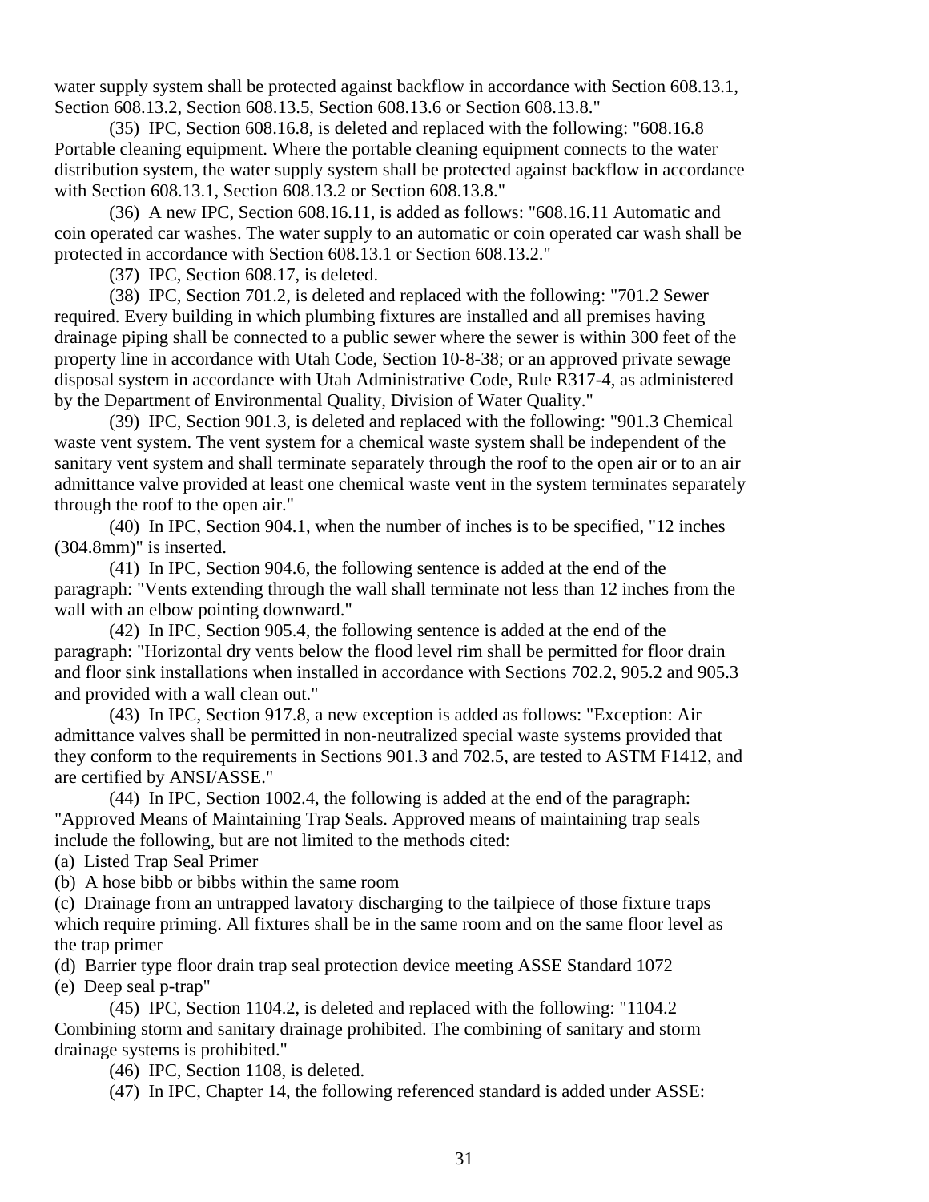water supply system shall be protected against backflow in accordance with Section 608.13.1, Section 608.13.2, Section 608.13.5, Section 608.13.6 or Section 608.13.8."

(35) IPC, Section 608.16.8, is deleted and replaced with the following: "608.16.8 Portable cleaning equipment. Where the portable cleaning equipment connects to the water distribution system, the water supply system shall be protected against backflow in accordance with Section 608.13.1, Section 608.13.2 or Section 608.13.8."

(36) A new IPC, Section 608.16.11, is added as follows: "608.16.11 Automatic and coin operated car washes. The water supply to an automatic or coin operated car wash shall be protected in accordance with Section 608.13.1 or Section 608.13.2."

(37) IPC, Section 608.17, is deleted.

(38) IPC, Section 701.2, is deleted and replaced with the following: "701.2 Sewer required. Every building in which plumbing fixtures are installed and all premises having drainage piping shall be connected to a public sewer where the sewer is within 300 feet of the property line in accordance with Utah Code, Section 10-8-38; or an approved private sewage disposal system in accordance with Utah Administrative Code, Rule R317-4, as administered by the Department of Environmental Quality, Division of Water Quality."

(39) IPC, Section 901.3, is deleted and replaced with the following: "901.3 Chemical waste vent system. The vent system for a chemical waste system shall be independent of the sanitary vent system and shall terminate separately through the roof to the open air or to an air admittance valve provided at least one chemical waste vent in the system terminates separately through the roof to the open air."

(40) In IPC, Section 904.1, when the number of inches is to be specified, "12 inches (304.8mm)" is inserted.

(41) In IPC, Section 904.6, the following sentence is added at the end of the paragraph: "Vents extending through the wall shall terminate not less than 12 inches from the wall with an elbow pointing downward."

(42) In IPC, Section 905.4, the following sentence is added at the end of the paragraph: "Horizontal dry vents below the flood level rim shall be permitted for floor drain and floor sink installations when installed in accordance with Sections 702.2, 905.2 and 905.3 and provided with a wall clean out."

(43) In IPC, Section 917.8, a new exception is added as follows: "Exception: Air admittance valves shall be permitted in non-neutralized special waste systems provided that they conform to the requirements in Sections 901.3 and 702.5, are tested to ASTM F1412, and are certified by ANSI/ASSE."

(44) In IPC, Section 1002.4, the following is added at the end of the paragraph: "Approved Means of Maintaining Trap Seals. Approved means of maintaining trap seals include the following, but are not limited to the methods cited:
(a) Listed Trap Seal Primer
(b) A hose bibb or bibbs within the same room
(c) Drainage from an untrapped lavatory discharging to the tailpiece of those fixture traps which require priming. All fixtures shall be in the same room and on the same floor level as the trap primer
(d) Barrier type floor drain trap seal protection device meeting ASSE Standard 1072
(e) Deep seal p-trap"

(45) IPC, Section 1104.2, is deleted and replaced with the following: "1104.2 Combining storm and sanitary drainage prohibited. The combining of sanitary and storm drainage systems is prohibited."

(46) IPC, Section 1108, is deleted.

(47) In IPC, Chapter 14, the following referenced standard is added under ASSE: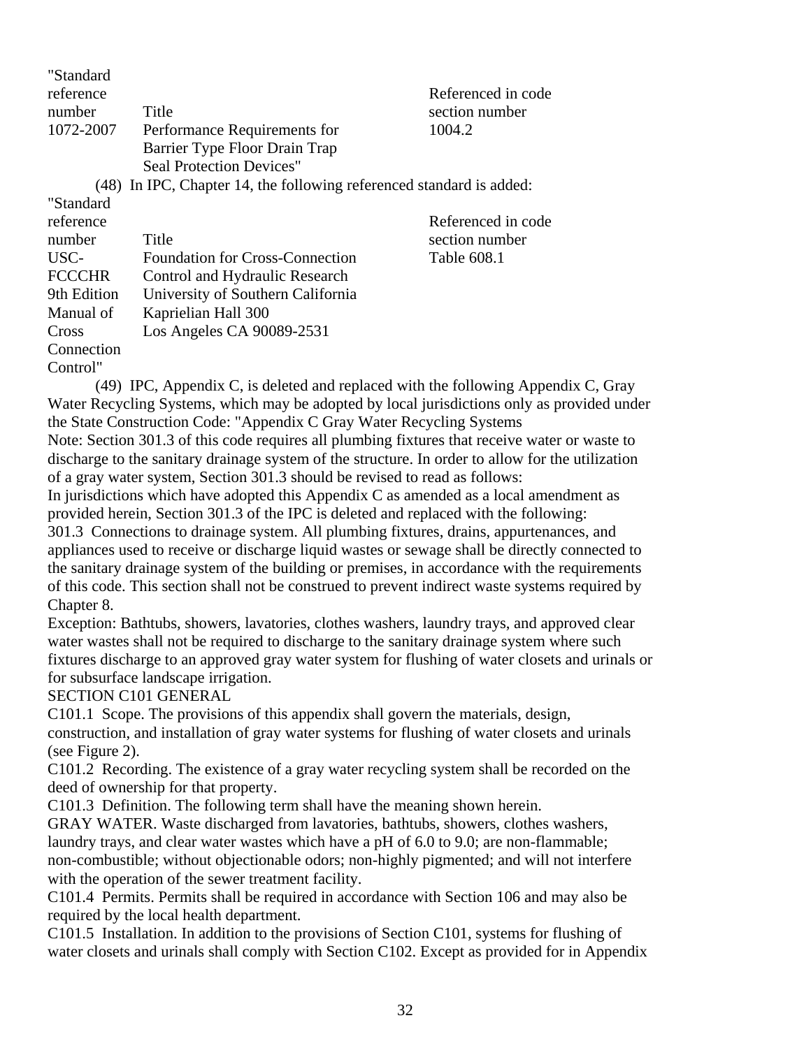| "Standard reference number | Title | Referenced in code section number |
| --- | --- | --- |
| 1072-2007 | Performance Requirements for Barrier Type Floor Drain Trap Seal Protection Devices" | 1004.2 |

(48) In IPC, Chapter 14, the following referenced standard is added:

| "Standard reference number | Title | Referenced in code section number |
| --- | --- | --- |
| USC-FCCCHR 9th Edition Manual of Cross Connection Control" | Foundation for Cross-Connection Control and Hydraulic Research University of Southern California Kaprielian Hall 300 Los Angeles CA 90089-2531 | Table 608.1 |

(49) IPC, Appendix C, is deleted and replaced with the following Appendix C, Gray Water Recycling Systems, which may be adopted by local jurisdictions only as provided under the State Construction Code: "Appendix C Gray Water Recycling Systems

Note: Section 301.3 of this code requires all plumbing fixtures that receive water or waste to discharge to the sanitary drainage system of the structure. In order to allow for the utilization of a gray water system, Section 301.3 should be revised to read as follows:

In jurisdictions which have adopted this Appendix C as amended as a local amendment as provided herein, Section 301.3 of the IPC is deleted and replaced with the following:

301.3 Connections to drainage system. All plumbing fixtures, drains, appurtenances, and appliances used to receive or discharge liquid wastes or sewage shall be directly connected to the sanitary drainage system of the building or premises, in accordance with the requirements of this code. This section shall not be construed to prevent indirect waste systems required by Chapter 8.

Exception: Bathtubs, showers, lavatories, clothes washers, laundry trays, and approved clear water wastes shall not be required to discharge to the sanitary drainage system where such fixtures discharge to an approved gray water system for flushing of water closets and urinals or for subsurface landscape irrigation.

SECTION C101 GENERAL

C101.1 Scope. The provisions of this appendix shall govern the materials, design, construction, and installation of gray water systems for flushing of water closets and urinals (see Figure 2).

C101.2 Recording. The existence of a gray water recycling system shall be recorded on the deed of ownership for that property.

C101.3 Definition. The following term shall have the meaning shown herein.

GRAY WATER. Waste discharged from lavatories, bathtubs, showers, clothes washers, laundry trays, and clear water wastes which have a pH of 6.0 to 9.0; are non-flammable; non-combustible; without objectionable odors; non-highly pigmented; and will not interfere with the operation of the sewer treatment facility.

C101.4 Permits. Permits shall be required in accordance with Section 106 and may also be required by the local health department.

C101.5 Installation. In addition to the provisions of Section C101, systems for flushing of water closets and urinals shall comply with Section C102. Except as provided for in Appendix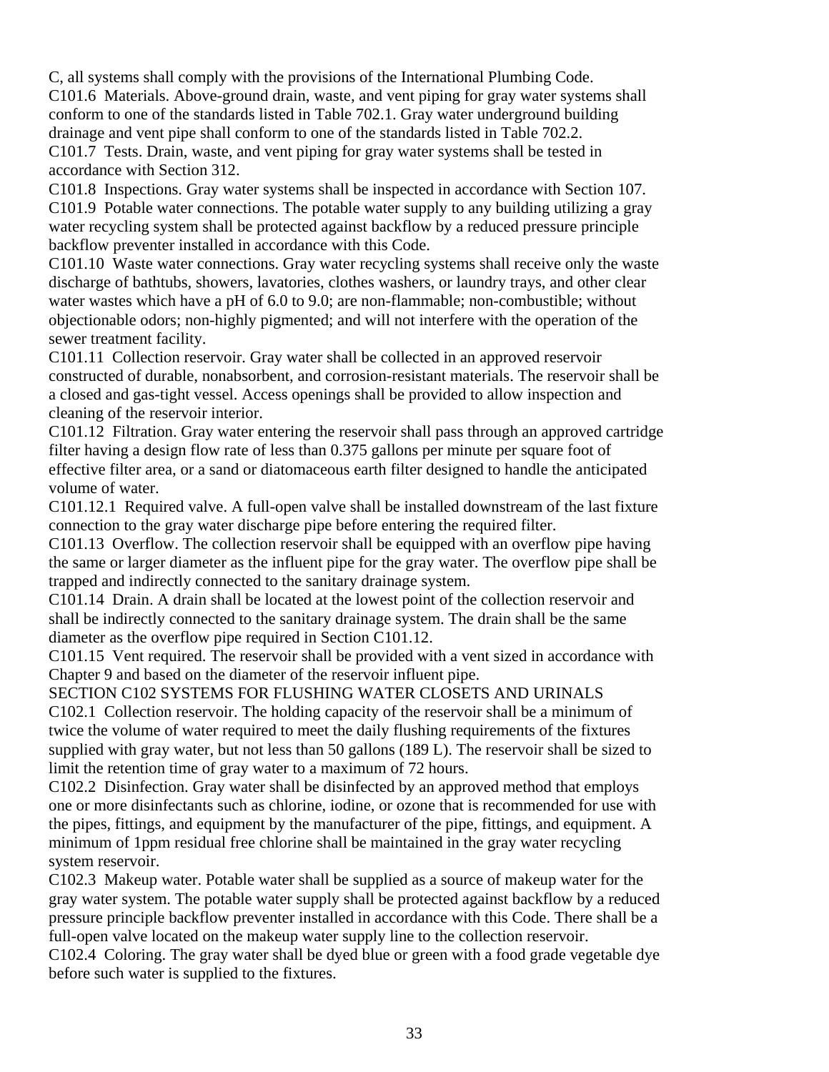C, all systems shall comply with the provisions of the International Plumbing Code.

C101.6 Materials. Above-ground drain, waste, and vent piping for gray water systems shall conform to one of the standards listed in Table 702.1. Gray water underground building drainage and vent pipe shall conform to one of the standards listed in Table 702.2.

C101.7 Tests. Drain, waste, and vent piping for gray water systems shall be tested in accordance with Section 312.

C101.8 Inspections. Gray water systems shall be inspected in accordance with Section 107.

C101.9 Potable water connections. The potable water supply to any building utilizing a gray water recycling system shall be protected against backflow by a reduced pressure principle backflow preventer installed in accordance with this Code.

C101.10 Waste water connections. Gray water recycling systems shall receive only the waste discharge of bathtubs, showers, lavatories, clothes washers, or laundry trays, and other clear water wastes which have a pH of 6.0 to 9.0; are non-flammable; non-combustible; without objectionable odors; non-highly pigmented; and will not interfere with the operation of the sewer treatment facility.

C101.11 Collection reservoir. Gray water shall be collected in an approved reservoir constructed of durable, nonabsorbent, and corrosion-resistant materials. The reservoir shall be a closed and gas-tight vessel. Access openings shall be provided to allow inspection and cleaning of the reservoir interior.

C101.12 Filtration. Gray water entering the reservoir shall pass through an approved cartridge filter having a design flow rate of less than 0.375 gallons per minute per square foot of effective filter area, or a sand or diatomaceous earth filter designed to handle the anticipated volume of water.

C101.12.1 Required valve. A full-open valve shall be installed downstream of the last fixture connection to the gray water discharge pipe before entering the required filter.

C101.13 Overflow. The collection reservoir shall be equipped with an overflow pipe having the same or larger diameter as the influent pipe for the gray water. The overflow pipe shall be trapped and indirectly connected to the sanitary drainage system.

C101.14 Drain. A drain shall be located at the lowest point of the collection reservoir and shall be indirectly connected to the sanitary drainage system. The drain shall be the same diameter as the overflow pipe required in Section C101.12.

C101.15 Vent required. The reservoir shall be provided with a vent sized in accordance with Chapter 9 and based on the diameter of the reservoir influent pipe.

## SECTION C102 SYSTEMS FOR FLUSHING WATER CLOSETS AND URINALS

C102.1 Collection reservoir. The holding capacity of the reservoir shall be a minimum of twice the volume of water required to meet the daily flushing requirements of the fixtures supplied with gray water, but not less than 50 gallons (189 L). The reservoir shall be sized to limit the retention time of gray water to a maximum of 72 hours.

C102.2 Disinfection. Gray water shall be disinfected by an approved method that employs one or more disinfectants such as chlorine, iodine, or ozone that is recommended for use with the pipes, fittings, and equipment by the manufacturer of the pipe, fittings, and equipment. A minimum of 1ppm residual free chlorine shall be maintained in the gray water recycling system reservoir.

C102.3 Makeup water. Potable water shall be supplied as a source of makeup water for the gray water system. The potable water supply shall be protected against backflow by a reduced pressure principle backflow preventer installed in accordance with this Code. There shall be a full-open valve located on the makeup water supply line to the collection reservoir.

C102.4 Coloring. The gray water shall be dyed blue or green with a food grade vegetable dye before such water is supplied to the fixtures.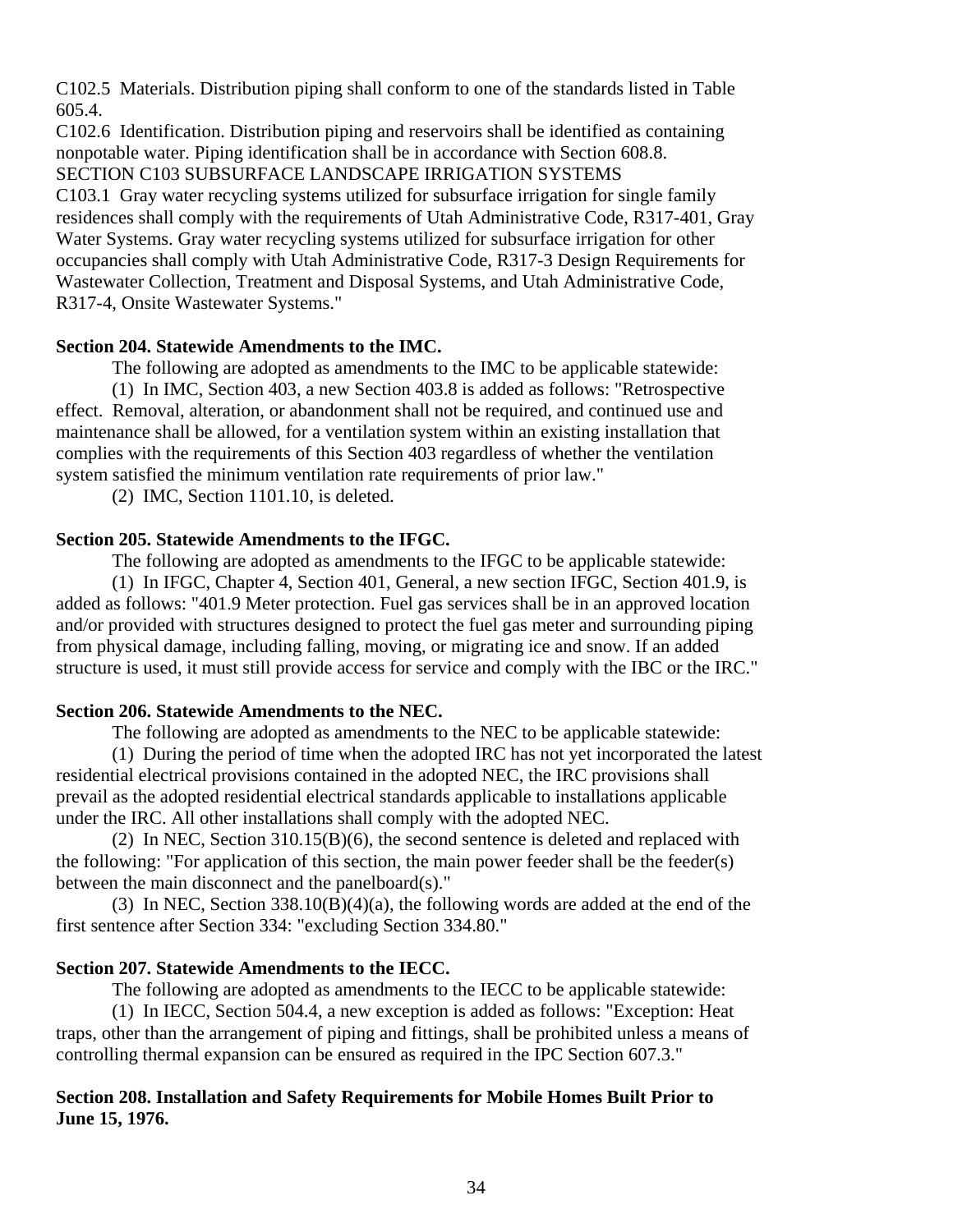C102.5 Materials. Distribution piping shall conform to one of the standards listed in Table 605.4.

C102.6 Identification. Distribution piping and reservoirs shall be identified as containing nonpotable water. Piping identification shall be in accordance with Section 608.8.

SECTION C103 SUBSURFACE LANDSCAPE IRRIGATION SYSTEMS

C103.1 Gray water recycling systems utilized for subsurface irrigation for single family residences shall comply with the requirements of Utah Administrative Code, R317-401, Gray Water Systems. Gray water recycling systems utilized for subsurface irrigation for other occupancies shall comply with Utah Administrative Code, R317-3 Design Requirements for Wastewater Collection, Treatment and Disposal Systems, and Utah Administrative Code, R317-4, Onsite Wastewater Systems."

**Section 204. Statewide Amendments to the IMC.**

The following are adopted as amendments to the IMC to be applicable statewide:

(1) In IMC, Section 403, a new Section 403.8 is added as follows: "Retrospective effect. Removal, alteration, or abandonment shall not be required, and continued use and maintenance shall be allowed, for a ventilation system within an existing installation that complies with the requirements of this Section 403 regardless of whether the ventilation system satisfied the minimum ventilation rate requirements of prior law."

(2) IMC, Section 1101.10, is deleted.

**Section 205. Statewide Amendments to the IFGC.**

The following are adopted as amendments to the IFGC to be applicable statewide:

(1) In IFGC, Chapter 4, Section 401, General, a new section IFGC, Section 401.9, is added as follows: "401.9 Meter protection. Fuel gas services shall be in an approved location and/or provided with structures designed to protect the fuel gas meter and surrounding piping from physical damage, including falling, moving, or migrating ice and snow. If an added structure is used, it must still provide access for service and comply with the IBC or the IRC."

**Section 206. Statewide Amendments to the NEC.**

The following are adopted as amendments to the NEC to be applicable statewide:

(1) During the period of time when the adopted IRC has not yet incorporated the latest residential electrical provisions contained in the adopted NEC, the IRC provisions shall prevail as the adopted residential electrical standards applicable to installations applicable under the IRC. All other installations shall comply with the adopted NEC.

(2) In NEC, Section 310.15(B)(6), the second sentence is deleted and replaced with the following: "For application of this section, the main power feeder shall be the feeder(s) between the main disconnect and the panelboard(s)."

(3) In NEC, Section 338.10(B)(4)(a), the following words are added at the end of the first sentence after Section 334: "excluding Section 334.80."

**Section 207. Statewide Amendments to the IECC.**

The following are adopted as amendments to the IECC to be applicable statewide:

(1) In IECC, Section 504.4, a new exception is added as follows: "Exception: Heat traps, other than the arrangement of piping and fittings, shall be prohibited unless a means of controlling thermal expansion can be ensured as required in the IPC Section 607.3."

**Section 208. Installation and Safety Requirements for Mobile Homes Built Prior to June 15, 1976.**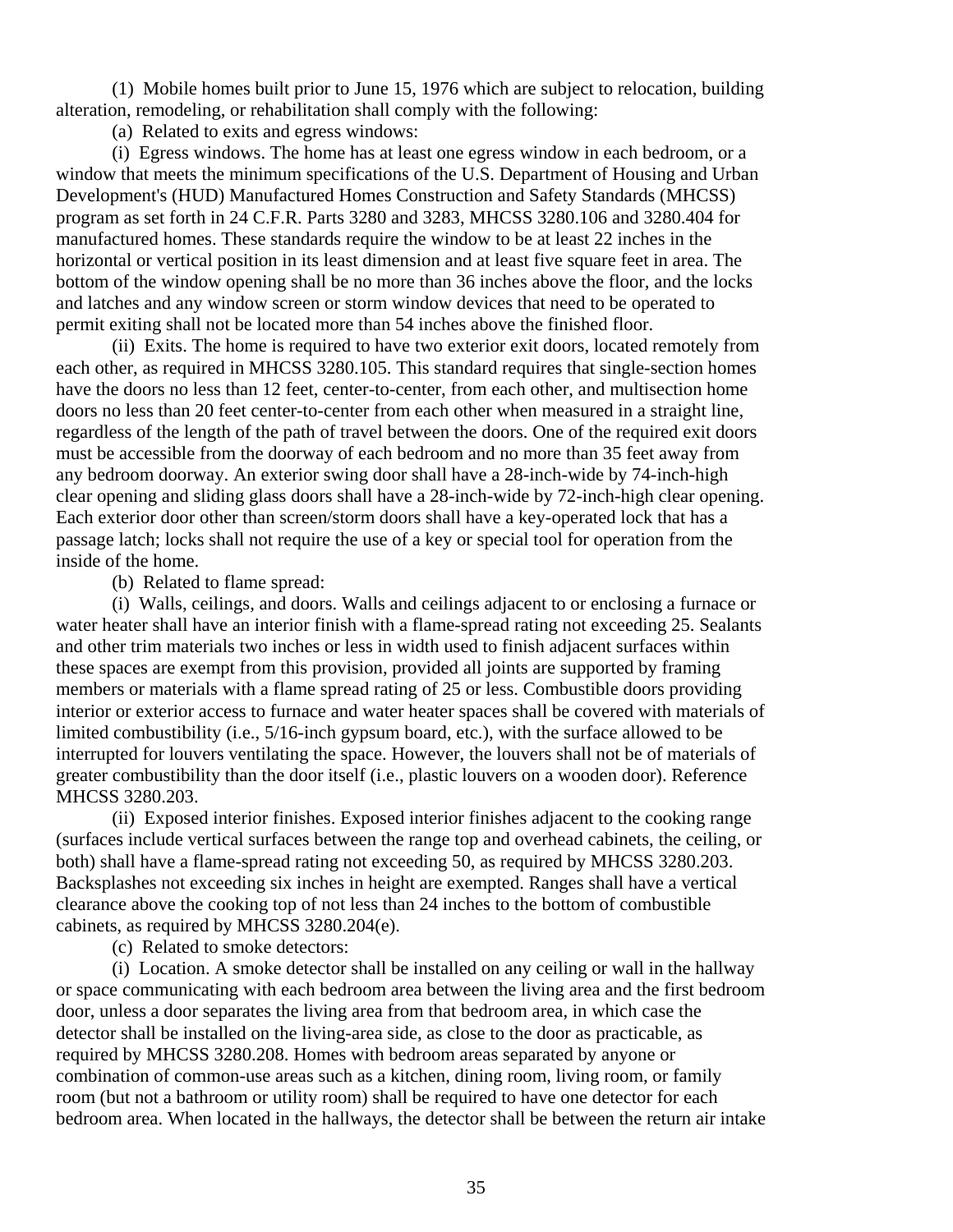(1) Mobile homes built prior to June 15, 1976 which are subject to relocation, building alteration, remodeling, or rehabilitation shall comply with the following:

(a) Related to exits and egress windows:

(i) Egress windows. The home has at least one egress window in each bedroom, or a window that meets the minimum specifications of the U.S. Department of Housing and Urban Development's (HUD) Manufactured Homes Construction and Safety Standards (MHCSS) program as set forth in 24 C.F.R. Parts 3280 and 3283, MHCSS 3280.106 and 3280.404 for manufactured homes. These standards require the window to be at least 22 inches in the horizontal or vertical position in its least dimension and at least five square feet in area. The bottom of the window opening shall be no more than 36 inches above the floor, and the locks and latches and any window screen or storm window devices that need to be operated to permit exiting shall not be located more than 54 inches above the finished floor.

(ii) Exits. The home is required to have two exterior exit doors, located remotely from each other, as required in MHCSS 3280.105. This standard requires that single-section homes have the doors no less than 12 feet, center-to-center, from each other, and multisection home doors no less than 20 feet center-to-center from each other when measured in a straight line, regardless of the length of the path of travel between the doors. One of the required exit doors must be accessible from the doorway of each bedroom and no more than 35 feet away from any bedroom doorway. An exterior swing door shall have a 28-inch-wide by 74-inch-high clear opening and sliding glass doors shall have a 28-inch-wide by 72-inch-high clear opening. Each exterior door other than screen/storm doors shall have a key-operated lock that has a passage latch; locks shall not require the use of a key or special tool for operation from the inside of the home.

(b) Related to flame spread:

(i) Walls, ceilings, and doors. Walls and ceilings adjacent to or enclosing a furnace or water heater shall have an interior finish with a flame-spread rating not exceeding 25. Sealants and other trim materials two inches or less in width used to finish adjacent surfaces within these spaces are exempt from this provision, provided all joints are supported by framing members or materials with a flame spread rating of 25 or less. Combustible doors providing interior or exterior access to furnace and water heater spaces shall be covered with materials of limited combustibility (i.e., 5/16-inch gypsum board, etc.), with the surface allowed to be interrupted for louvers ventilating the space. However, the louvers shall not be of materials of greater combustibility than the door itself (i.e., plastic louvers on a wooden door). Reference MHCSS 3280.203.

(ii) Exposed interior finishes. Exposed interior finishes adjacent to the cooking range (surfaces include vertical surfaces between the range top and overhead cabinets, the ceiling, or both) shall have a flame-spread rating not exceeding 50, as required by MHCSS 3280.203. Backsplashes not exceeding six inches in height are exempted. Ranges shall have a vertical clearance above the cooking top of not less than 24 inches to the bottom of combustible cabinets, as required by MHCSS 3280.204(e).

(c) Related to smoke detectors:

(i) Location. A smoke detector shall be installed on any ceiling or wall in the hallway or space communicating with each bedroom area between the living area and the first bedroom door, unless a door separates the living area from that bedroom area, in which case the detector shall be installed on the living-area side, as close to the door as practicable, as required by MHCSS 3280.208. Homes with bedroom areas separated by anyone or combination of common-use areas such as a kitchen, dining room, living room, or family room (but not a bathroom or utility room) shall be required to have one detector for each bedroom area. When located in the hallways, the detector shall be between the return air intake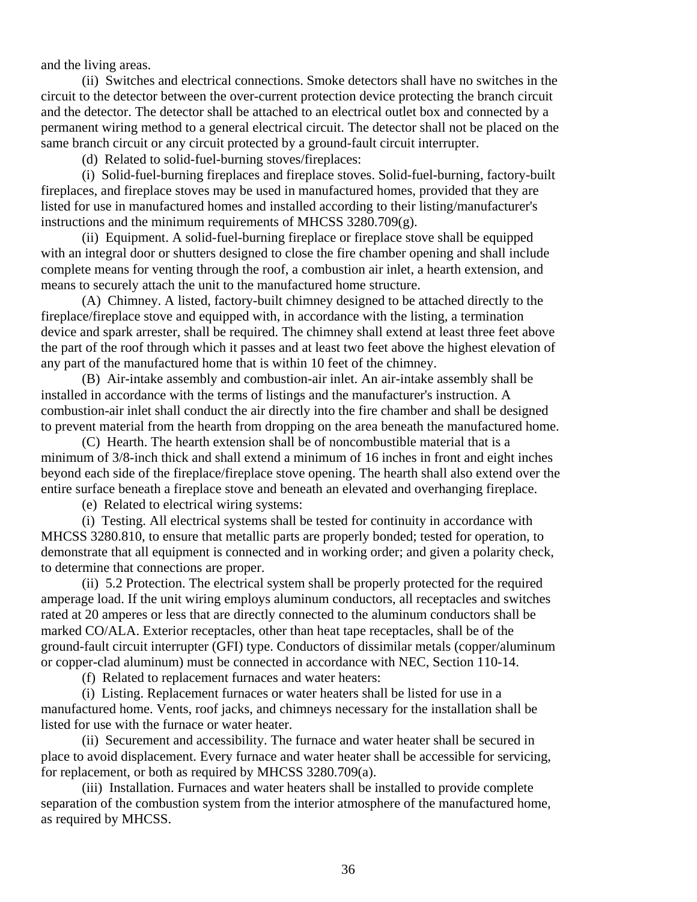and the living areas.

(ii) Switches and electrical connections. Smoke detectors shall have no switches in the circuit to the detector between the over-current protection device protecting the branch circuit and the detector. The detector shall be attached to an electrical outlet box and connected by a permanent wiring method to a general electrical circuit. The detector shall not be placed on the same branch circuit or any circuit protected by a ground-fault circuit interrupter.

(d) Related to solid-fuel-burning stoves/fireplaces:

(i) Solid-fuel-burning fireplaces and fireplace stoves. Solid-fuel-burning, factory-built fireplaces, and fireplace stoves may be used in manufactured homes, provided that they are listed for use in manufactured homes and installed according to their listing/manufacturer's instructions and the minimum requirements of MHCSS 3280.709(g).

(ii) Equipment. A solid-fuel-burning fireplace or fireplace stove shall be equipped with an integral door or shutters designed to close the fire chamber opening and shall include complete means for venting through the roof, a combustion air inlet, a hearth extension, and means to securely attach the unit to the manufactured home structure.

(A) Chimney. A listed, factory-built chimney designed to be attached directly to the fireplace/fireplace stove and equipped with, in accordance with the listing, a termination device and spark arrester, shall be required. The chimney shall extend at least three feet above the part of the roof through which it passes and at least two feet above the highest elevation of any part of the manufactured home that is within 10 feet of the chimney.

(B) Air-intake assembly and combustion-air inlet. An air-intake assembly shall be installed in accordance with the terms of listings and the manufacturer's instruction. A combustion-air inlet shall conduct the air directly into the fire chamber and shall be designed to prevent material from the hearth from dropping on the area beneath the manufactured home.

(C) Hearth. The hearth extension shall be of noncombustible material that is a minimum of 3/8-inch thick and shall extend a minimum of 16 inches in front and eight inches beyond each side of the fireplace/fireplace stove opening. The hearth shall also extend over the entire surface beneath a fireplace stove and beneath an elevated and overhanging fireplace.

(e) Related to electrical wiring systems:

(i) Testing. All electrical systems shall be tested for continuity in accordance with MHCSS 3280.810, to ensure that metallic parts are properly bonded; tested for operation, to demonstrate that all equipment is connected and in working order; and given a polarity check, to determine that connections are proper.

(ii) 5.2 Protection. The electrical system shall be properly protected for the required amperage load. If the unit wiring employs aluminum conductors, all receptacles and switches rated at 20 amperes or less that are directly connected to the aluminum conductors shall be marked CO/ALA. Exterior receptacles, other than heat tape receptacles, shall be of the ground-fault circuit interrupter (GFI) type. Conductors of dissimilar metals (copper/aluminum or copper-clad aluminum) must be connected in accordance with NEC, Section 110-14.

(f) Related to replacement furnaces and water heaters:

(i) Listing. Replacement furnaces or water heaters shall be listed for use in a manufactured home. Vents, roof jacks, and chimneys necessary for the installation shall be listed for use with the furnace or water heater.

(ii) Securement and accessibility. The furnace and water heater shall be secured in place to avoid displacement. Every furnace and water heater shall be accessible for servicing, for replacement, or both as required by MHCSS 3280.709(a).

(iii) Installation. Furnaces and water heaters shall be installed to provide complete separation of the combustion system from the interior atmosphere of the manufactured home, as required by MHCSS.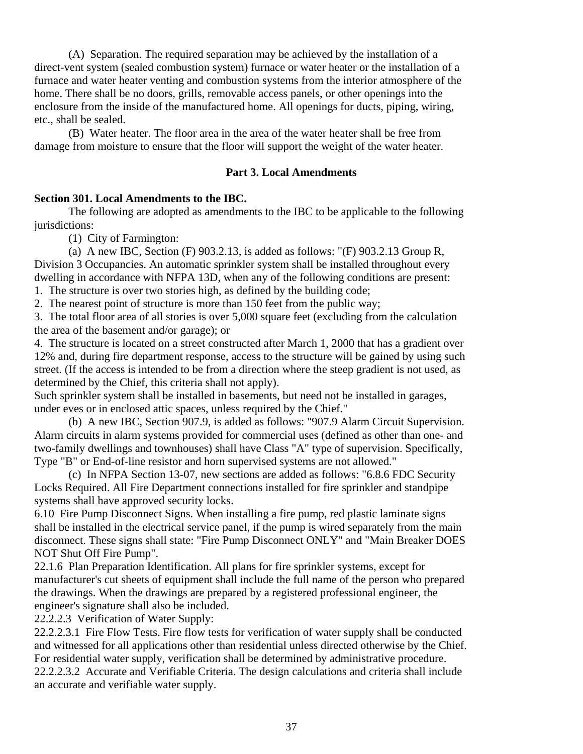(A) Separation. The required separation may be achieved by the installation of a direct-vent system (sealed combustion system) furnace or water heater or the installation of a furnace and water heater venting and combustion systems from the interior atmosphere of the home. There shall be no doors, grills, removable access panels, or other openings into the enclosure from the inside of the manufactured home. All openings for ducts, piping, wiring, etc., shall be sealed.

(B) Water heater. The floor area in the area of the water heater shall be free from damage from moisture to ensure that the floor will support the weight of the water heater.

## Part 3. Local Amendments

**Section 301. Local Amendments to the IBC.**

The following are adopted as amendments to the IBC to be applicable to the following jurisdictions:

(1) City of Farmington:

(a) A new IBC, Section (F) 903.2.13, is added as follows: "(F) 903.2.13 Group R, Division 3 Occupancies. An automatic sprinkler system shall be installed throughout every dwelling in accordance with NFPA 13D, when any of the following conditions are present:

1. The structure is over two stories high, as defined by the building code;
2. The nearest point of structure is more than 150 feet from the public way;
3. The total floor area of all stories is over 5,000 square feet (excluding from the calculation the area of the basement and/or garage); or
4. The structure is located on a street constructed after March 1, 2000 that has a gradient over 12% and, during fire department response, access to the structure will be gained by using such street. (If the access is intended to be from a direction where the steep gradient is not used, as determined by the Chief, this criteria shall not apply).

Such sprinkler system shall be installed in basements, but need not be installed in garages, under eves or in enclosed attic spaces, unless required by the Chief."

(b) A new IBC, Section 907.9, is added as follows: "907.9 Alarm Circuit Supervision. Alarm circuits in alarm systems provided for commercial uses (defined as other than one- and two-family dwellings and townhouses) shall have Class "A" type of supervision. Specifically, Type "B" or End-of-line resistor and horn supervised systems are not allowed."

(c) In NFPA Section 13-07, new sections are added as follows: "6.8.6 FDC Security Locks Required. All Fire Department connections installed for fire sprinkler and standpipe systems shall have approved security locks.

6.10 Fire Pump Disconnect Signs. When installing a fire pump, red plastic laminate signs shall be installed in the electrical service panel, if the pump is wired separately from the main disconnect. These signs shall state: "Fire Pump Disconnect ONLY" and "Main Breaker DOES NOT Shut Off Fire Pump".

22.1.6 Plan Preparation Identification. All plans for fire sprinkler systems, except for manufacturer's cut sheets of equipment shall include the full name of the person who prepared the drawings. When the drawings are prepared by a registered professional engineer, the engineer's signature shall also be included.

22.2.2.3 Verification of Water Supply:

22.2.2.3.1 Fire Flow Tests. Fire flow tests for verification of water supply shall be conducted and witnessed for all applications other than residential unless directed otherwise by the Chief. For residential water supply, verification shall be determined by administrative procedure.

22.2.2.3.2 Accurate and Verifiable Criteria. The design calculations and criteria shall include an accurate and verifiable water supply.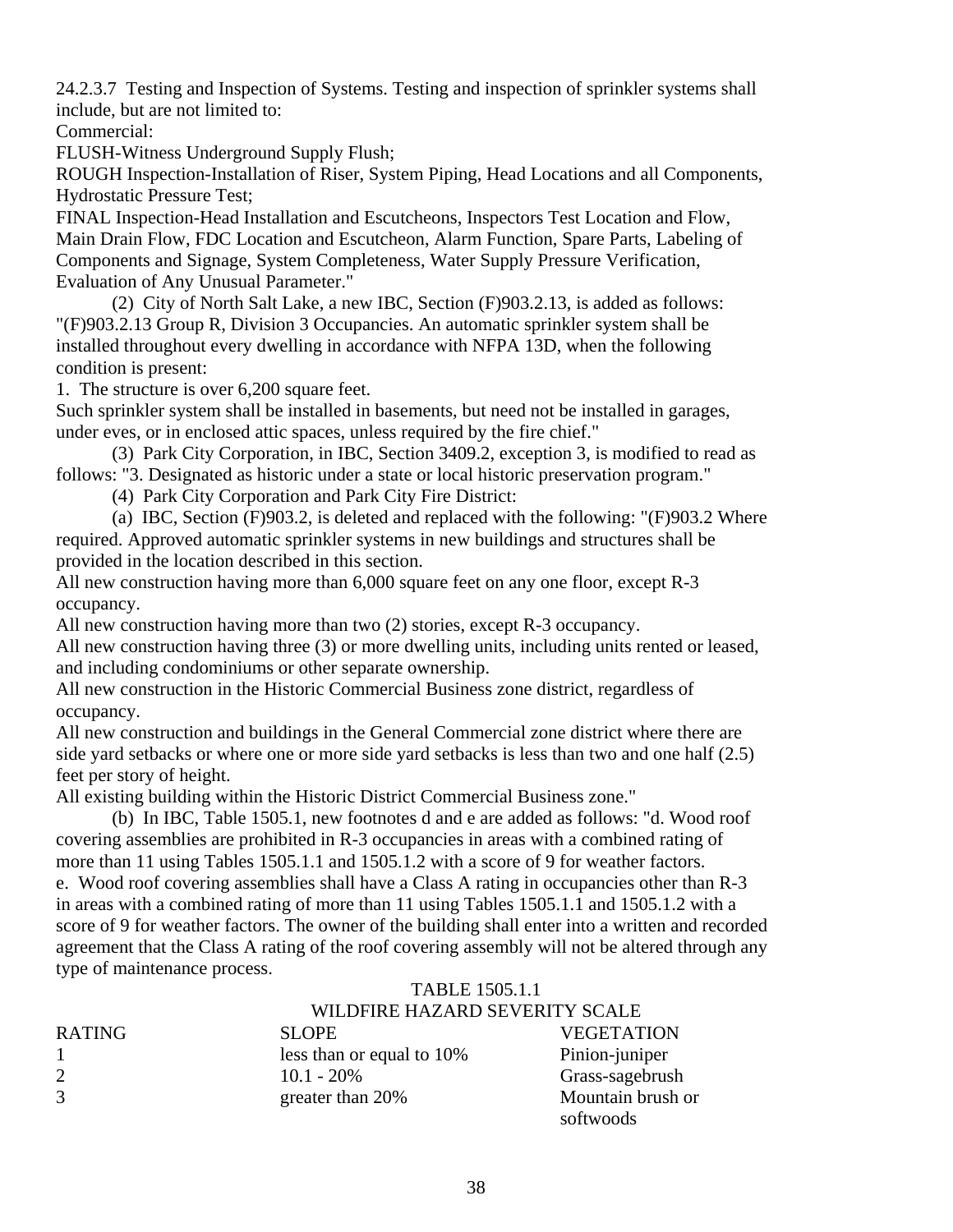24.2.3.7 Testing and Inspection of Systems. Testing and inspection of sprinkler systems shall include, but are not limited to:

Commercial:

FLUSH-Witness Underground Supply Flush;

ROUGH Inspection-Installation of Riser, System Piping, Head Locations and all Components, Hydrostatic Pressure Test;

FINAL Inspection-Head Installation and Escutcheons, Inspectors Test Location and Flow, Main Drain Flow, FDC Location and Escutcheon, Alarm Function, Spare Parts, Labeling of Components and Signage, System Completeness, Water Supply Pressure Verification, Evaluation of Any Unusual Parameter."

(2) City of North Salt Lake, a new IBC, Section (F)903.2.13, is added as follows: "(F)903.2.13 Group R, Division 3 Occupancies. An automatic sprinkler system shall be installed throughout every dwelling in accordance with NFPA 13D, when the following condition is present:

1. The structure is over 6,200 square feet.

Such sprinkler system shall be installed in basements, but need not be installed in garages, under eves, or in enclosed attic spaces, unless required by the fire chief."

(3) Park City Corporation, in IBC, Section 3409.2, exception 3, is modified to read as follows: "3. Designated as historic under a state or local historic preservation program."

(4) Park City Corporation and Park City Fire District:

(a) IBC, Section (F)903.2, is deleted and replaced with the following: "(F)903.2 Where required. Approved automatic sprinkler systems in new buildings and structures shall be provided in the location described in this section.

All new construction having more than 6,000 square feet on any one floor, except R-3 occupancy.

All new construction having more than two (2) stories, except R-3 occupancy.

All new construction having three (3) or more dwelling units, including units rented or leased, and including condominiums or other separate ownership.

All new construction in the Historic Commercial Business zone district, regardless of occupancy.

All new construction and buildings in the General Commercial zone district where there are side yard setbacks or where one or more side yard setbacks is less than two and one half (2.5) feet per story of height.

All existing building within the Historic District Commercial Business zone."

(b) In IBC, Table 1505.1, new footnotes d and e are added as follows: "d. Wood roof covering assemblies are prohibited in R-3 occupancies in areas with a combined rating of more than 11 using Tables 1505.1.1 and 1505.1.2 with a score of 9 for weather factors.

e. Wood roof covering assemblies shall have a Class A rating in occupancies other than R-3 in areas with a combined rating of more than 11 using Tables 1505.1.1 and 1505.1.2 with a score of 9 for weather factors. The owner of the building shall enter into a written and recorded agreement that the Class A rating of the roof covering assembly will not be altered through any type of maintenance process.

TABLE 1505.1.1
WILDFIRE HAZARD SEVERITY SCALE

| RATING | SLOPE | VEGETATION |
|---|---|---|
| 1 | less than or equal to 10% | Pinion-juniper |
| 2 | 10.1 - 20% | Grass-sagebrush |
| 3 | greater than 20% | Mountain brush or softwoods |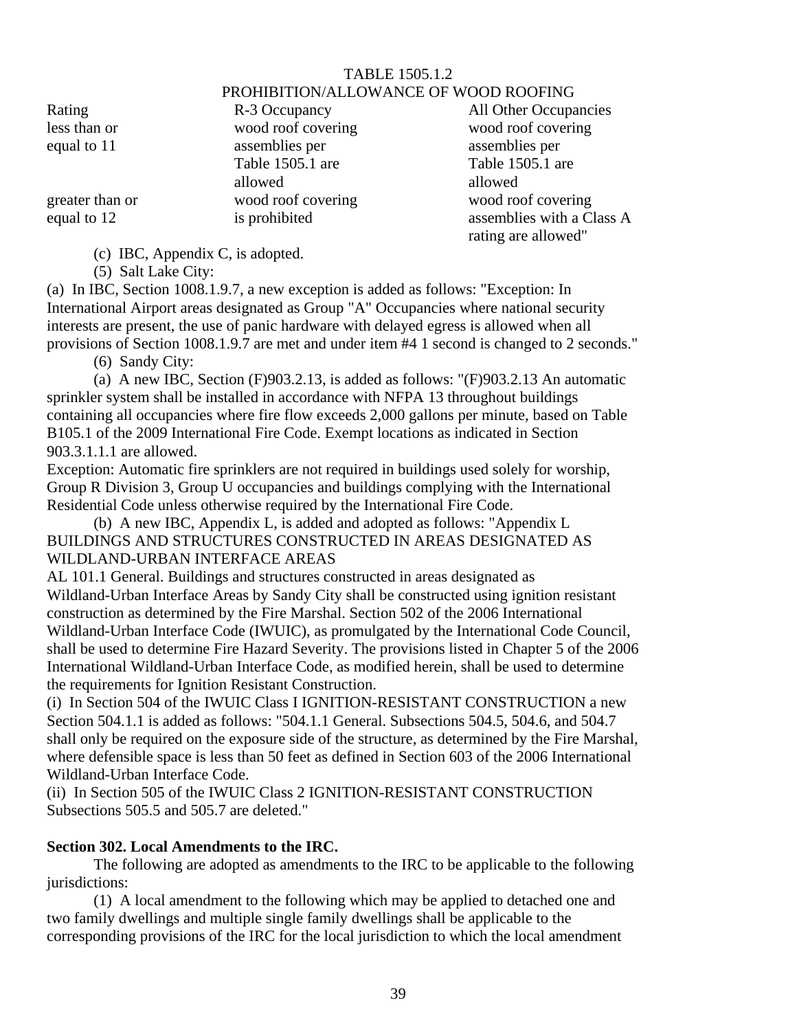TABLE 1505.1.2
PROHIBITION/ALLOWANCE OF WOOD ROOFING

| Rating | R-3 Occupancy | All Other Occupancies |
| --- | --- | --- |
| less than or equal to 11 | wood roof covering assemblies per Table 1505.1 are allowed | wood roof covering assemblies per Table 1505.1 are allowed |
| greater than or equal to 12 | wood roof covering is prohibited | wood roof covering assemblies with a Class A rating are allowed" |

(c) IBC, Appendix C, is adopted.

(5) Salt Lake City:

(a) In IBC, Section 1008.1.9.7, a new exception is added as follows: "Exception: In International Airport areas designated as Group "A" Occupancies where national security interests are present, the use of panic hardware with delayed egress is allowed when all provisions of Section 1008.1.9.7 are met and under item #4 1 second is changed to 2 seconds."

(6) Sandy City:

(a) A new IBC, Section (F)903.2.13, is added as follows: "(F)903.2.13 An automatic sprinkler system shall be installed in accordance with NFPA 13 throughout buildings containing all occupancies where fire flow exceeds 2,000 gallons per minute, based on Table B105.1 of the 2009 International Fire Code. Exempt locations as indicated in Section 903.3.1.1.1 are allowed.

Exception: Automatic fire sprinklers are not required in buildings used solely for worship, Group R Division 3, Group U occupancies and buildings complying with the International Residential Code unless otherwise required by the International Fire Code.

(b) A new IBC, Appendix L, is added and adopted as follows: "Appendix L BUILDINGS AND STRUCTURES CONSTRUCTED IN AREAS DESIGNATED AS WILDLAND-URBAN INTERFACE AREAS

AL 101.1 General. Buildings and structures constructed in areas designated as Wildland-Urban Interface Areas by Sandy City shall be constructed using ignition resistant construction as determined by the Fire Marshal. Section 502 of the 2006 International Wildland-Urban Interface Code (IWUIC), as promulgated by the International Code Council, shall be used to determine Fire Hazard Severity. The provisions listed in Chapter 5 of the 2006 International Wildland-Urban Interface Code, as modified herein, shall be used to determine the requirements for Ignition Resistant Construction.

(i) In Section 504 of the IWUIC Class I IGNITION-RESISTANT CONSTRUCTION a new Section 504.1.1 is added as follows: "504.1.1 General. Subsections 504.5, 504.6, and 504.7 shall only be required on the exposure side of the structure, as determined by the Fire Marshal, where defensible space is less than 50 feet as defined in Section 603 of the 2006 International Wildland-Urban Interface Code.

(ii) In Section 505 of the IWUIC Class 2 IGNITION-RESISTANT CONSTRUCTION Subsections 505.5 and 505.7 are deleted."

**Section 302. Local Amendments to the IRC.**

The following are adopted as amendments to the IRC to be applicable to the following jurisdictions:

(1) A local amendment to the following which may be applied to detached one and two family dwellings and multiple single family dwellings shall be applicable to the corresponding provisions of the IRC for the local jurisdiction to which the local amendment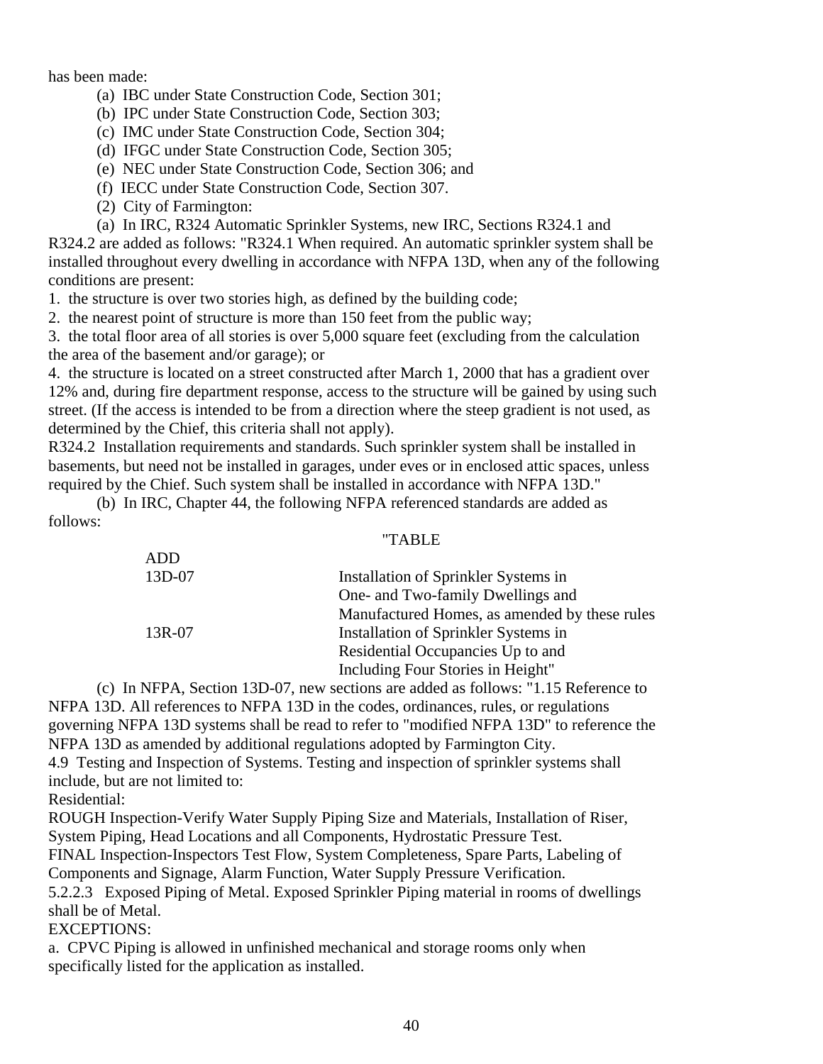has been made:

(a) IBC under State Construction Code, Section 301;

(b) IPC under State Construction Code, Section 303;

(c) IMC under State Construction Code, Section 304;

(d) IFGC under State Construction Code, Section 305;

(e) NEC under State Construction Code, Section 306; and

(f) IECC under State Construction Code, Section 307.

(2) City of Farmington:

(a) In IRC, R324 Automatic Sprinkler Systems, new IRC, Sections R324.1 and R324.2 are added as follows: "R324.1 When required. An automatic sprinkler system shall be installed throughout every dwelling in accordance with NFPA 13D, when any of the following conditions are present:

1. the structure is over two stories high, as defined by the building code;
2. the nearest point of structure is more than 150 feet from the public way;
3. the total floor area of all stories is over 5,000 square feet (excluding from the calculation the area of the basement and/or garage); or
4. the structure is located on a street constructed after March 1, 2000 that has a gradient over 12% and, during fire department response, access to the structure will be gained by using such street. (If the access is intended to be from a direction where the steep gradient is not used, as determined by the Chief, this criteria shall not apply).

R324.2 Installation requirements and standards. Such sprinkler system shall be installed in basements, but need not be installed in garages, under eves or in enclosed attic spaces, unless required by the Chief. Such system shall be installed in accordance with NFPA 13D."

(b) In IRC, Chapter 44, the following NFPA referenced standards are added as follows:

"TABLE

| ADD | |
|---|---|
| 13D-07 | Installation of Sprinkler Systems in One- and Two-family Dwellings and Manufactured Homes, as amended by these rules |
| 13R-07 | Installation of Sprinkler Systems in Residential Occupancies Up to and Including Four Stories in Height" |

(c) In NFPA, Section 13D-07, new sections are added as follows: "1.15 Reference to NFPA 13D. All references to NFPA 13D in the codes, ordinances, rules, or regulations governing NFPA 13D systems shall be read to refer to "modified NFPA 13D" to reference the NFPA 13D as amended by additional regulations adopted by Farmington City.

4.9 Testing and Inspection of Systems. Testing and inspection of sprinkler systems shall include, but are not limited to:

Residential:

ROUGH Inspection-Verify Water Supply Piping Size and Materials, Installation of Riser, System Piping, Head Locations and all Components, Hydrostatic Pressure Test.

FINAL Inspection-Inspectors Test Flow, System Completeness, Spare Parts, Labeling of Components and Signage, Alarm Function, Water Supply Pressure Verification.

5.2.2.3 Exposed Piping of Metal. Exposed Sprinkler Piping material in rooms of dwellings shall be of Metal.

EXCEPTIONS:

a. CPVC Piping is allowed in unfinished mechanical and storage rooms only when specifically listed for the application as installed.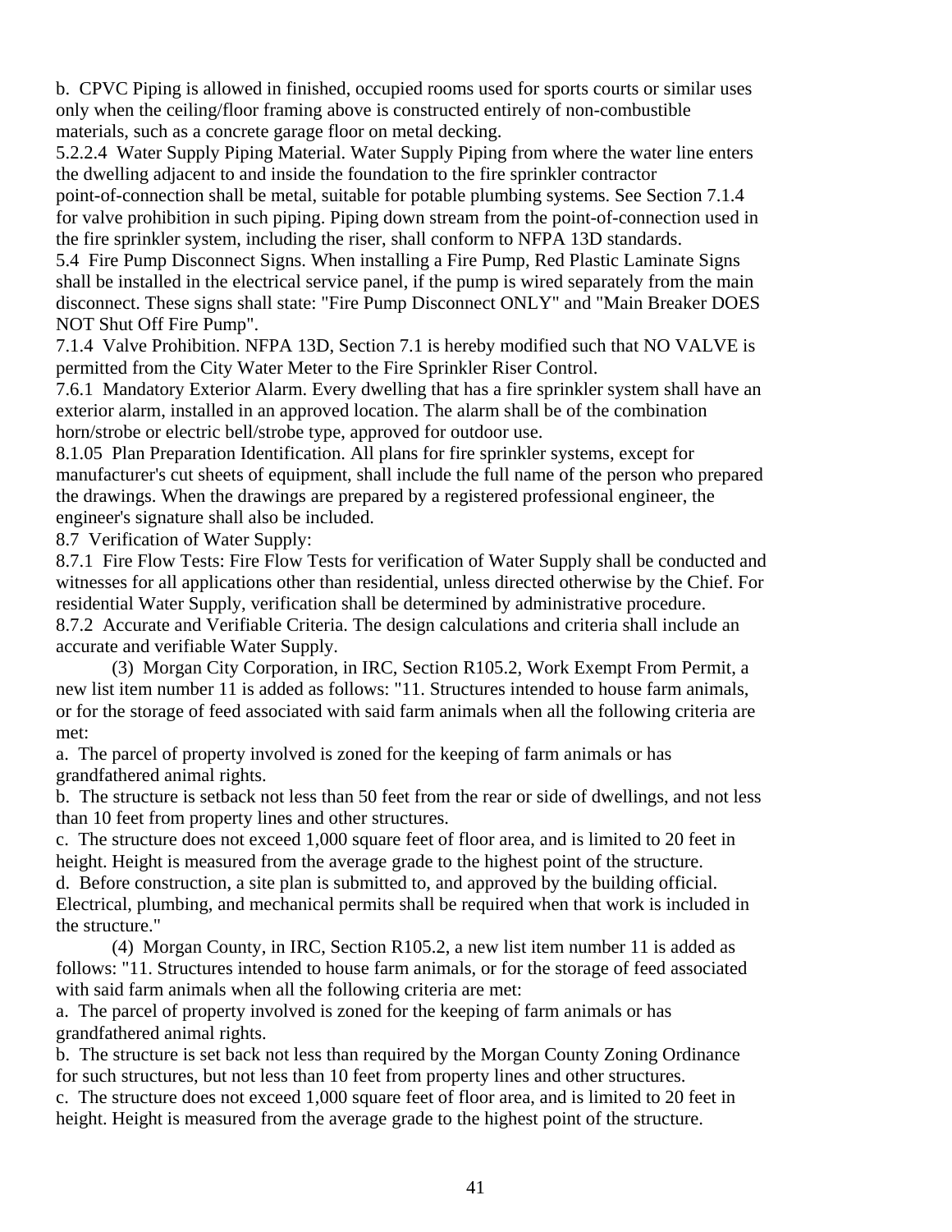b. CPVC Piping is allowed in finished, occupied rooms used for sports courts or similar uses only when the ceiling/floor framing above is constructed entirely of non-combustible materials, such as a concrete garage floor on metal decking.

5.2.2.4 Water Supply Piping Material. Water Supply Piping from where the water line enters the dwelling adjacent to and inside the foundation to the fire sprinkler contractor point-of-connection shall be metal, suitable for potable plumbing systems. See Section 7.1.4 for valve prohibition in such piping. Piping down stream from the point-of-connection used in the fire sprinkler system, including the riser, shall conform to NFPA 13D standards.

5.4 Fire Pump Disconnect Signs. When installing a Fire Pump, Red Plastic Laminate Signs shall be installed in the electrical service panel, if the pump is wired separately from the main disconnect. These signs shall state: "Fire Pump Disconnect ONLY" and "Main Breaker DOES NOT Shut Off Fire Pump".

7.1.4 Valve Prohibition. NFPA 13D, Section 7.1 is hereby modified such that NO VALVE is permitted from the City Water Meter to the Fire Sprinkler Riser Control.

7.6.1 Mandatory Exterior Alarm. Every dwelling that has a fire sprinkler system shall have an exterior alarm, installed in an approved location. The alarm shall be of the combination horn/strobe or electric bell/strobe type, approved for outdoor use.

8.1.05 Plan Preparation Identification. All plans for fire sprinkler systems, except for manufacturer's cut sheets of equipment, shall include the full name of the person who prepared the drawings. When the drawings are prepared by a registered professional engineer, the engineer's signature shall also be included.

8.7 Verification of Water Supply:

8.7.1 Fire Flow Tests: Fire Flow Tests for verification of Water Supply shall be conducted and witnesses for all applications other than residential, unless directed otherwise by the Chief. For residential Water Supply, verification shall be determined by administrative procedure.

8.7.2 Accurate and Verifiable Criteria. The design calculations and criteria shall include an accurate and verifiable Water Supply.

(3) Morgan City Corporation, in IRC, Section R105.2, Work Exempt From Permit, a new list item number 11 is added as follows: "11. Structures intended to house farm animals, or for the storage of feed associated with said farm animals when all the following criteria are met:

a. The parcel of property involved is zoned for the keeping of farm animals or has grandfathered animal rights.

b. The structure is setback not less than 50 feet from the rear or side of dwellings, and not less than 10 feet from property lines and other structures.

c. The structure does not exceed 1,000 square feet of floor area, and is limited to 20 feet in height. Height is measured from the average grade to the highest point of the structure.

d. Before construction, a site plan is submitted to, and approved by the building official. Electrical, plumbing, and mechanical permits shall be required when that work is included in the structure."

(4) Morgan County, in IRC, Section R105.2, a new list item number 11 is added as follows: "11. Structures intended to house farm animals, or for the storage of feed associated with said farm animals when all the following criteria are met:

a. The parcel of property involved is zoned for the keeping of farm animals or has grandfathered animal rights.

b. The structure is set back not less than required by the Morgan County Zoning Ordinance for such structures, but not less than 10 feet from property lines and other structures.

c. The structure does not exceed 1,000 square feet of floor area, and is limited to 20 feet in height. Height is measured from the average grade to the highest point of the structure.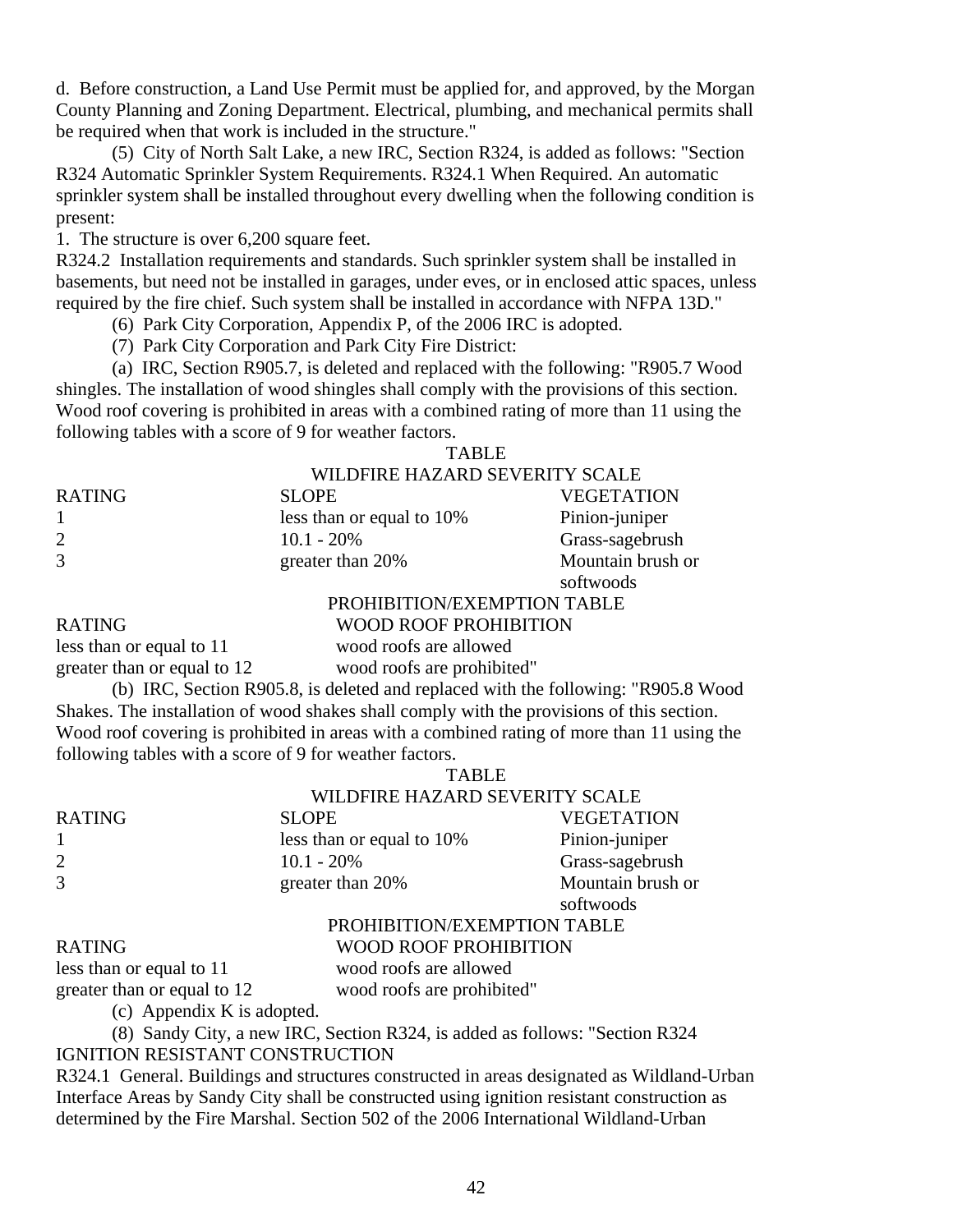d. Before construction, a Land Use Permit must be applied for, and approved, by the Morgan County Planning and Zoning Department. Electrical, plumbing, and mechanical permits shall be required when that work is included in the structure."

(5) City of North Salt Lake, a new IRC, Section R324, is added as follows: "Section R324 Automatic Sprinkler System Requirements. R324.1 When Required. An automatic sprinkler system shall be installed throughout every dwelling when the following condition is present:

1. The structure is over 6,200 square feet.

R324.2 Installation requirements and standards. Such sprinkler system shall be installed in basements, but need not be installed in garages, under eves, or in enclosed attic spaces, unless required by the fire chief. Such system shall be installed in accordance with NFPA 13D."

(6) Park City Corporation, Appendix P, of the 2006 IRC is adopted.

(7) Park City Corporation and Park City Fire District:

(a) IRC, Section R905.7, is deleted and replaced with the following: "R905.7 Wood shingles. The installation of wood shingles shall comply with the provisions of this section. Wood roof covering is prohibited in areas with a combined rating of more than 11 using the following tables with a score of 9 for weather factors.

TABLE
WILDFIRE HAZARD SEVERITY SCALE

| RATING | SLOPE | VEGETATION |
|---|---|---|
| 1 | less than or equal to 10% | Pinion-juniper |
| 2 | 10.1 - 20% | Grass-sagebrush |
| 3 | greater than 20% | Mountain brush or softwoods |

PROHIBITION/EXEMPTION TABLE

| RATING | WOOD ROOF PROHIBITION |
|---|---|
| less than or equal to 11 | wood roofs are allowed |
| greater than or equal to 12 | wood roofs are prohibited" |

(b) IRC, Section R905.8, is deleted and replaced with the following: "R905.8 Wood Shakes. The installation of wood shakes shall comply with the provisions of this section. Wood roof covering is prohibited in areas with a combined rating of more than 11 using the following tables with a score of 9 for weather factors.

TABLE
WILDFIRE HAZARD SEVERITY SCALE

| RATING | SLOPE | VEGETATION |
|---|---|---|
| 1 | less than or equal to 10% | Pinion-juniper |
| 2 | 10.1 - 20% | Grass-sagebrush |
| 3 | greater than 20% | Mountain brush or softwoods |

PROHIBITION/EXEMPTION TABLE

| RATING | WOOD ROOF PROHIBITION |
|---|---|
| less than or equal to 11 | wood roofs are allowed |
| greater than or equal to 12 | wood roofs are prohibited" |

(c) Appendix K is adopted.

(8) Sandy City, a new IRC, Section R324, is added as follows: "Section R324 IGNITION RESISTANT CONSTRUCTION

R324.1 General. Buildings and structures constructed in areas designated as Wildland-Urban Interface Areas by Sandy City shall be constructed using ignition resistant construction as determined by the Fire Marshal. Section 502 of the 2006 International Wildland-Urban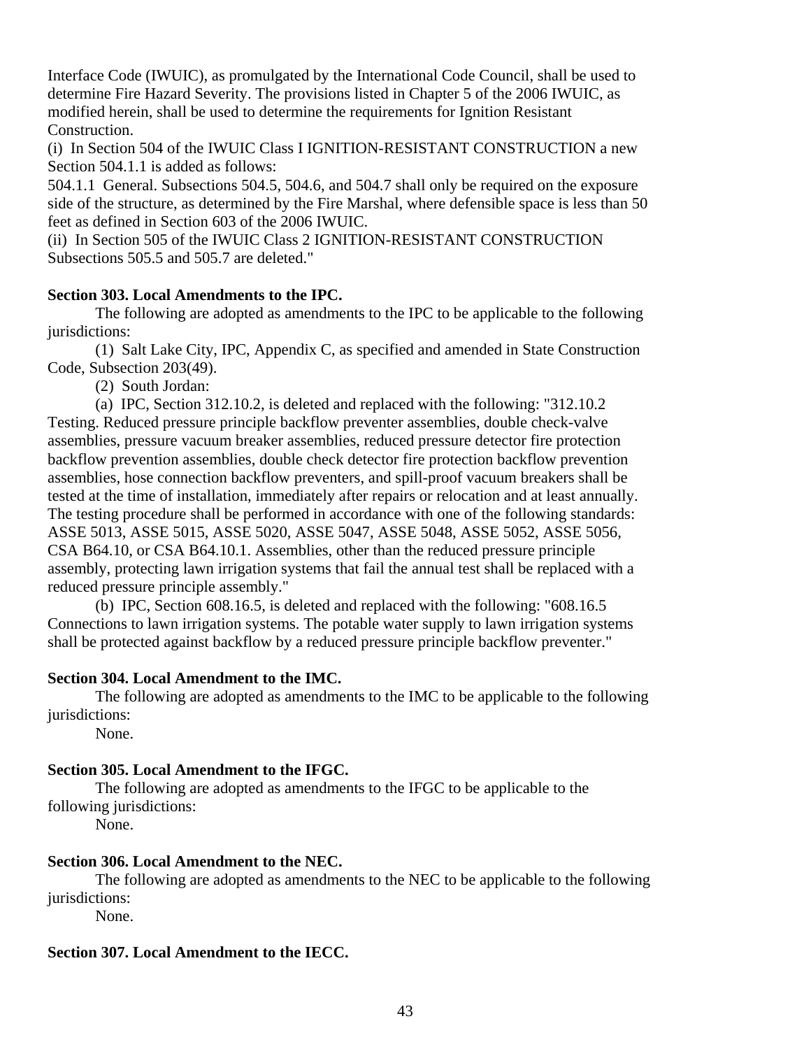Interface Code (IWUIC), as promulgated by the International Code Council, shall be used to determine Fire Hazard Severity. The provisions listed in Chapter 5 of the 2006 IWUIC, as modified herein, shall be used to determine the requirements for Ignition Resistant Construction.

(i) In Section 504 of the IWUIC Class I IGNITION-RESISTANT CONSTRUCTION a new Section 504.1.1 is added as follows:

504.1.1 General. Subsections 504.5, 504.6, and 504.7 shall only be required on the exposure side of the structure, as determined by the Fire Marshal, where defensible space is less than 50 feet as defined in Section 603 of the 2006 IWUIC.

(ii) In Section 505 of the IWUIC Class 2 IGNITION-RESISTANT CONSTRUCTION Subsections 505.5 and 505.7 are deleted."

**Section 303. Local Amendments to the IPC.**

The following are adopted as amendments to the IPC to be applicable to the following jurisdictions:

(1) Salt Lake City, IPC, Appendix C, as specified and amended in State Construction Code, Subsection 203(49).

(2) South Jordan:

(a) IPC, Section 312.10.2, is deleted and replaced with the following: "312.10.2 Testing. Reduced pressure principle backflow preventer assemblies, double check-valve assemblies, pressure vacuum breaker assemblies, reduced pressure detector fire protection backflow prevention assemblies, double check detector fire protection backflow prevention assemblies, hose connection backflow preventers, and spill-proof vacuum breakers shall be tested at the time of installation, immediately after repairs or relocation and at least annually. The testing procedure shall be performed in accordance with one of the following standards: ASSE 5013, ASSE 5015, ASSE 5020, ASSE 5047, ASSE 5048, ASSE 5052, ASSE 5056, CSA B64.10, or CSA B64.10.1. Assemblies, other than the reduced pressure principle assembly, protecting lawn irrigation systems that fail the annual test shall be replaced with a reduced pressure principle assembly."

(b) IPC, Section 608.16.5, is deleted and replaced with the following: "608.16.5 Connections to lawn irrigation systems. The potable water supply to lawn irrigation systems shall be protected against backflow by a reduced pressure principle backflow preventer."

**Section 304. Local Amendment to the IMC.**

The following are adopted as amendments to the IMC to be applicable to the following jurisdictions:

None.

**Section 305. Local Amendment to the IFGC.**

The following are adopted as amendments to the IFGC to be applicable to the following jurisdictions:

None.

**Section 306. Local Amendment to the NEC.**

The following are adopted as amendments to the NEC to be applicable to the following jurisdictions:

None.

**Section 307. Local Amendment to the IECC.**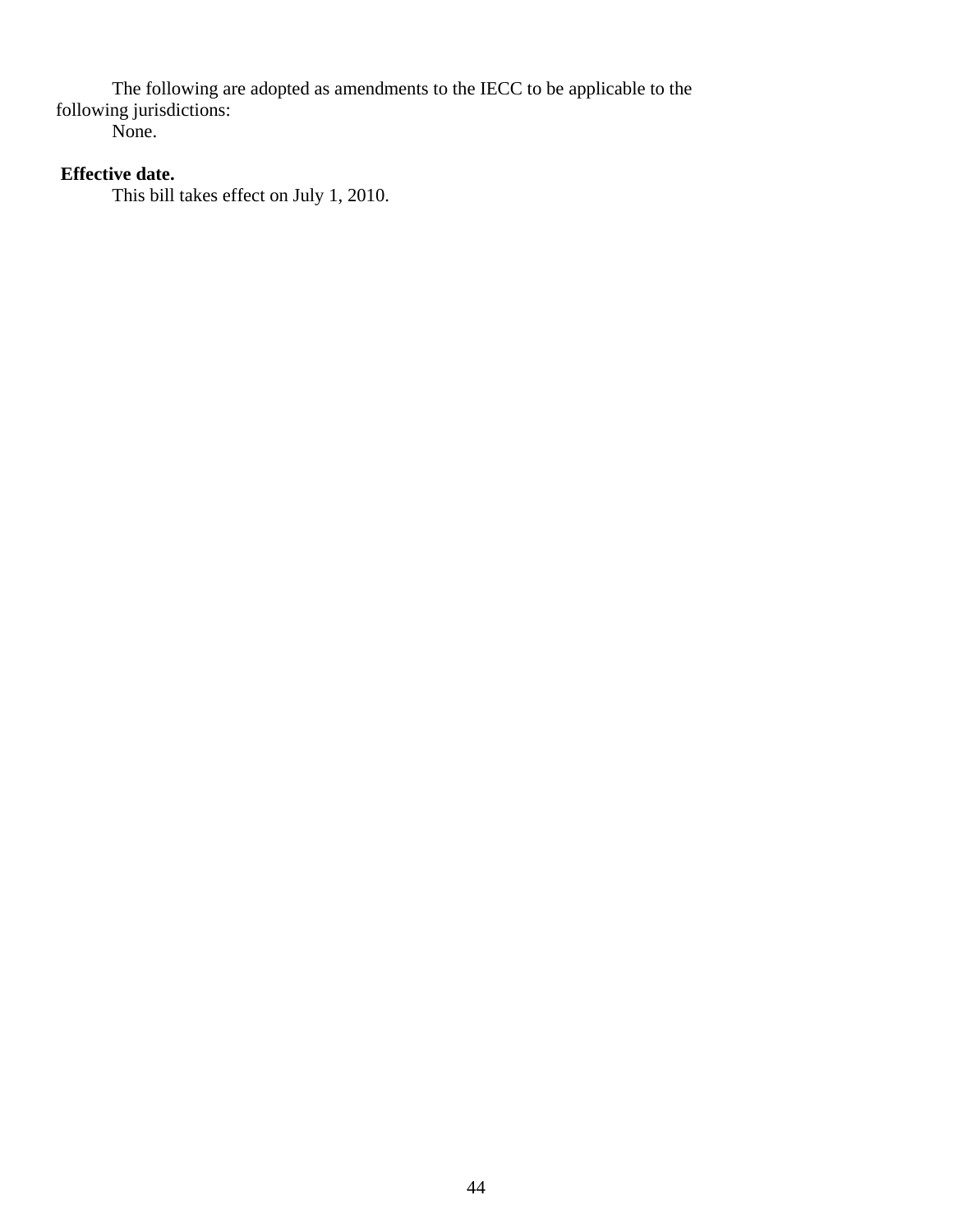The following are adopted as amendments to the IECC to be applicable to the following jurisdictions:

None.

**Effective date.**

This bill takes effect on July 1, 2010.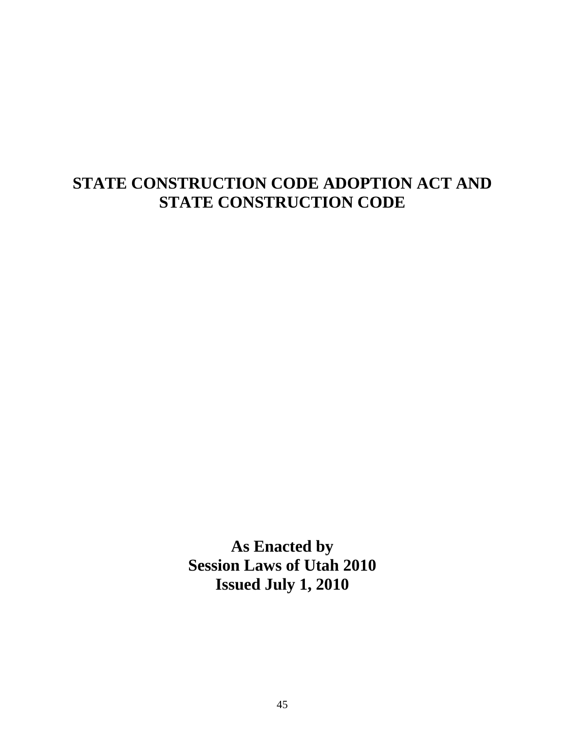# STATE CONSTRUCTION CODE ADOPTION ACT AND STATE CONSTRUCTION CODE

**As Enacted by**
**Session Laws of Utah 2010**
**Issued July 1, 2010**